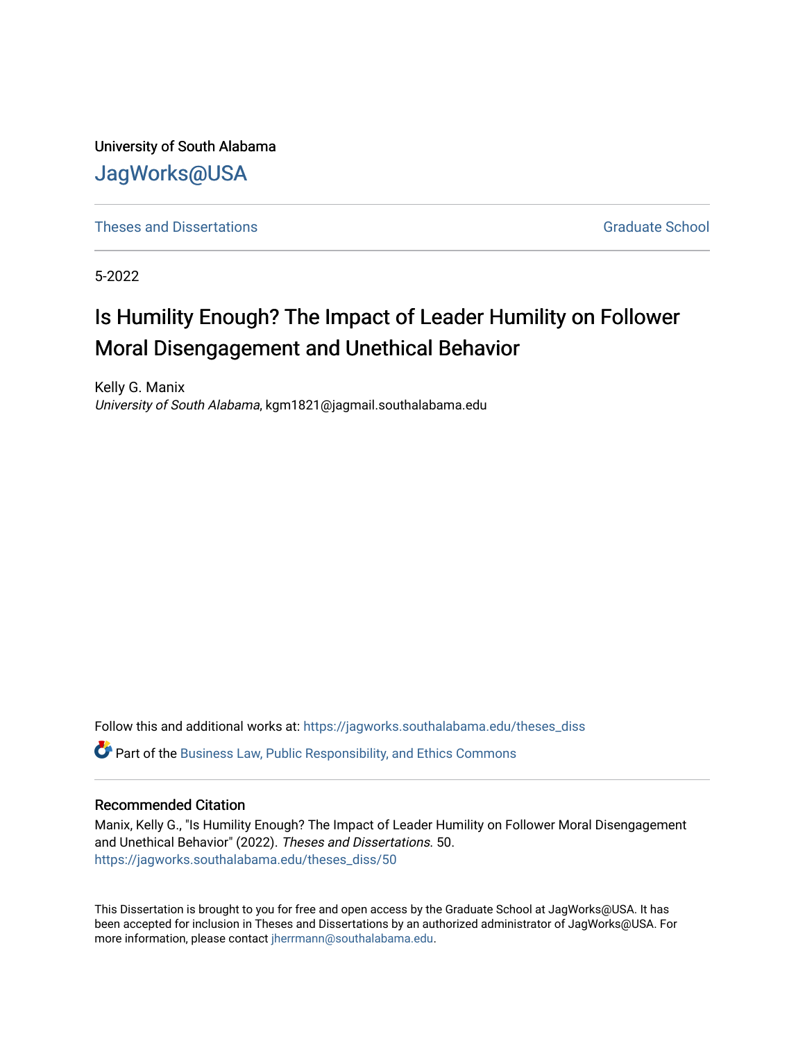University of South Alabama

JagWorks@USA

Theses and Dissertations

Graduate School

5-2022

# Is Humility Enough? The Impact of Leader Humility on Follower Moral Disengagement and Unethical Behavior

Kelly G. Manix
*University of South Alabama*, kgm1821@jagmail.southalabama.edu

Follow this and additional works at: https://jagworks.southalabama.edu/theses_diss

Part of the Business Law, Public Responsibility, and Ethics Commons

## Recommended Citation

Manix, Kelly G., "Is Humility Enough? The Impact of Leader Humility on Follower Moral Disengagement and Unethical Behavior" (2022). *Theses and Dissertations.* 50.
https://jagworks.southalabama.edu/theses_diss/50

This Dissertation is brought to you for free and open access by the Graduate School at JagWorks@USA. It has been accepted for inclusion in Theses and Dissertations by an authorized administrator of JagWorks@USA. For more information, please contact jherrmann@southalabama.edu.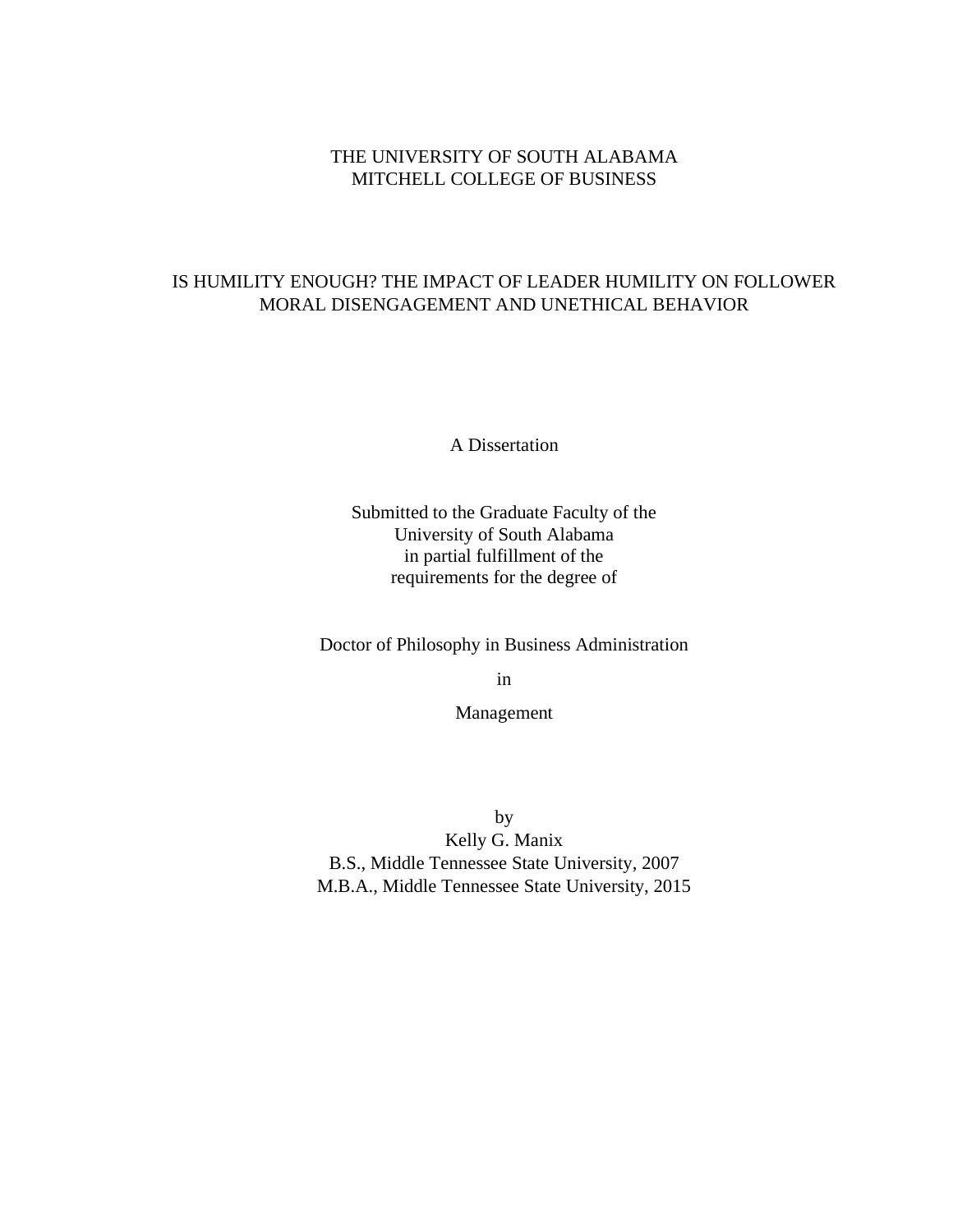THE UNIVERSITY OF SOUTH ALABAMA
MITCHELL COLLEGE OF BUSINESS

# IS HUMILITY ENOUGH? THE IMPACT OF LEADER HUMILITY ON FOLLOWER MORAL DISENGAGEMENT AND UNETHICAL BEHAVIOR

A Dissertation

Submitted to the Graduate Faculty of the
University of South Alabama
in partial fulfillment of the
requirements for the degree of

Doctor of Philosophy in Business Administration

in

Management

by
Kelly G. Manix
B.S., Middle Tennessee State University, 2007
M.B.A., Middle Tennessee State University, 2015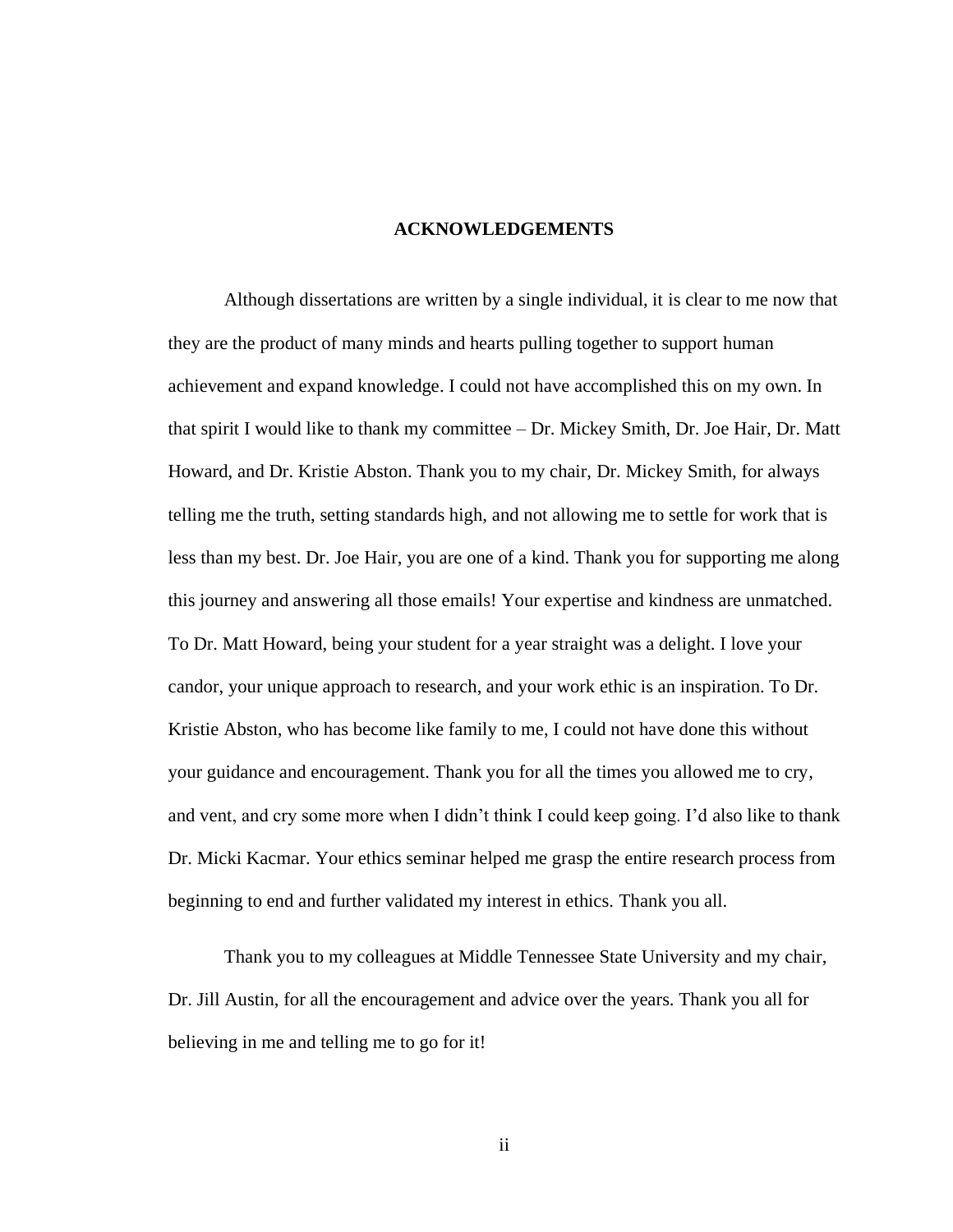## ACKNOWLEDGEMENTS

Although dissertations are written by a single individual, it is clear to me now that they are the product of many minds and hearts pulling together to support human achievement and expand knowledge. I could not have accomplished this on my own. In that spirit I would like to thank my committee – Dr. Mickey Smith, Dr. Joe Hair, Dr. Matt Howard, and Dr. Kristie Abston. Thank you to my chair, Dr. Mickey Smith, for always telling me the truth, setting standards high, and not allowing me to settle for work that is less than my best. Dr. Joe Hair, you are one of a kind. Thank you for supporting me along this journey and answering all those emails! Your expertise and kindness are unmatched. To Dr. Matt Howard, being your student for a year straight was a delight. I love your candor, your unique approach to research, and your work ethic is an inspiration. To Dr. Kristie Abston, who has become like family to me, I could not have done this without your guidance and encouragement. Thank you for all the times you allowed me to cry, and vent, and cry some more when I didn't think I could keep going. I'd also like to thank Dr. Micki Kacmar. Your ethics seminar helped me grasp the entire research process from beginning to end and further validated my interest in ethics. Thank you all.

Thank you to my colleagues at Middle Tennessee State University and my chair, Dr. Jill Austin, for all the encouragement and advice over the years. Thank you all for believing in me and telling me to go for it!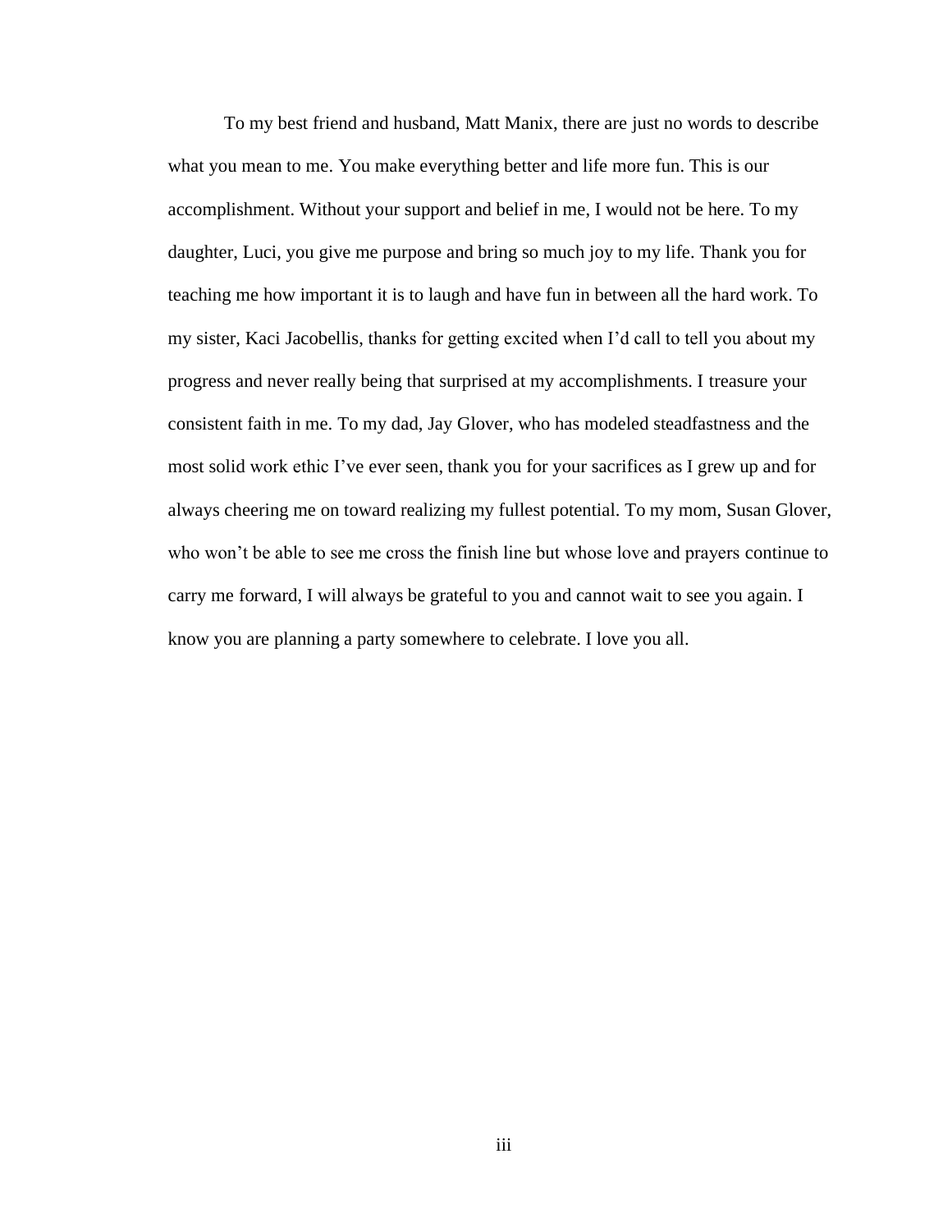To my best friend and husband, Matt Manix, there are just no words to describe what you mean to me. You make everything better and life more fun. This is our accomplishment. Without your support and belief in me, I would not be here. To my daughter, Luci, you give me purpose and bring so much joy to my life. Thank you for teaching me how important it is to laugh and have fun in between all the hard work. To my sister, Kaci Jacobellis, thanks for getting excited when I'd call to tell you about my progress and never really being that surprised at my accomplishments. I treasure your consistent faith in me. To my dad, Jay Glover, who has modeled steadfastness and the most solid work ethic I've ever seen, thank you for your sacrifices as I grew up and for always cheering me on toward realizing my fullest potential. To my mom, Susan Glover, who won't be able to see me cross the finish line but whose love and prayers continue to carry me forward, I will always be grateful to you and cannot wait to see you again. I know you are planning a party somewhere to celebrate. I love you all.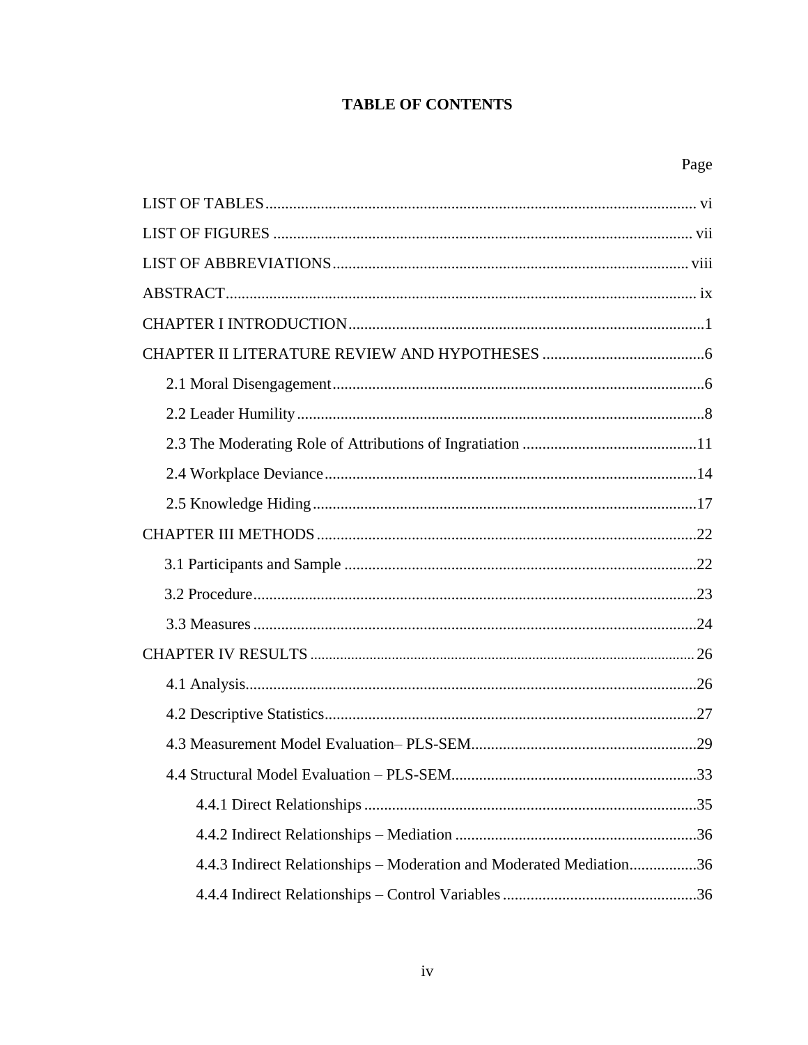# TABLE OF CONTENTS

| | Page |
|---|---|
| LIST OF TABLES | vi |
| LIST OF FIGURES | vii |
| LIST OF ABBREVIATIONS | viii |
| ABSTRACT | ix |
| CHAPTER I INTRODUCTION | 1 |
| CHAPTER II LITERATURE REVIEW AND HYPOTHESES | 6 |
| 2.1 Moral Disengagement | 6 |
| 2.2 Leader Humility | 8 |
| 2.3 The Moderating Role of Attributions of Ingratiation | 11 |
| 2.4 Workplace Deviance | 14 |
| 2.5 Knowledge Hiding | 17 |
| CHAPTER III METHODS | 22 |
| 3.1 Participants and Sample | 22 |
| 3.2 Procedure | 23 |
| 3.3 Measures | 24 |
| CHAPTER IV RESULTS | 26 |
| 4.1 Analysis | 26 |
| 4.2 Descriptive Statistics | 27 |
| 4.3 Measurement Model Evaluation– PLS-SEM | 29 |
| 4.4 Structural Model Evaluation – PLS-SEM | 33 |
| 4.4.1 Direct Relationships | 35 |
| 4.4.2 Indirect Relationships – Mediation | 36 |
| 4.4.3 Indirect Relationships – Moderation and Moderated Mediation | 36 |
| 4.4.4 Indirect Relationships – Control Variables | 36 |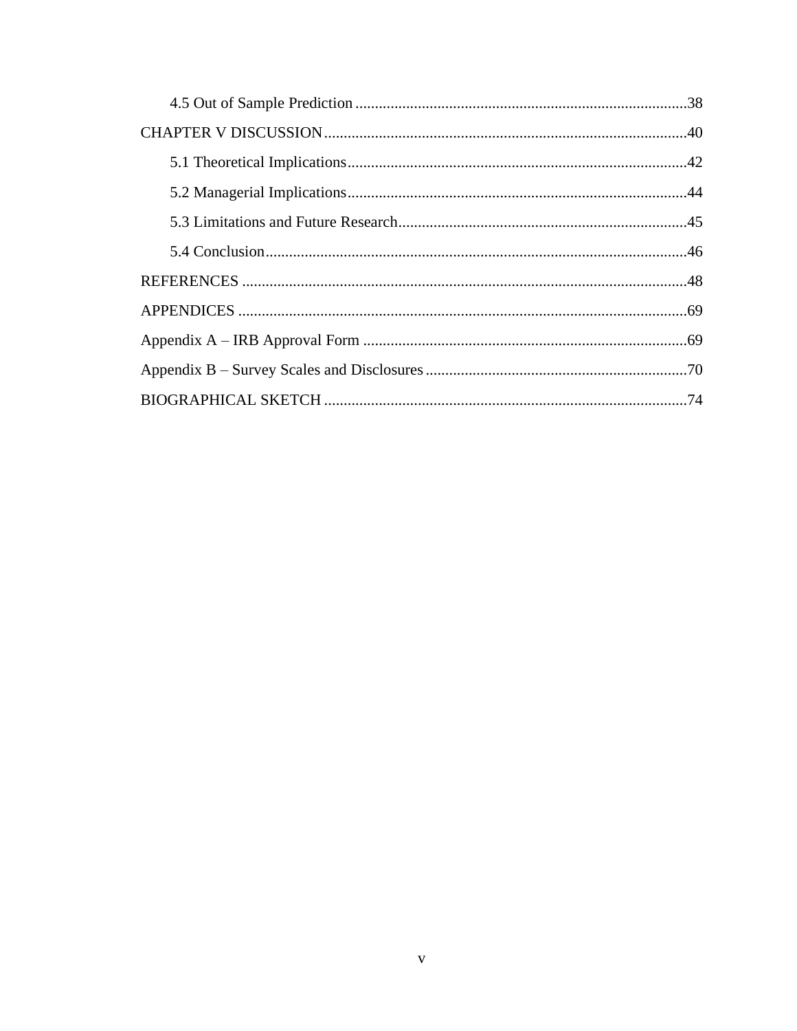4.5 Out of Sample Prediction....................................................................................38

CHAPTER V DISCUSSION............................................................................................40

5.1 Theoretical Implications......................................................................................42

5.2 Managerial Implications......................................................................................44

5.3 Limitations and Future Research.........................................................................45

5.4 Conclusion...........................................................................................................46

REFERENCES .................................................................................................................48

APPENDICES ..................................................................................................................69

Appendix A – IRB Approval Form ...................................................................................69

Appendix B – Survey Scales and Disclosures ..................................................................70

BIOGRAPHICAL SKETCH ............................................................................................74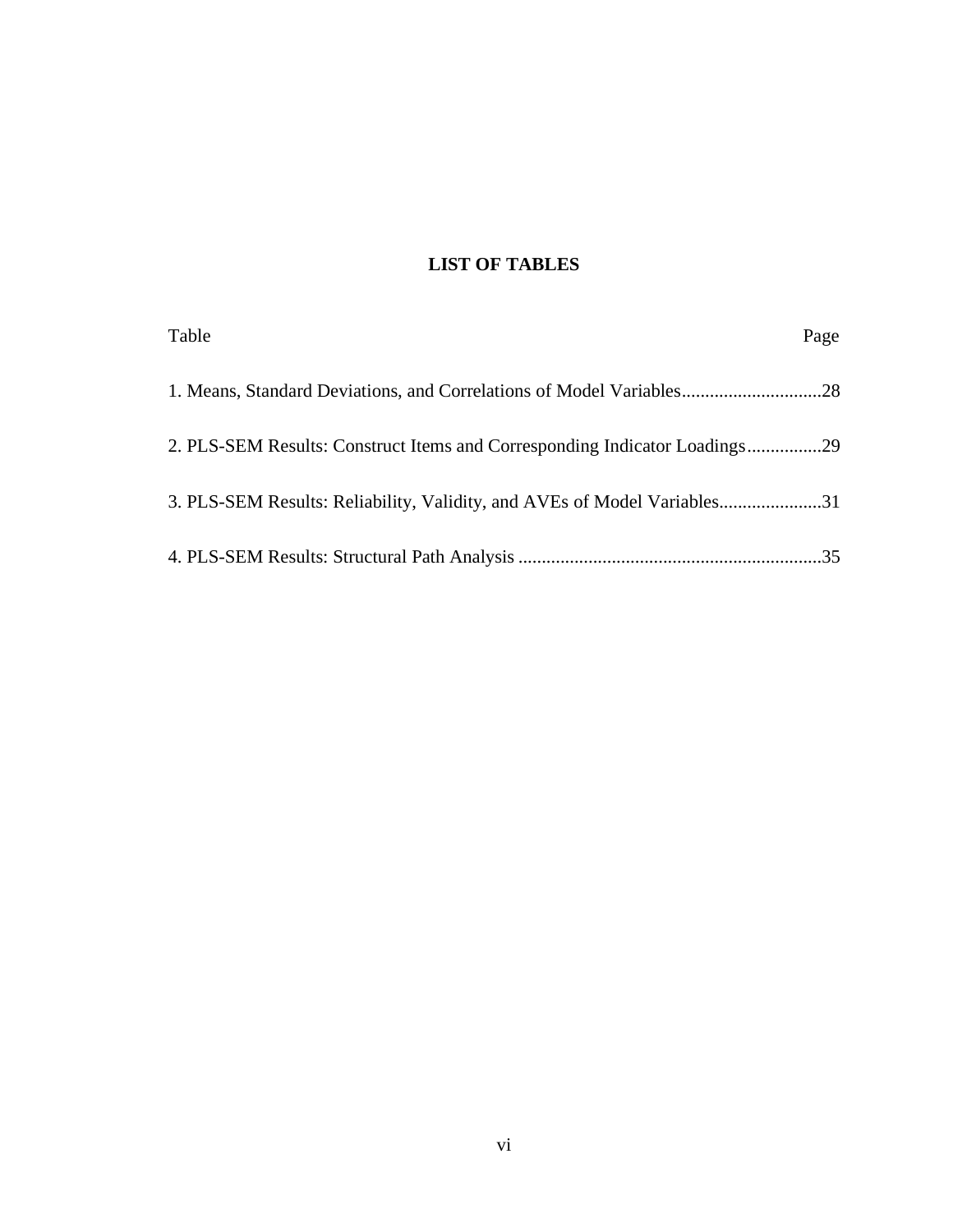# LIST OF TABLES

| Table | Page |
|---|---|
| 1. Means, Standard Deviations, and Correlations of Model Variables | 28 |
| 2. PLS-SEM Results: Construct Items and Corresponding Indicator Loadings | 29 |
| 3. PLS-SEM Results: Reliability, Validity, and AVEs of Model Variables | 31 |
| 4. PLS-SEM Results: Structural Path Analysis | 35 |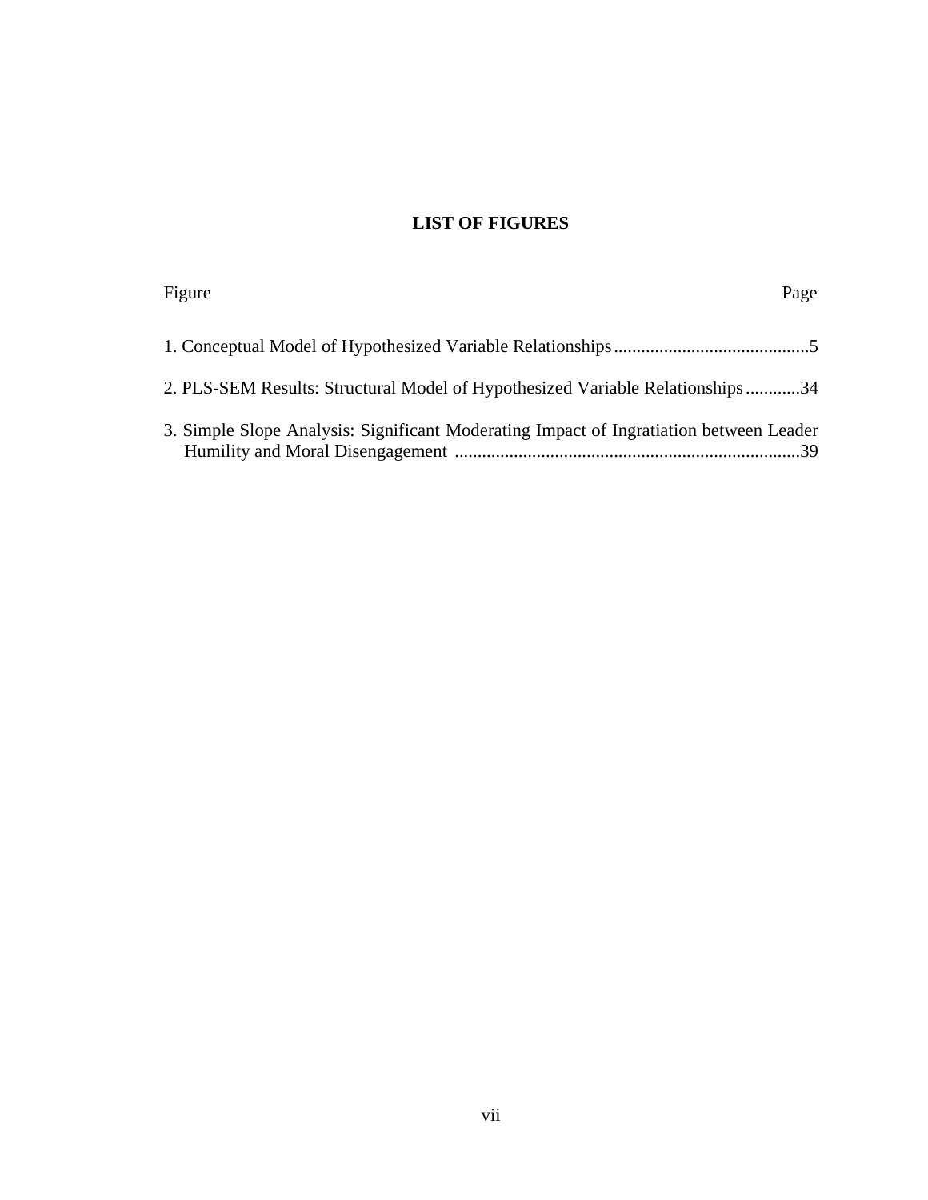## LIST OF FIGURES

| Figure | Page |
|---|---|
| 1. Conceptual Model of Hypothesized Variable Relationships | 5 |
| 2. PLS-SEM Results: Structural Model of Hypothesized Variable Relationships | 34 |
| 3. Simple Slope Analysis: Significant Moderating Impact of Ingratiation between Leader Humility and Moral Disengagement | 39 |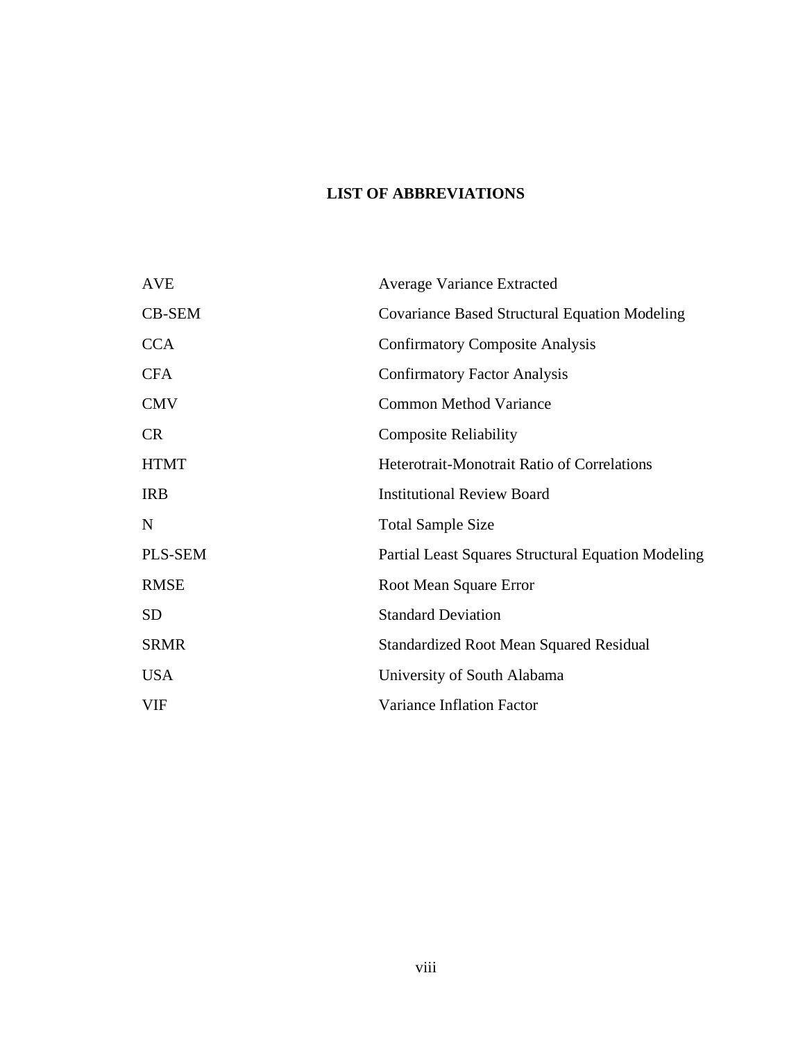# LIST OF ABBREVIATIONS

| | |
|---|---|
| AVE | Average Variance Extracted |
| CB-SEM | Covariance Based Structural Equation Modeling |
| CCA | Confirmatory Composite Analysis |
| CFA | Confirmatory Factor Analysis |
| CMV | Common Method Variance |
| CR | Composite Reliability |
| HTMT | Heterotrait-Monotrait Ratio of Correlations |
| IRB | Institutional Review Board |
| N | Total Sample Size |
| PLS-SEM | Partial Least Squares Structural Equation Modeling |
| RMSE | Root Mean Square Error |
| SD | Standard Deviation |
| SRMR | Standardized Root Mean Squared Residual |
| USA | University of South Alabama |
| VIF | Variance Inflation Factor |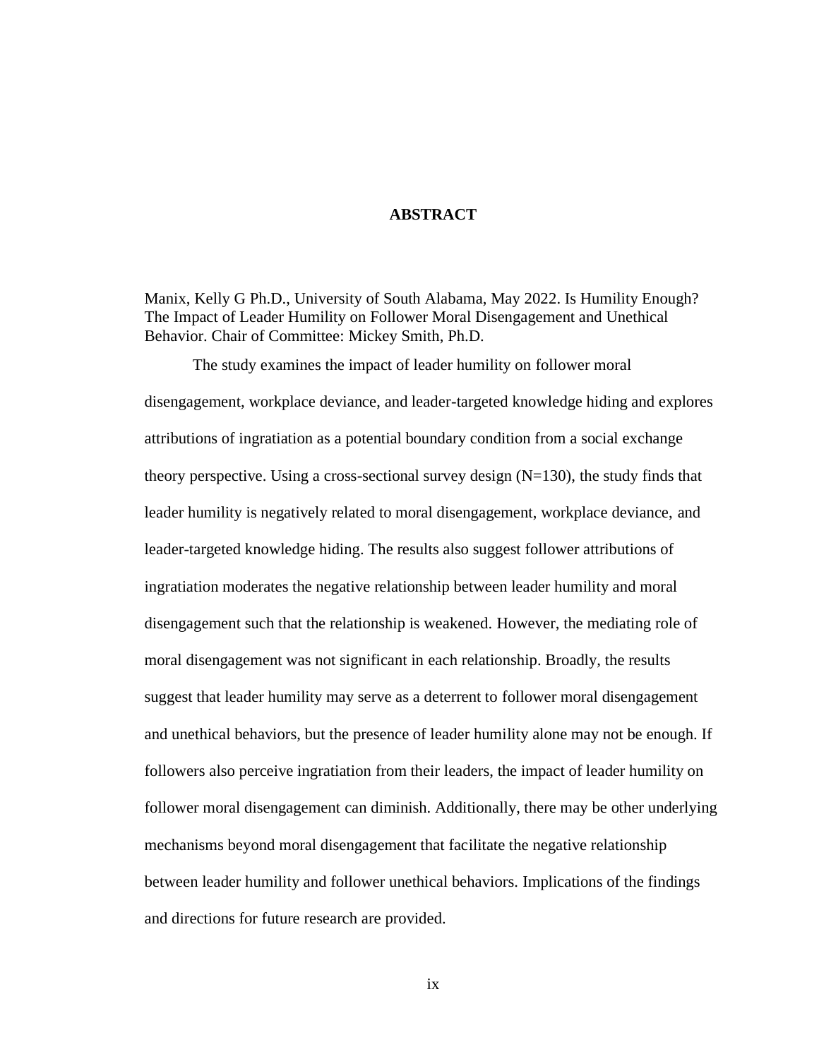# ABSTRACT

Manix, Kelly G Ph.D., University of South Alabama, May 2022. Is Humility Enough? The Impact of Leader Humility on Follower Moral Disengagement and Unethical Behavior. Chair of Committee: Mickey Smith, Ph.D.

The study examines the impact of leader humility on follower moral disengagement, workplace deviance, and leader-targeted knowledge hiding and explores attributions of ingratiation as a potential boundary condition from a social exchange theory perspective. Using a cross-sectional survey design (N=130), the study finds that leader humility is negatively related to moral disengagement, workplace deviance, and leader-targeted knowledge hiding. The results also suggest follower attributions of ingratiation moderates the negative relationship between leader humility and moral disengagement such that the relationship is weakened. However, the mediating role of moral disengagement was not significant in each relationship. Broadly, the results suggest that leader humility may serve as a deterrent to follower moral disengagement and unethical behaviors, but the presence of leader humility alone may not be enough. If followers also perceive ingratiation from their leaders, the impact of leader humility on follower moral disengagement can diminish. Additionally, there may be other underlying mechanisms beyond moral disengagement that facilitate the negative relationship between leader humility and follower unethical behaviors. Implications of the findings and directions for future research are provided.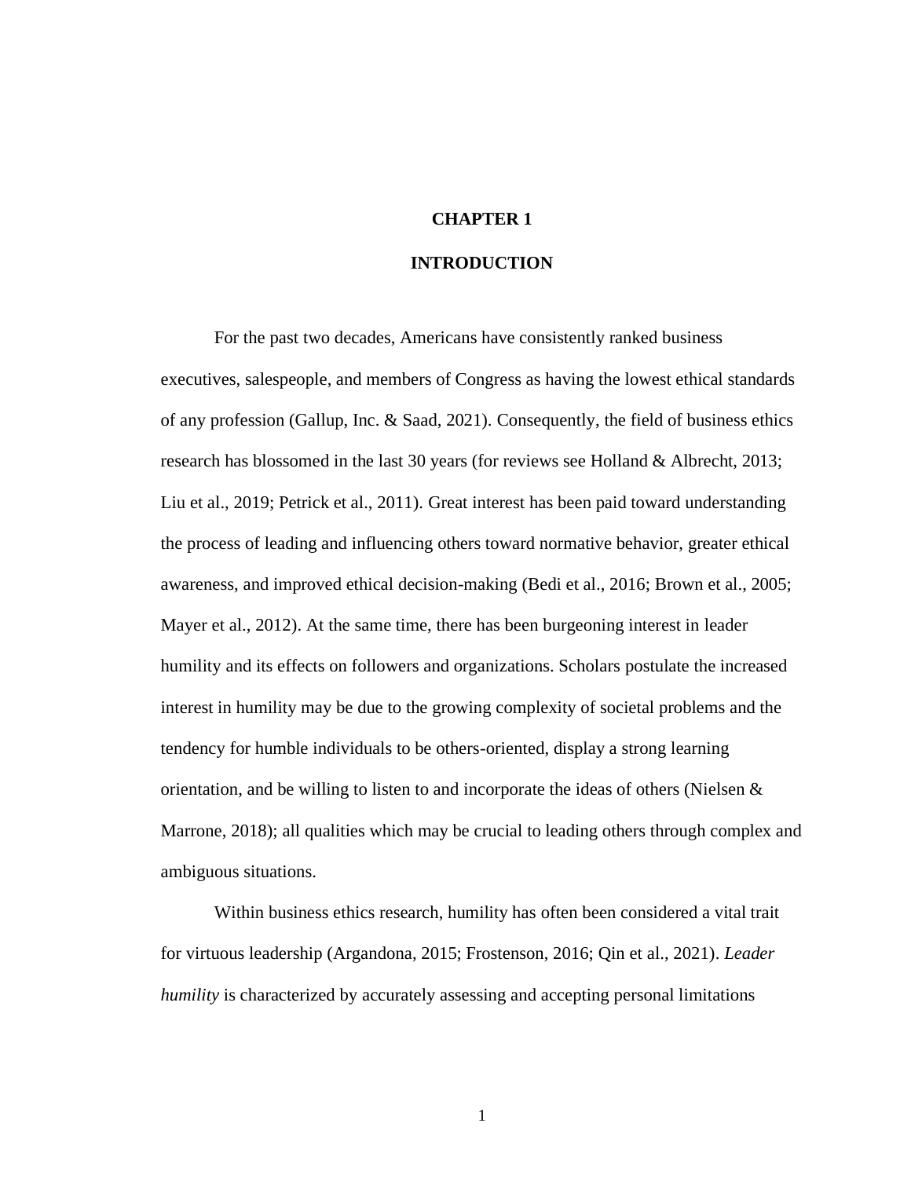# CHAPTER 1

# INTRODUCTION

For the past two decades, Americans have consistently ranked business executives, salespeople, and members of Congress as having the lowest ethical standards of any profession (Gallup, Inc. & Saad, 2021). Consequently, the field of business ethics research has blossomed in the last 30 years (for reviews see Holland & Albrecht, 2013; Liu et al., 2019; Petrick et al., 2011). Great interest has been paid toward understanding the process of leading and influencing others toward normative behavior, greater ethical awareness, and improved ethical decision-making (Bedi et al., 2016; Brown et al., 2005; Mayer et al., 2012). At the same time, there has been burgeoning interest in leader humility and its effects on followers and organizations. Scholars postulate the increased interest in humility may be due to the growing complexity of societal problems and the tendency for humble individuals to be others-oriented, display a strong learning orientation, and be willing to listen to and incorporate the ideas of others (Nielsen & Marrone, 2018); all qualities which may be crucial to leading others through complex and ambiguous situations.

Within business ethics research, humility has often been considered a vital trait for virtuous leadership (Argandona, 2015; Frostenson, 2016; Qin et al., 2021). *Leader humility* is characterized by accurately assessing and accepting personal limitations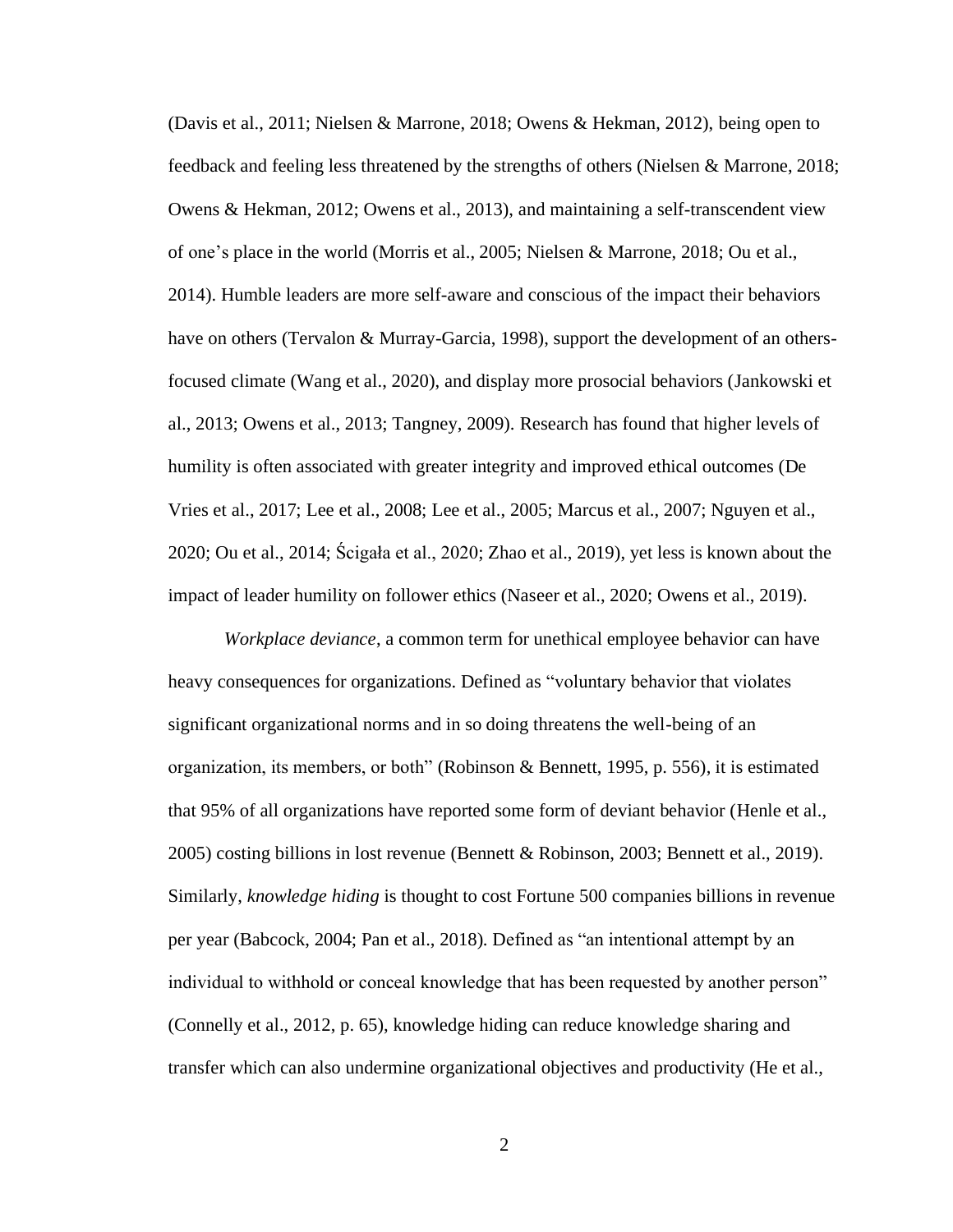(Davis et al., 2011; Nielsen & Marrone, 2018; Owens & Hekman, 2012), being open to feedback and feeling less threatened by the strengths of others (Nielsen & Marrone, 2018; Owens & Hekman, 2012; Owens et al., 2013), and maintaining a self-transcendent view of one's place in the world (Morris et al., 2005; Nielsen & Marrone, 2018; Ou et al., 2014). Humble leaders are more self-aware and conscious of the impact their behaviors have on others (Tervalon & Murray-Garcia, 1998), support the development of an others-focused climate (Wang et al., 2020), and display more prosocial behaviors (Jankowski et al., 2013; Owens et al., 2013; Tangney, 2009). Research has found that higher levels of humility is often associated with greater integrity and improved ethical outcomes (De Vries et al., 2017; Lee et al., 2008; Lee et al., 2005; Marcus et al., 2007; Nguyen et al., 2020; Ou et al., 2014; Ścigała et al., 2020; Zhao et al., 2019), yet less is known about the impact of leader humility on follower ethics (Naseer et al., 2020; Owens et al., 2019).

*Workplace deviance*, a common term for unethical employee behavior can have heavy consequences for organizations. Defined as "voluntary behavior that violates significant organizational norms and in so doing threatens the well-being of an organization, its members, or both" (Robinson & Bennett, 1995, p. 556), it is estimated that 95% of all organizations have reported some form of deviant behavior (Henle et al., 2005) costing billions in lost revenue (Bennett & Robinson, 2003; Bennett et al., 2019). Similarly, *knowledge hiding* is thought to cost Fortune 500 companies billions in revenue per year (Babcock, 2004; Pan et al., 2018). Defined as "an intentional attempt by an individual to withhold or conceal knowledge that has been requested by another person" (Connelly et al., 2012, p. 65), knowledge hiding can reduce knowledge sharing and transfer which can also undermine organizational objectives and productivity (He et al.,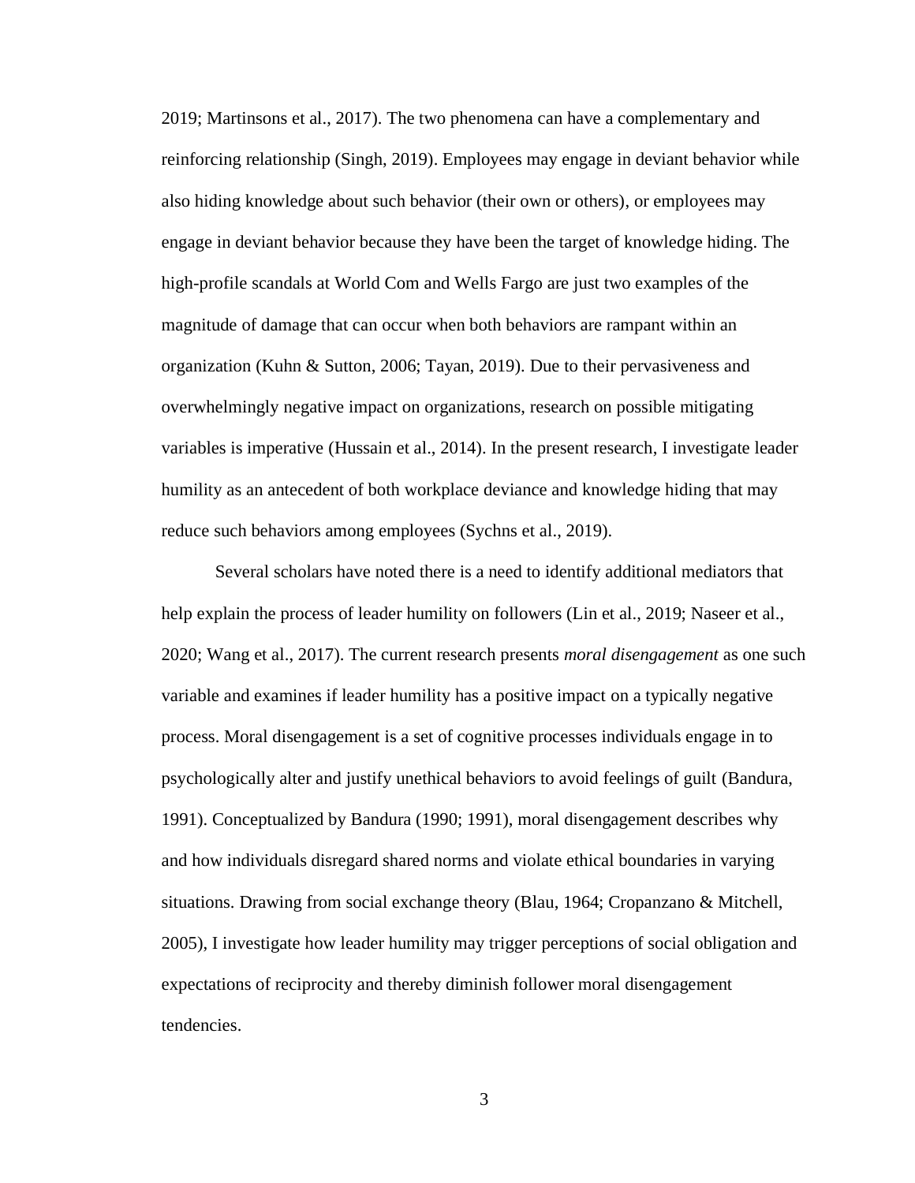2019; Martinsons et al., 2017). The two phenomena can have a complementary and reinforcing relationship (Singh, 2019). Employees may engage in deviant behavior while also hiding knowledge about such behavior (their own or others), or employees may engage in deviant behavior because they have been the target of knowledge hiding. The high-profile scandals at World Com and Wells Fargo are just two examples of the magnitude of damage that can occur when both behaviors are rampant within an organization (Kuhn & Sutton, 2006; Tayan, 2019). Due to their pervasiveness and overwhelmingly negative impact on organizations, research on possible mitigating variables is imperative (Hussain et al., 2014). In the present research, I investigate leader humility as an antecedent of both workplace deviance and knowledge hiding that may reduce such behaviors among employees (Sychns et al., 2019).

Several scholars have noted there is a need to identify additional mediators that help explain the process of leader humility on followers (Lin et al., 2019; Naseer et al., 2020; Wang et al., 2017). The current research presents *moral disengagement* as one such variable and examines if leader humility has a positive impact on a typically negative process. Moral disengagement is a set of cognitive processes individuals engage in to psychologically alter and justify unethical behaviors to avoid feelings of guilt (Bandura, 1991). Conceptualized by Bandura (1990; 1991), moral disengagement describes why and how individuals disregard shared norms and violate ethical boundaries in varying situations. Drawing from social exchange theory (Blau, 1964; Cropanzano & Mitchell, 2005), I investigate how leader humility may trigger perceptions of social obligation and expectations of reciprocity and thereby diminish follower moral disengagement tendencies.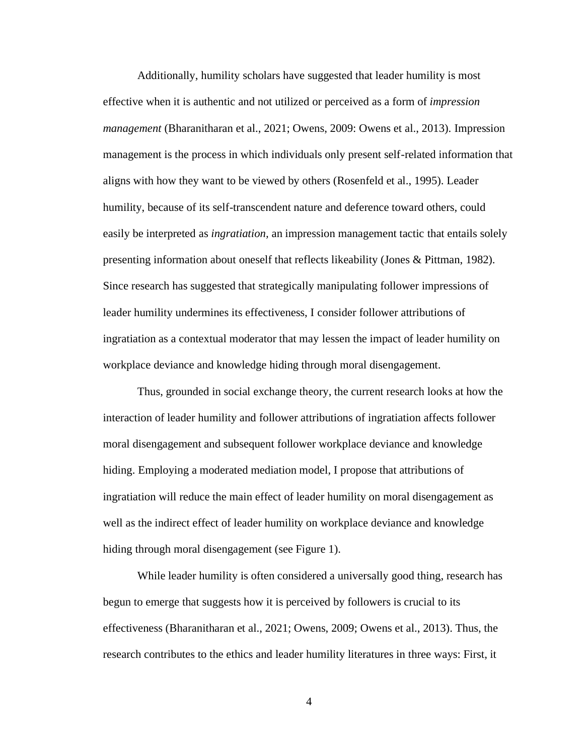Additionally, humility scholars have suggested that leader humility is most effective when it is authentic and not utilized or perceived as a form of *impression management* (Bharanitharan et al., 2021; Owens, 2009: Owens et al., 2013). Impression management is the process in which individuals only present self-related information that aligns with how they want to be viewed by others (Rosenfeld et al., 1995). Leader humility, because of its self-transcendent nature and deference toward others, could easily be interpreted as *ingratiation*, an impression management tactic that entails solely presenting information about oneself that reflects likeability (Jones & Pittman, 1982). Since research has suggested that strategically manipulating follower impressions of leader humility undermines its effectiveness, I consider follower attributions of ingratiation as a contextual moderator that may lessen the impact of leader humility on workplace deviance and knowledge hiding through moral disengagement.

Thus, grounded in social exchange theory, the current research looks at how the interaction of leader humility and follower attributions of ingratiation affects follower moral disengagement and subsequent follower workplace deviance and knowledge hiding. Employing a moderated mediation model, I propose that attributions of ingratiation will reduce the main effect of leader humility on moral disengagement as well as the indirect effect of leader humility on workplace deviance and knowledge hiding through moral disengagement (see Figure 1).

While leader humility is often considered a universally good thing, research has begun to emerge that suggests how it is perceived by followers is crucial to its effectiveness (Bharanitharan et al., 2021; Owens, 2009; Owens et al., 2013). Thus, the research contributes to the ethics and leader humility literatures in three ways: First, it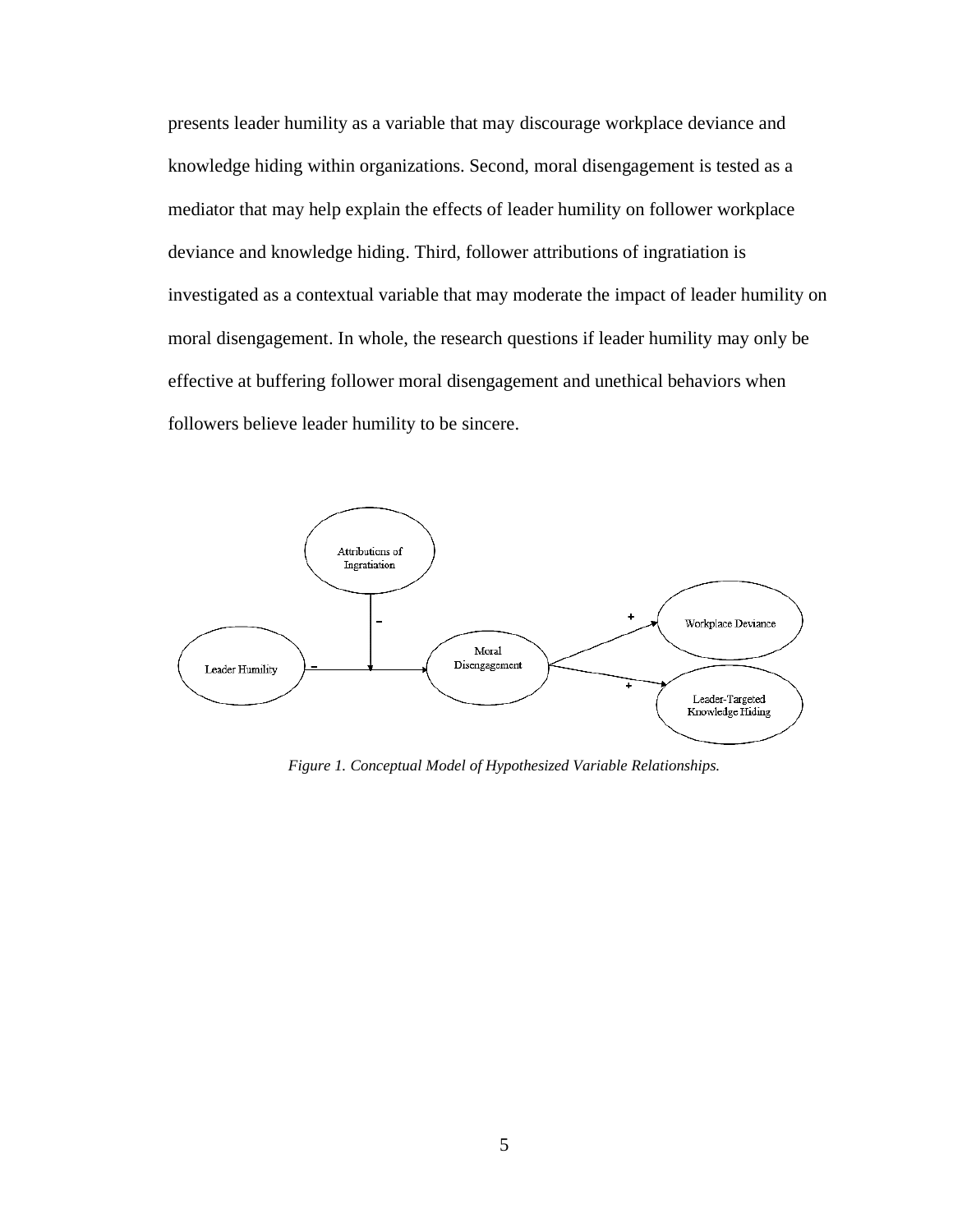presents leader humility as a variable that may discourage workplace deviance and knowledge hiding within organizations. Second, moral disengagement is tested as a mediator that may help explain the effects of leader humility on follower workplace deviance and knowledge hiding. Third, follower attributions of ingratiation is investigated as a contextual variable that may moderate the impact of leader humility on moral disengagement. In whole, the research questions if leader humility may only be effective at buffering follower moral disengagement and unethical behaviors when followers believe leader humility to be sincere.

Attributions of Ingratiation

–

Leader Humility

–

Moral Disengagement

+

Workplace Deviance

+

Leader-Targeted Knowledge Hiding

*Figure 1. Conceptual Model of Hypothesized Variable Relationships.*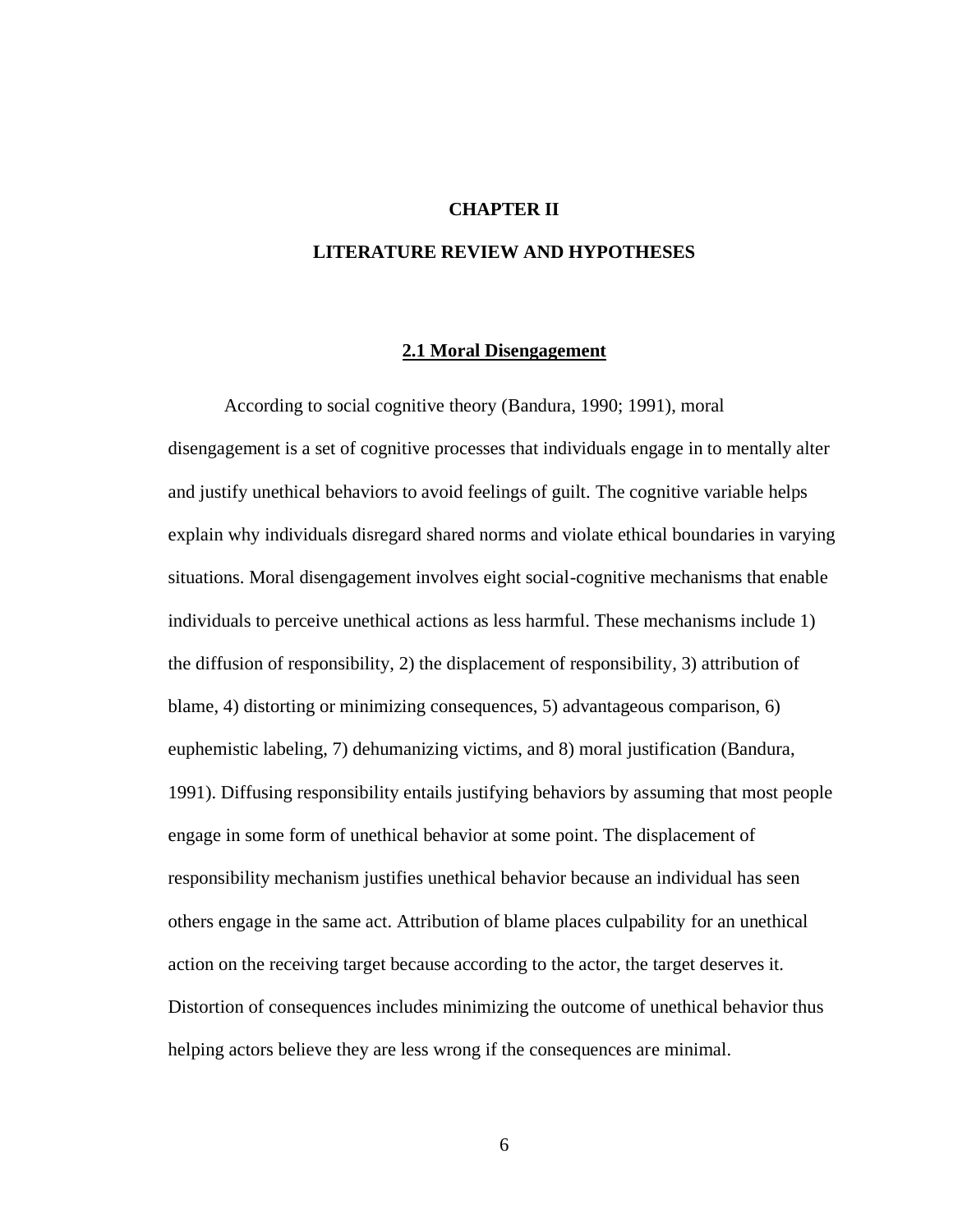# CHAPTER II

# LITERATURE REVIEW AND HYPOTHESES

## 2.1 Moral Disengagement

According to social cognitive theory (Bandura, 1990; 1991), moral disengagement is a set of cognitive processes that individuals engage in to mentally alter and justify unethical behaviors to avoid feelings of guilt. The cognitive variable helps explain why individuals disregard shared norms and violate ethical boundaries in varying situations. Moral disengagement involves eight social-cognitive mechanisms that enable individuals to perceive unethical actions as less harmful. These mechanisms include 1) the diffusion of responsibility, 2) the displacement of responsibility, 3) attribution of blame, 4) distorting or minimizing consequences, 5) advantageous comparison, 6) euphemistic labeling, 7) dehumanizing victims, and 8) moral justification (Bandura, 1991). Diffusing responsibility entails justifying behaviors by assuming that most people engage in some form of unethical behavior at some point. The displacement of responsibility mechanism justifies unethical behavior because an individual has seen others engage in the same act. Attribution of blame places culpability for an unethical action on the receiving target because according to the actor, the target deserves it. Distortion of consequences includes minimizing the outcome of unethical behavior thus helping actors believe they are less wrong if the consequences are minimal.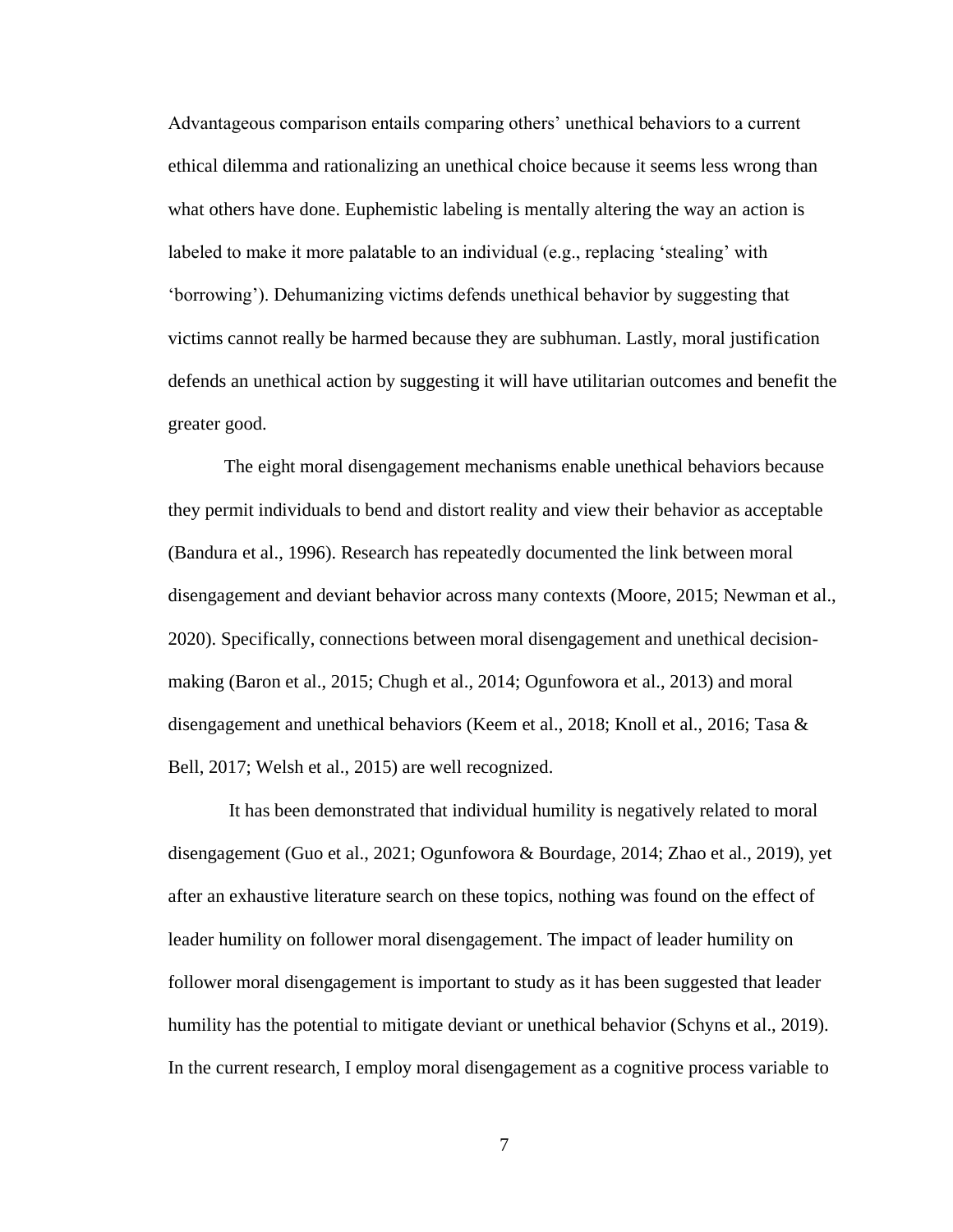Advantageous comparison entails comparing others' unethical behaviors to a current ethical dilemma and rationalizing an unethical choice because it seems less wrong than what others have done. Euphemistic labeling is mentally altering the way an action is labeled to make it more palatable to an individual (e.g., replacing 'stealing' with 'borrowing'). Dehumanizing victims defends unethical behavior by suggesting that victims cannot really be harmed because they are subhuman. Lastly, moral justification defends an unethical action by suggesting it will have utilitarian outcomes and benefit the greater good.

The eight moral disengagement mechanisms enable unethical behaviors because they permit individuals to bend and distort reality and view their behavior as acceptable (Bandura et al., 1996). Research has repeatedly documented the link between moral disengagement and deviant behavior across many contexts (Moore, 2015; Newman et al., 2020). Specifically, connections between moral disengagement and unethical decision-making (Baron et al., 2015; Chugh et al., 2014; Ogunfowora et al., 2013) and moral disengagement and unethical behaviors (Keem et al., 2018; Knoll et al., 2016; Tasa & Bell, 2017; Welsh et al., 2015) are well recognized.

It has been demonstrated that individual humility is negatively related to moral disengagement (Guo et al., 2021; Ogunfowora & Bourdage, 2014; Zhao et al., 2019), yet after an exhaustive literature search on these topics, nothing was found on the effect of leader humility on follower moral disengagement. The impact of leader humility on follower moral disengagement is important to study as it has been suggested that leader humility has the potential to mitigate deviant or unethical behavior (Schyns et al., 2019). In the current research, I employ moral disengagement as a cognitive process variable to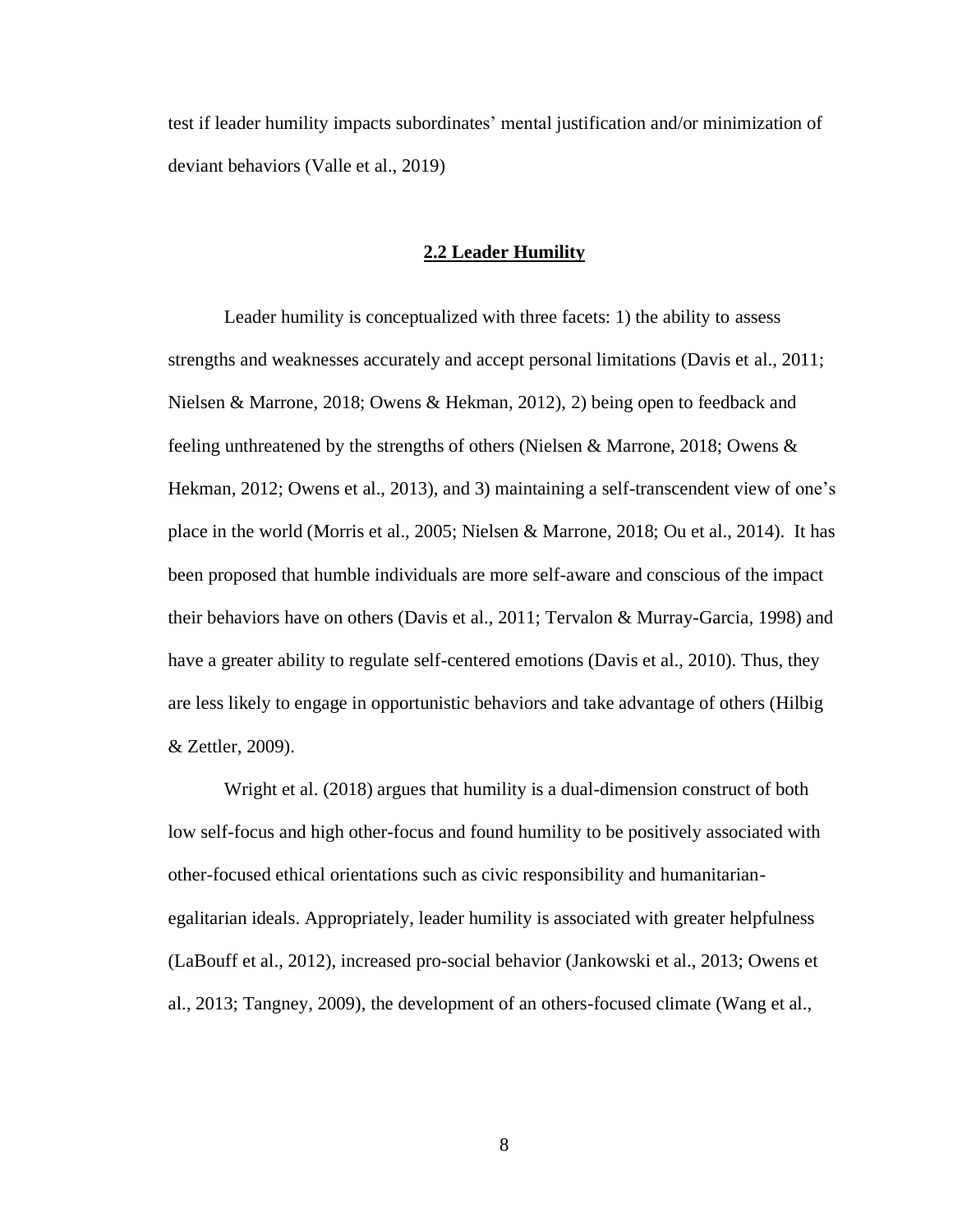test if leader humility impacts subordinates' mental justification and/or minimization of deviant behaviors (Valle et al., 2019)

## 2.2 Leader Humility

Leader humility is conceptualized with three facets: 1) the ability to assess strengths and weaknesses accurately and accept personal limitations (Davis et al., 2011; Nielsen & Marrone, 2018; Owens & Hekman, 2012), 2) being open to feedback and feeling unthreatened by the strengths of others (Nielsen & Marrone, 2018; Owens & Hekman, 2012; Owens et al., 2013), and 3) maintaining a self-transcendent view of one's place in the world (Morris et al., 2005; Nielsen & Marrone, 2018; Ou et al., 2014). It has been proposed that humble individuals are more self-aware and conscious of the impact their behaviors have on others (Davis et al., 2011; Tervalon & Murray-Garcia, 1998) and have a greater ability to regulate self-centered emotions (Davis et al., 2010). Thus, they are less likely to engage in opportunistic behaviors and take advantage of others (Hilbig & Zettler, 2009).

Wright et al. (2018) argues that humility is a dual-dimension construct of both low self-focus and high other-focus and found humility to be positively associated with other-focused ethical orientations such as civic responsibility and humanitarian-egalitarian ideals. Appropriately, leader humility is associated with greater helpfulness (LaBouff et al., 2012), increased pro-social behavior (Jankowski et al., 2013; Owens et al., 2013; Tangney, 2009), the development of an others-focused climate (Wang et al.,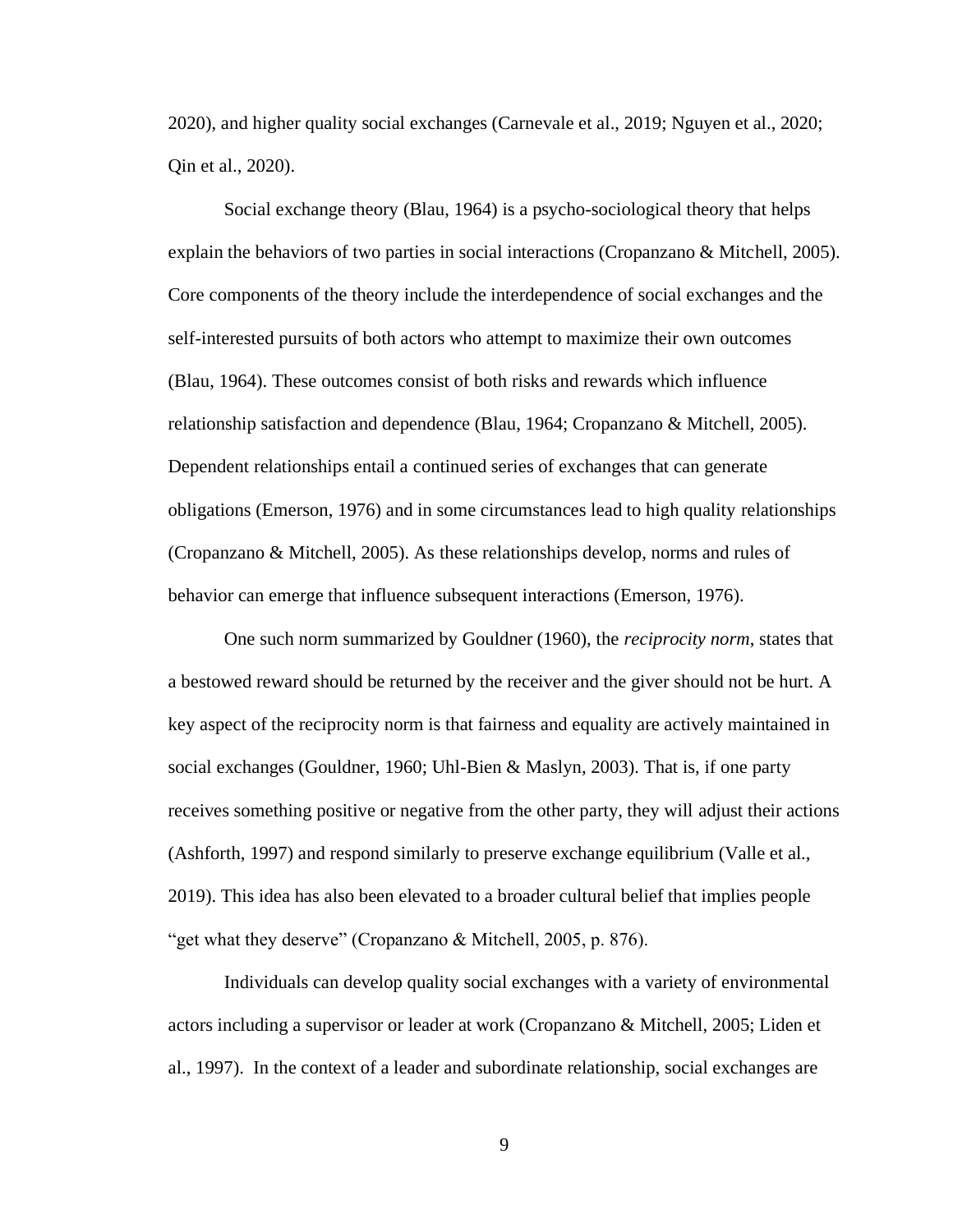2020), and higher quality social exchanges (Carnevale et al., 2019; Nguyen et al., 2020; Qin et al., 2020).

Social exchange theory (Blau, 1964) is a psycho-sociological theory that helps explain the behaviors of two parties in social interactions (Cropanzano & Mitchell, 2005). Core components of the theory include the interdependence of social exchanges and the self-interested pursuits of both actors who attempt to maximize their own outcomes (Blau, 1964). These outcomes consist of both risks and rewards which influence relationship satisfaction and dependence (Blau, 1964; Cropanzano & Mitchell, 2005). Dependent relationships entail a continued series of exchanges that can generate obligations (Emerson, 1976) and in some circumstances lead to high quality relationships (Cropanzano & Mitchell, 2005). As these relationships develop, norms and rules of behavior can emerge that influence subsequent interactions (Emerson, 1976).

One such norm summarized by Gouldner (1960), the *reciprocity norm*, states that a bestowed reward should be returned by the receiver and the giver should not be hurt. A key aspect of the reciprocity norm is that fairness and equality are actively maintained in social exchanges (Gouldner, 1960; Uhl-Bien & Maslyn, 2003). That is, if one party receives something positive or negative from the other party, they will adjust their actions (Ashforth, 1997) and respond similarly to preserve exchange equilibrium (Valle et al., 2019). This idea has also been elevated to a broader cultural belief that implies people "get what they deserve" (Cropanzano & Mitchell, 2005, p. 876).

Individuals can develop quality social exchanges with a variety of environmental actors including a supervisor or leader at work (Cropanzano & Mitchell, 2005; Liden et al., 1997). In the context of a leader and subordinate relationship, social exchanges are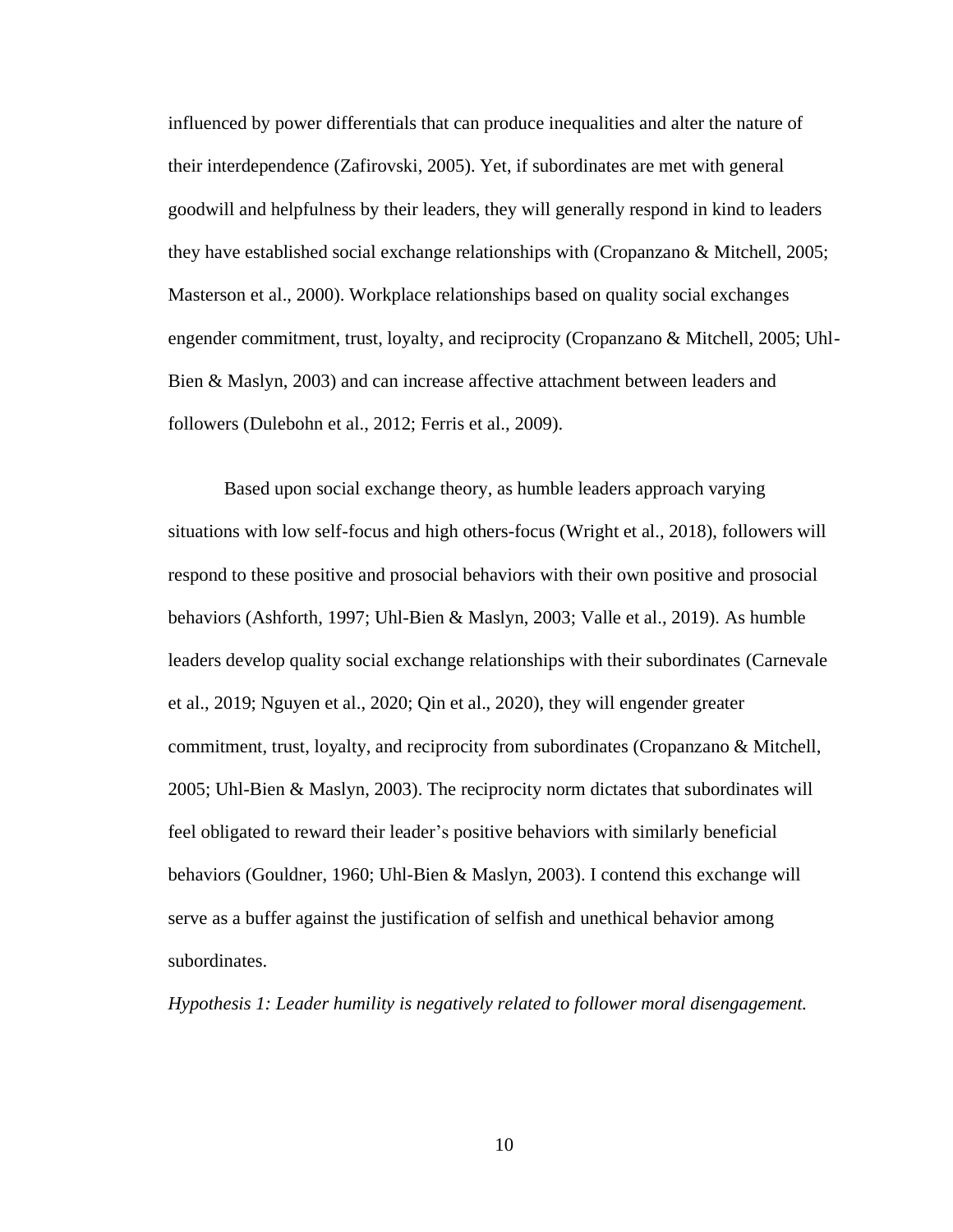influenced by power differentials that can produce inequalities and alter the nature of their interdependence (Zafirovski, 2005). Yet, if subordinates are met with general goodwill and helpfulness by their leaders, they will generally respond in kind to leaders they have established social exchange relationships with (Cropanzano & Mitchell, 2005; Masterson et al., 2000). Workplace relationships based on quality social exchanges engender commitment, trust, loyalty, and reciprocity (Cropanzano & Mitchell, 2005; Uhl-Bien & Maslyn, 2003) and can increase affective attachment between leaders and followers (Dulebohn et al., 2012; Ferris et al., 2009).

Based upon social exchange theory, as humble leaders approach varying situations with low self-focus and high others-focus (Wright et al., 2018), followers will respond to these positive and prosocial behaviors with their own positive and prosocial behaviors (Ashforth, 1997; Uhl-Bien & Maslyn, 2003; Valle et al., 2019). As humble leaders develop quality social exchange relationships with their subordinates (Carnevale et al., 2019; Nguyen et al., 2020; Qin et al., 2020), they will engender greater commitment, trust, loyalty, and reciprocity from subordinates (Cropanzano & Mitchell, 2005; Uhl-Bien & Maslyn, 2003). The reciprocity norm dictates that subordinates will feel obligated to reward their leader's positive behaviors with similarly beneficial behaviors (Gouldner, 1960; Uhl-Bien & Maslyn, 2003). I contend this exchange will serve as a buffer against the justification of selfish and unethical behavior among subordinates.

*Hypothesis 1: Leader humility is negatively related to follower moral disengagement.*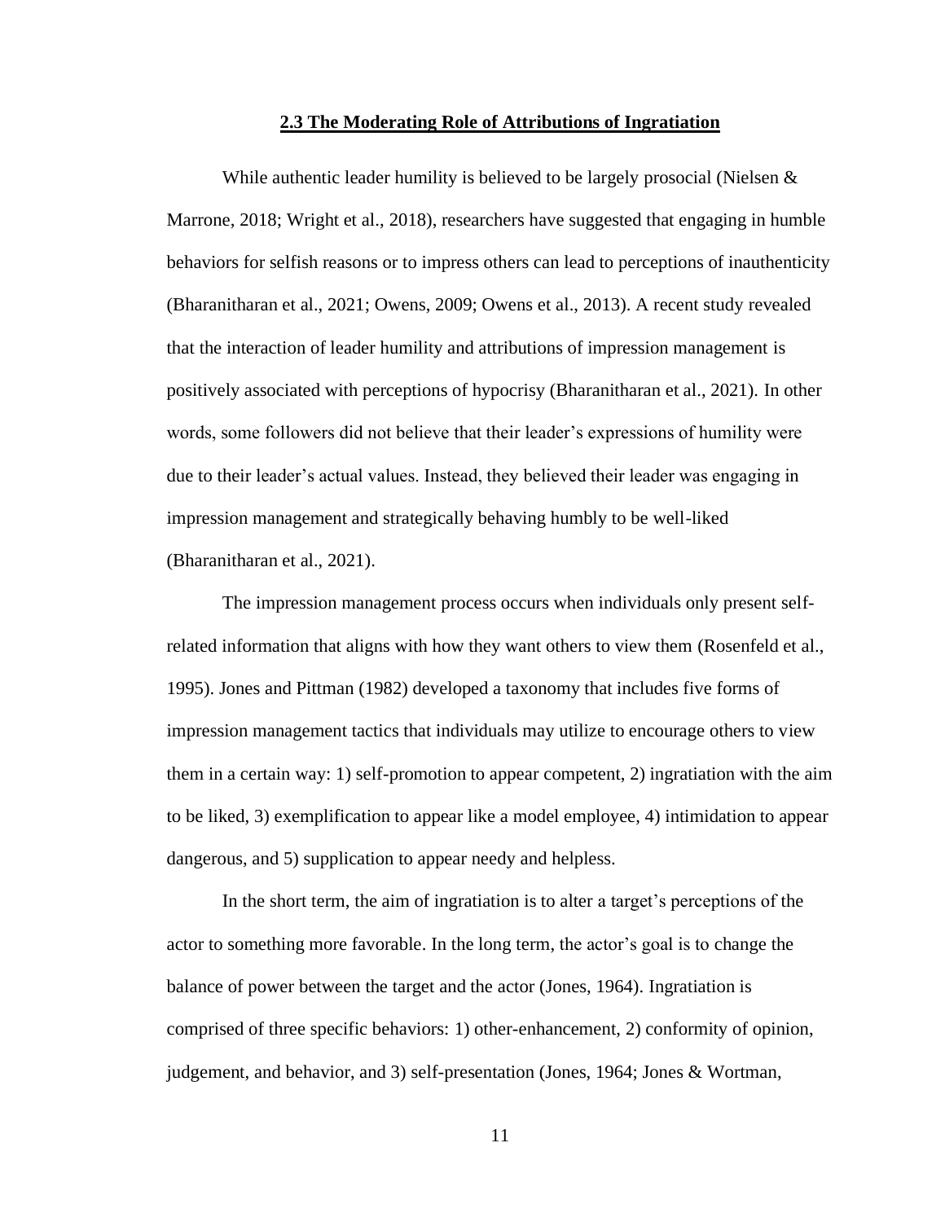## 2.3 The Moderating Role of Attributions of Ingratiation

While authentic leader humility is believed to be largely prosocial (Nielsen & Marrone, 2018; Wright et al., 2018), researchers have suggested that engaging in humble behaviors for selfish reasons or to impress others can lead to perceptions of inauthenticity (Bharanitharan et al., 2021; Owens, 2009; Owens et al., 2013). A recent study revealed that the interaction of leader humility and attributions of impression management is positively associated with perceptions of hypocrisy (Bharanitharan et al., 2021). In other words, some followers did not believe that their leader's expressions of humility were due to their leader's actual values. Instead, they believed their leader was engaging in impression management and strategically behaving humbly to be well-liked (Bharanitharan et al., 2021).

The impression management process occurs when individuals only present self-related information that aligns with how they want others to view them (Rosenfeld et al., 1995). Jones and Pittman (1982) developed a taxonomy that includes five forms of impression management tactics that individuals may utilize to encourage others to view them in a certain way: 1) self-promotion to appear competent, 2) ingratiation with the aim to be liked, 3) exemplification to appear like a model employee, 4) intimidation to appear dangerous, and 5) supplication to appear needy and helpless.

In the short term, the aim of ingratiation is to alter a target's perceptions of the actor to something more favorable. In the long term, the actor's goal is to change the balance of power between the target and the actor (Jones, 1964). Ingratiation is comprised of three specific behaviors: 1) other-enhancement, 2) conformity of opinion, judgement, and behavior, and 3) self-presentation (Jones, 1964; Jones & Wortman,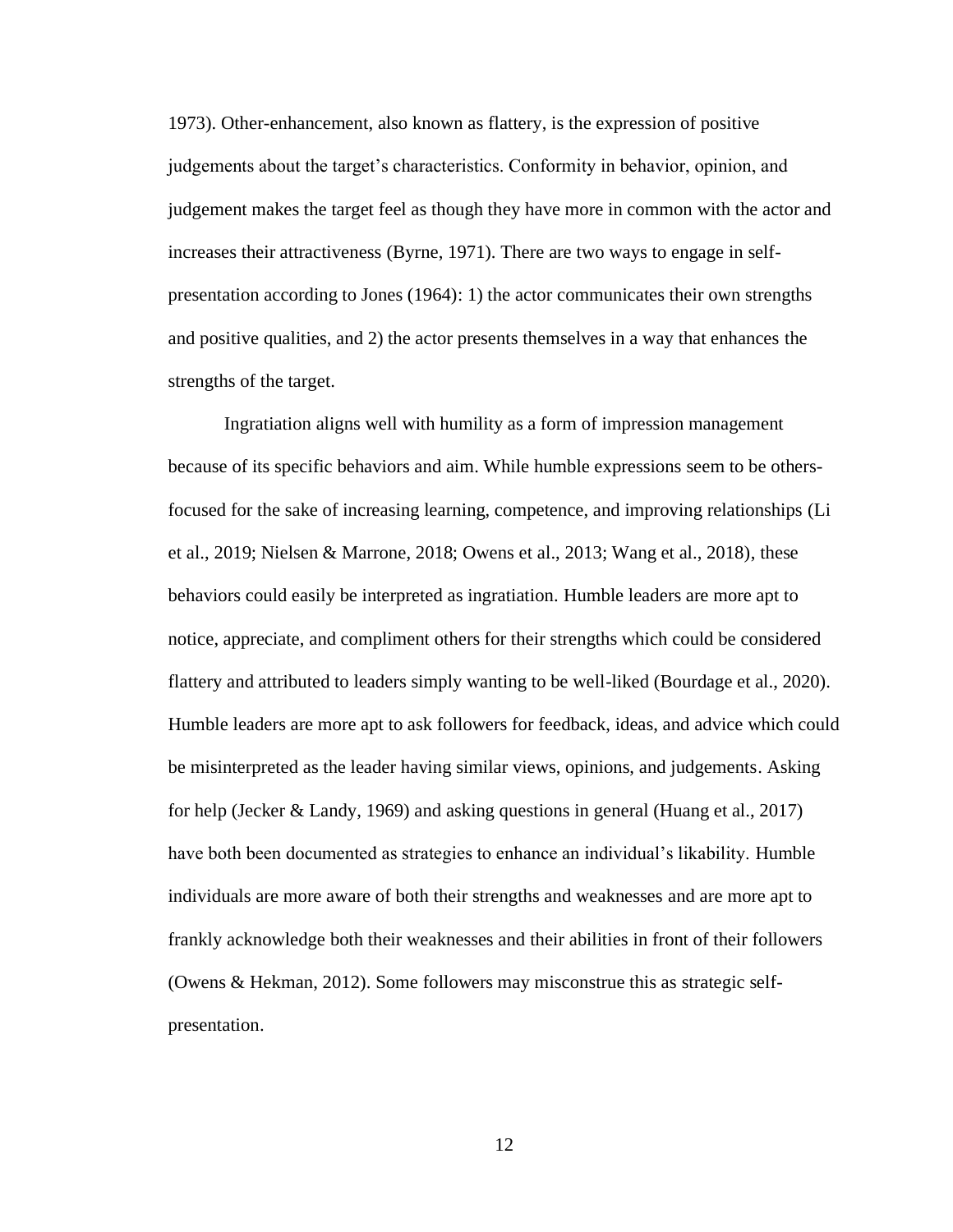1973). Other-enhancement, also known as flattery, is the expression of positive judgements about the target's characteristics. Conformity in behavior, opinion, and judgement makes the target feel as though they have more in common with the actor and increases their attractiveness (Byrne, 1971). There are two ways to engage in self-presentation according to Jones (1964): 1) the actor communicates their own strengths and positive qualities, and 2) the actor presents themselves in a way that enhances the strengths of the target.

Ingratiation aligns well with humility as a form of impression management because of its specific behaviors and aim. While humble expressions seem to be others-focused for the sake of increasing learning, competence, and improving relationships (Li et al., 2019; Nielsen & Marrone, 2018; Owens et al., 2013; Wang et al., 2018), these behaviors could easily be interpreted as ingratiation. Humble leaders are more apt to notice, appreciate, and compliment others for their strengths which could be considered flattery and attributed to leaders simply wanting to be well-liked (Bourdage et al., 2020). Humble leaders are more apt to ask followers for feedback, ideas, and advice which could be misinterpreted as the leader having similar views, opinions, and judgements. Asking for help (Jecker & Landy, 1969) and asking questions in general (Huang et al., 2017) have both been documented as strategies to enhance an individual's likability. Humble individuals are more aware of both their strengths and weaknesses and are more apt to frankly acknowledge both their weaknesses and their abilities in front of their followers (Owens & Hekman, 2012). Some followers may misconstrue this as strategic self-presentation.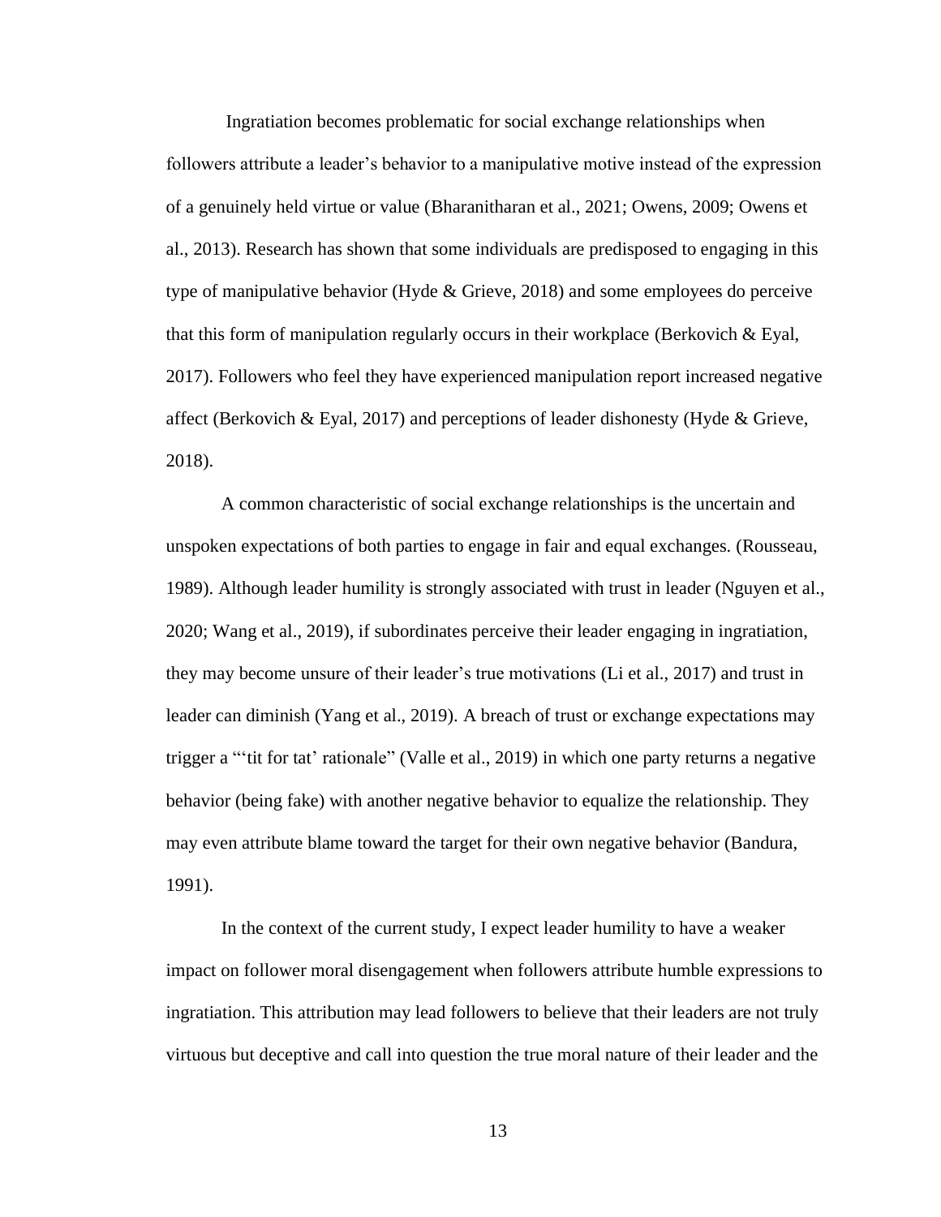Ingratiation becomes problematic for social exchange relationships when followers attribute a leader's behavior to a manipulative motive instead of the expression of a genuinely held virtue or value (Bharanitharan et al., 2021; Owens, 2009; Owens et al., 2013). Research has shown that some individuals are predisposed to engaging in this type of manipulative behavior (Hyde & Grieve, 2018) and some employees do perceive that this form of manipulation regularly occurs in their workplace (Berkovich & Eyal, 2017). Followers who feel they have experienced manipulation report increased negative affect (Berkovich & Eyal, 2017) and perceptions of leader dishonesty (Hyde & Grieve, 2018).

A common characteristic of social exchange relationships is the uncertain and unspoken expectations of both parties to engage in fair and equal exchanges. (Rousseau, 1989). Although leader humility is strongly associated with trust in leader (Nguyen et al., 2020; Wang et al., 2019), if subordinates perceive their leader engaging in ingratiation, they may become unsure of their leader's true motivations (Li et al., 2017) and trust in leader can diminish (Yang et al., 2019). A breach of trust or exchange expectations may trigger a "'tit for tat' rationale" (Valle et al., 2019) in which one party returns a negative behavior (being fake) with another negative behavior to equalize the relationship. They may even attribute blame toward the target for their own negative behavior (Bandura, 1991).

In the context of the current study, I expect leader humility to have a weaker impact on follower moral disengagement when followers attribute humble expressions to ingratiation. This attribution may lead followers to believe that their leaders are not truly virtuous but deceptive and call into question the true moral nature of their leader and the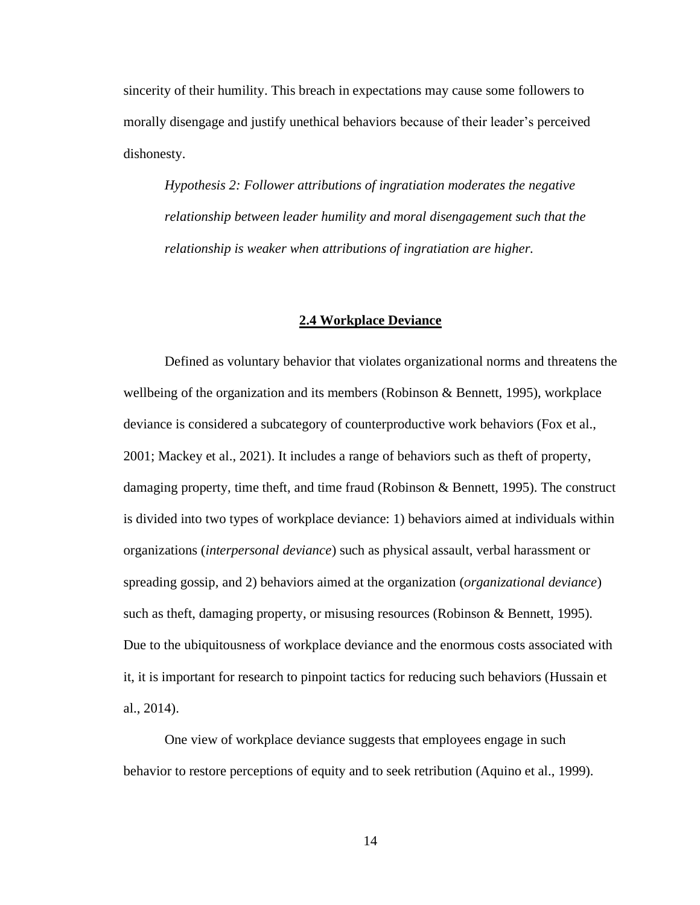sincerity of their humility. This breach in expectations may cause some followers to morally disengage and justify unethical behaviors because of their leader's perceived dishonesty.

*Hypothesis 2: Follower attributions of ingratiation moderates the negative relationship between leader humility and moral disengagement such that the relationship is weaker when attributions of ingratiation are higher.*

## 2.4 Workplace Deviance

Defined as voluntary behavior that violates organizational norms and threatens the wellbeing of the organization and its members (Robinson & Bennett, 1995), workplace deviance is considered a subcategory of counterproductive work behaviors (Fox et al., 2001; Mackey et al., 2021). It includes a range of behaviors such as theft of property, damaging property, time theft, and time fraud (Robinson & Bennett, 1995). The construct is divided into two types of workplace deviance: 1) behaviors aimed at individuals within organizations (*interpersonal deviance*) such as physical assault, verbal harassment or spreading gossip, and 2) behaviors aimed at the organization (*organizational deviance*) such as theft, damaging property, or misusing resources (Robinson & Bennett, 1995). Due to the ubiquitousness of workplace deviance and the enormous costs associated with it, it is important for research to pinpoint tactics for reducing such behaviors (Hussain et al., 2014).

One view of workplace deviance suggests that employees engage in such behavior to restore perceptions of equity and to seek retribution (Aquino et al., 1999).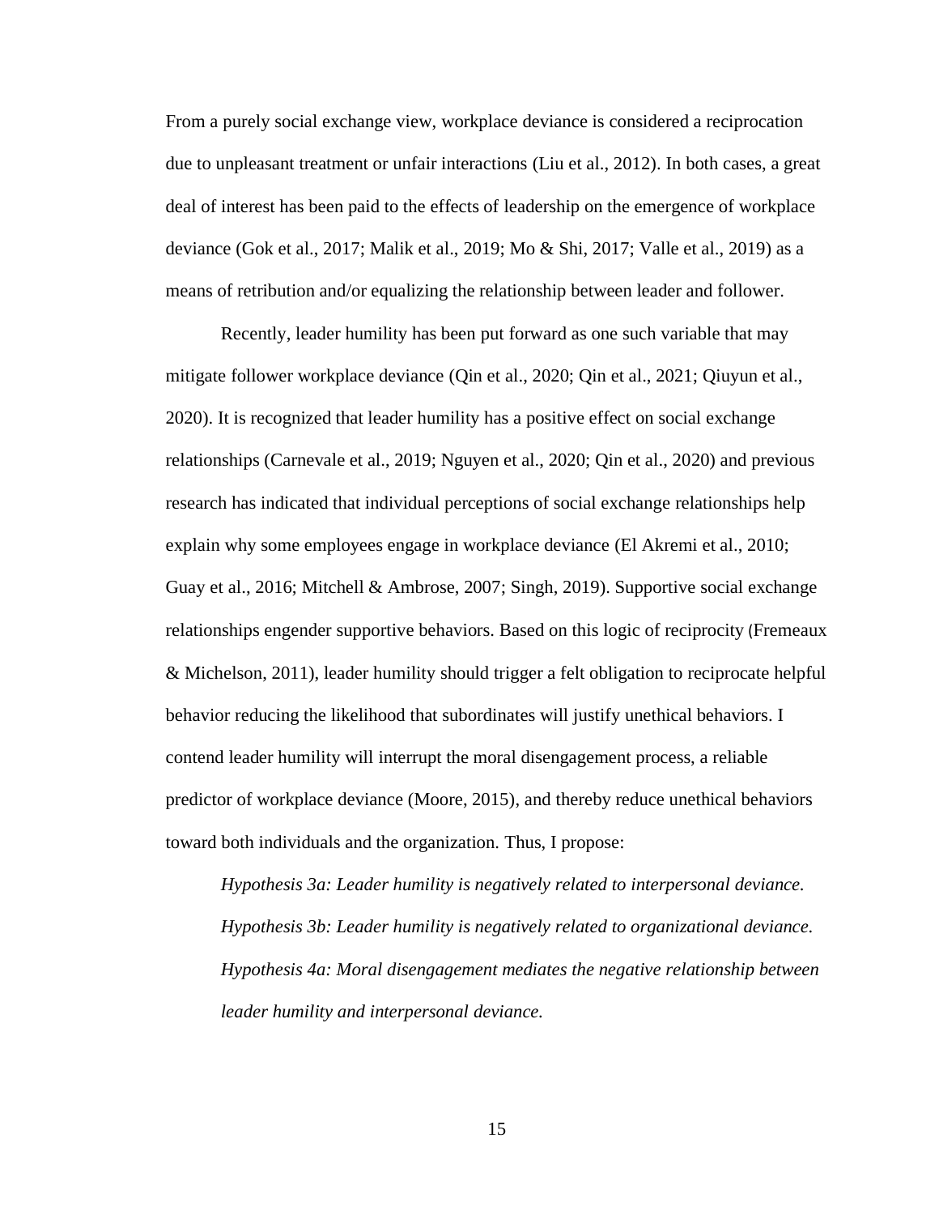From a purely social exchange view, workplace deviance is considered a reciprocation due to unpleasant treatment or unfair interactions (Liu et al., 2012). In both cases, a great deal of interest has been paid to the effects of leadership on the emergence of workplace deviance (Gok et al., 2017; Malik et al., 2019; Mo & Shi, 2017; Valle et al., 2019) as a means of retribution and/or equalizing the relationship between leader and follower.

Recently, leader humility has been put forward as one such variable that may mitigate follower workplace deviance (Qin et al., 2020; Qin et al., 2021; Qiuyun et al., 2020). It is recognized that leader humility has a positive effect on social exchange relationships (Carnevale et al., 2019; Nguyen et al., 2020; Qin et al., 2020) and previous research has indicated that individual perceptions of social exchange relationships help explain why some employees engage in workplace deviance (El Akremi et al., 2010; Guay et al., 2016; Mitchell & Ambrose, 2007; Singh, 2019). Supportive social exchange relationships engender supportive behaviors. Based on this logic of reciprocity (Fremeaux & Michelson, 2011), leader humility should trigger a felt obligation to reciprocate helpful behavior reducing the likelihood that subordinates will justify unethical behaviors. I contend leader humility will interrupt the moral disengagement process, a reliable predictor of workplace deviance (Moore, 2015), and thereby reduce unethical behaviors toward both individuals and the organization. Thus, I propose:

*Hypothesis 3a: Leader humility is negatively related to interpersonal deviance.*

*Hypothesis 3b: Leader humility is negatively related to organizational deviance.*

*Hypothesis 4a: Moral disengagement mediates the negative relationship between leader humility and interpersonal deviance.*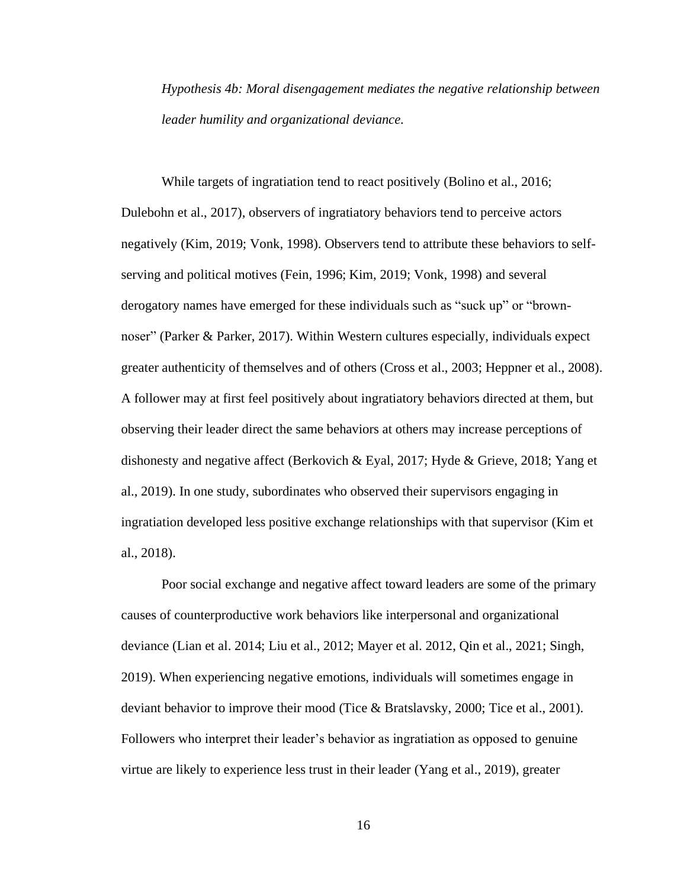*Hypothesis 4b: Moral disengagement mediates the negative relationship between leader humility and organizational deviance.*

While targets of ingratiation tend to react positively (Bolino et al., 2016; Dulebohn et al., 2017), observers of ingratiatory behaviors tend to perceive actors negatively (Kim, 2019; Vonk, 1998). Observers tend to attribute these behaviors to self-serving and political motives (Fein, 1996; Kim, 2019; Vonk, 1998) and several derogatory names have emerged for these individuals such as "suck up" or "brown-noser" (Parker & Parker, 2017). Within Western cultures especially, individuals expect greater authenticity of themselves and of others (Cross et al., 2003; Heppner et al., 2008). A follower may at first feel positively about ingratiatory behaviors directed at them, but observing their leader direct the same behaviors at others may increase perceptions of dishonesty and negative affect (Berkovich & Eyal, 2017; Hyde & Grieve, 2018; Yang et al., 2019). In one study, subordinates who observed their supervisors engaging in ingratiation developed less positive exchange relationships with that supervisor (Kim et al., 2018).

Poor social exchange and negative affect toward leaders are some of the primary causes of counterproductive work behaviors like interpersonal and organizational deviance (Lian et al. 2014; Liu et al., 2012; Mayer et al. 2012, Qin et al., 2021; Singh, 2019). When experiencing negative emotions, individuals will sometimes engage in deviant behavior to improve their mood (Tice & Bratslavsky, 2000; Tice et al., 2001). Followers who interpret their leader's behavior as ingratiation as opposed to genuine virtue are likely to experience less trust in their leader (Yang et al., 2019), greater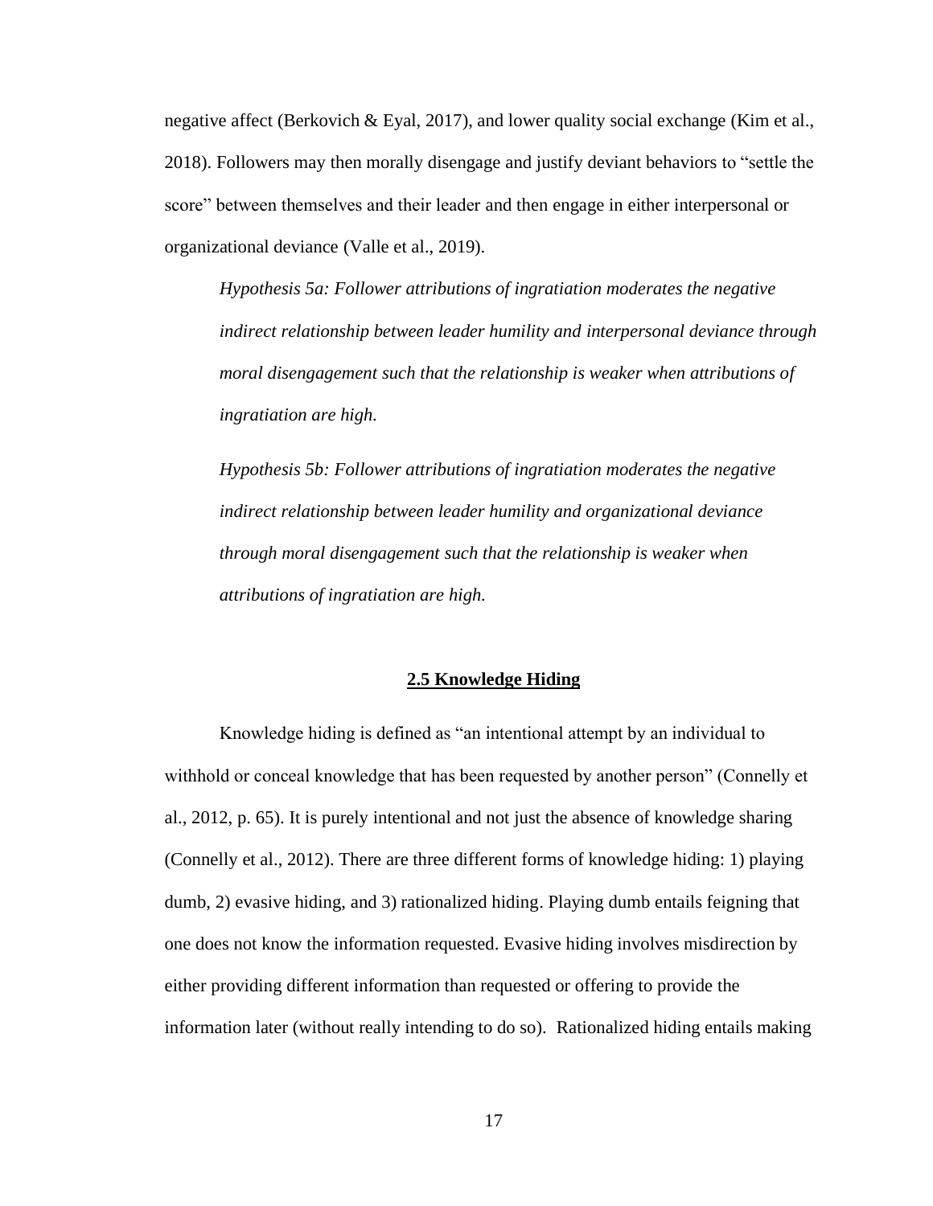negative affect (Berkovich & Eyal, 2017), and lower quality social exchange (Kim et al., 2018). Followers may then morally disengage and justify deviant behaviors to "settle the score" between themselves and their leader and then engage in either interpersonal or organizational deviance (Valle et al., 2019).

*Hypothesis 5a: Follower attributions of ingratiation moderates the negative indirect relationship between leader humility and interpersonal deviance through moral disengagement such that the relationship is weaker when attributions of ingratiation are high.*

*Hypothesis 5b: Follower attributions of ingratiation moderates the negative indirect relationship between leader humility and organizational deviance through moral disengagement such that the relationship is weaker when attributions of ingratiation are high.*

## 2.5 Knowledge Hiding

Knowledge hiding is defined as "an intentional attempt by an individual to withhold or conceal knowledge that has been requested by another person" (Connelly et al., 2012, p. 65). It is purely intentional and not just the absence of knowledge sharing (Connelly et al., 2012). There are three different forms of knowledge hiding: 1) playing dumb, 2) evasive hiding, and 3) rationalized hiding. Playing dumb entails feigning that one does not know the information requested. Evasive hiding involves misdirection by either providing different information than requested or offering to provide the information later (without really intending to do so). Rationalized hiding entails making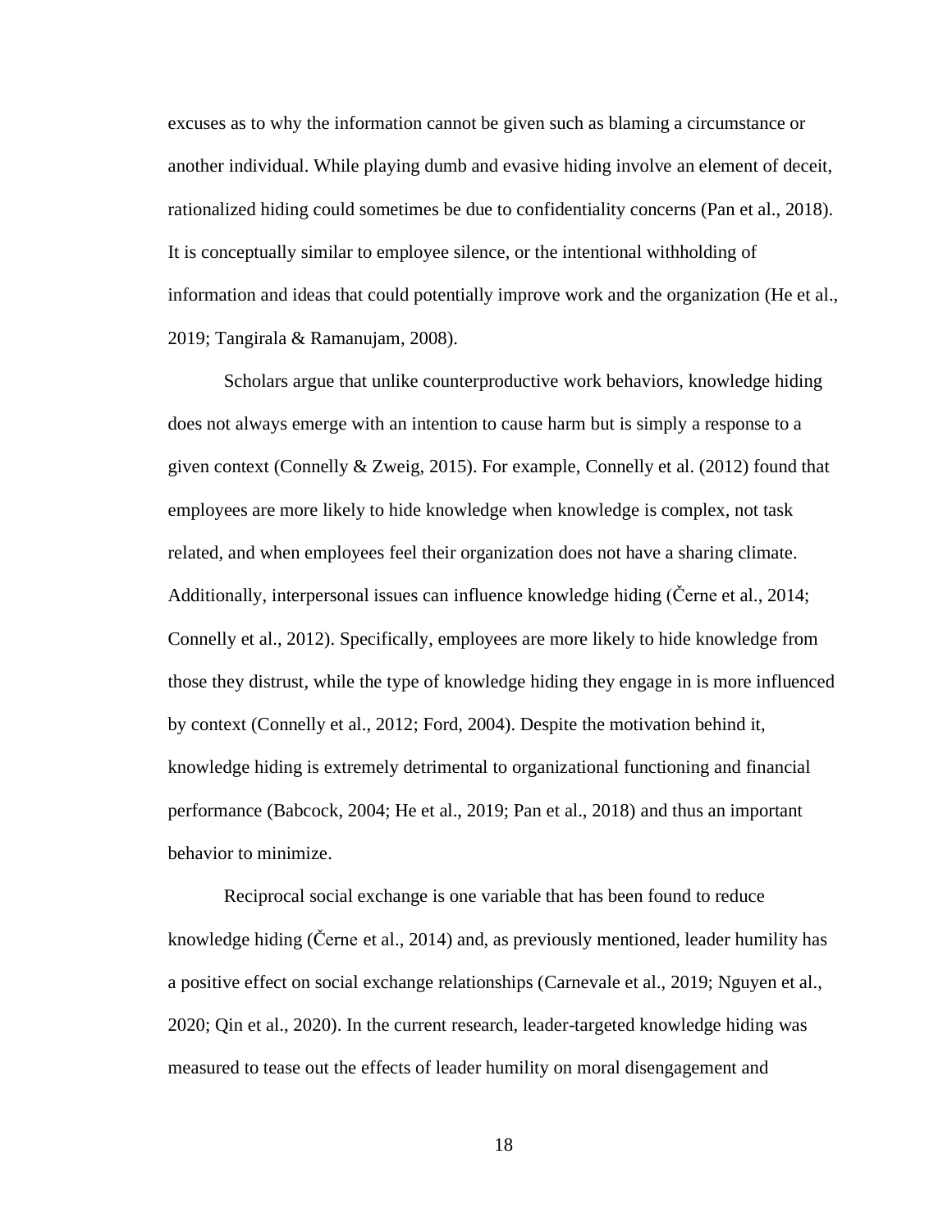excuses as to why the information cannot be given such as blaming a circumstance or another individual. While playing dumb and evasive hiding involve an element of deceit, rationalized hiding could sometimes be due to confidentiality concerns (Pan et al., 2018). It is conceptually similar to employee silence, or the intentional withholding of information and ideas that could potentially improve work and the organization (He et al., 2019; Tangirala & Ramanujam, 2008).

Scholars argue that unlike counterproductive work behaviors, knowledge hiding does not always emerge with an intention to cause harm but is simply a response to a given context (Connelly & Zweig, 2015). For example, Connelly et al. (2012) found that employees are more likely to hide knowledge when knowledge is complex, not task related, and when employees feel their organization does not have a sharing climate. Additionally, interpersonal issues can influence knowledge hiding (Černe et al., 2014; Connelly et al., 2012). Specifically, employees are more likely to hide knowledge from those they distrust, while the type of knowledge hiding they engage in is more influenced by context (Connelly et al., 2012; Ford, 2004). Despite the motivation behind it, knowledge hiding is extremely detrimental to organizational functioning and financial performance (Babcock, 2004; He et al., 2019; Pan et al., 2018) and thus an important behavior to minimize.

Reciprocal social exchange is one variable that has been found to reduce knowledge hiding (Černe et al., 2014) and, as previously mentioned, leader humility has a positive effect on social exchange relationships (Carnevale et al., 2019; Nguyen et al., 2020; Qin et al., 2020). In the current research, leader-targeted knowledge hiding was measured to tease out the effects of leader humility on moral disengagement and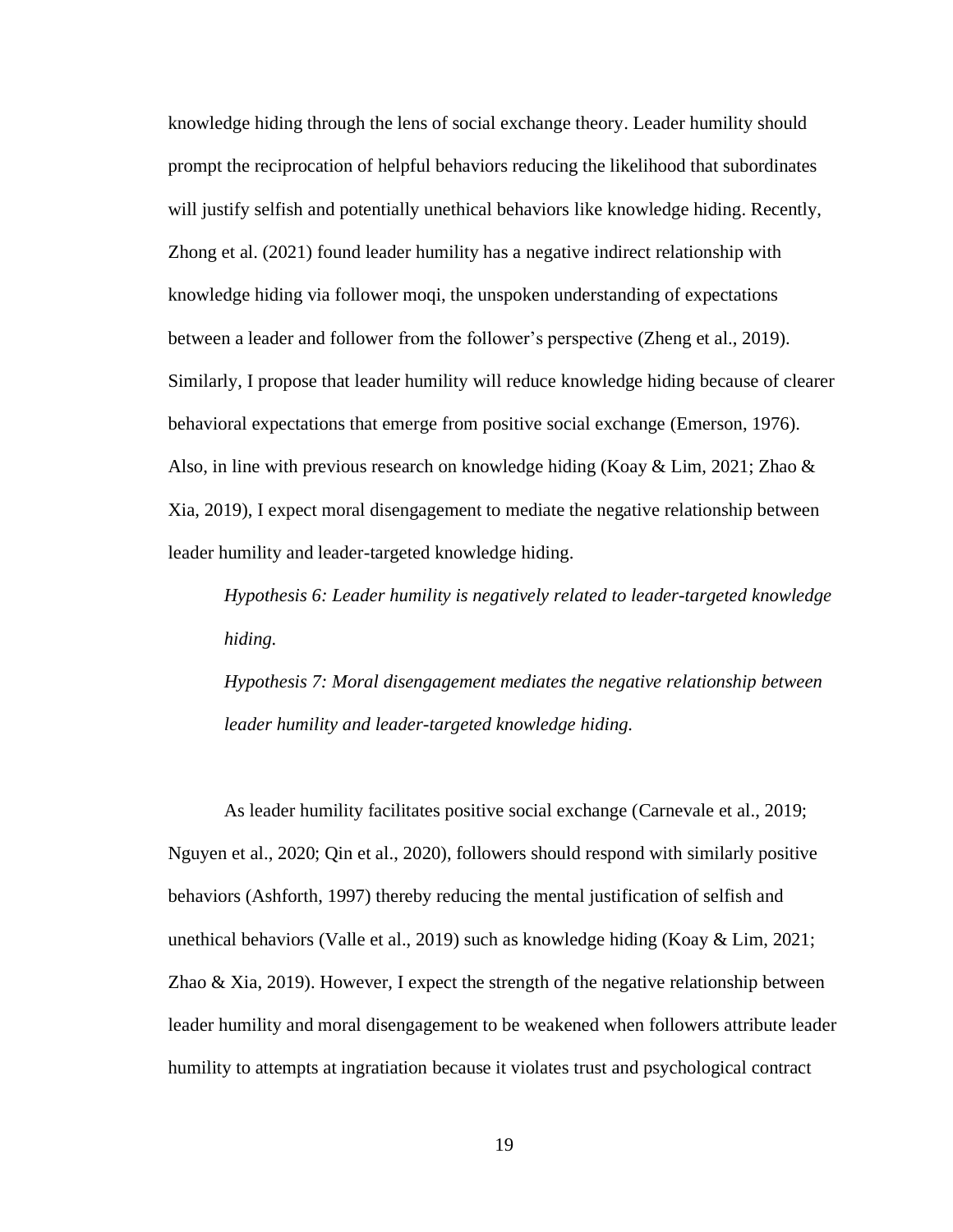knowledge hiding through the lens of social exchange theory. Leader humility should prompt the reciprocation of helpful behaviors reducing the likelihood that subordinates will justify selfish and potentially unethical behaviors like knowledge hiding. Recently, Zhong et al. (2021) found leader humility has a negative indirect relationship with knowledge hiding via follower moqi, the unspoken understanding of expectations between a leader and follower from the follower's perspective (Zheng et al., 2019). Similarly, I propose that leader humility will reduce knowledge hiding because of clearer behavioral expectations that emerge from positive social exchange (Emerson, 1976). Also, in line with previous research on knowledge hiding (Koay & Lim, 2021; Zhao & Xia, 2019), I expect moral disengagement to mediate the negative relationship between leader humility and leader-targeted knowledge hiding.

*Hypothesis 6: Leader humility is negatively related to leader-targeted knowledge hiding.*

*Hypothesis 7: Moral disengagement mediates the negative relationship between leader humility and leader-targeted knowledge hiding.*

As leader humility facilitates positive social exchange (Carnevale et al., 2019; Nguyen et al., 2020; Qin et al., 2020), followers should respond with similarly positive behaviors (Ashforth, 1997) thereby reducing the mental justification of selfish and unethical behaviors (Valle et al., 2019) such as knowledge hiding (Koay & Lim, 2021; Zhao & Xia, 2019). However, I expect the strength of the negative relationship between leader humility and moral disengagement to be weakened when followers attribute leader humility to attempts at ingratiation because it violates trust and psychological contract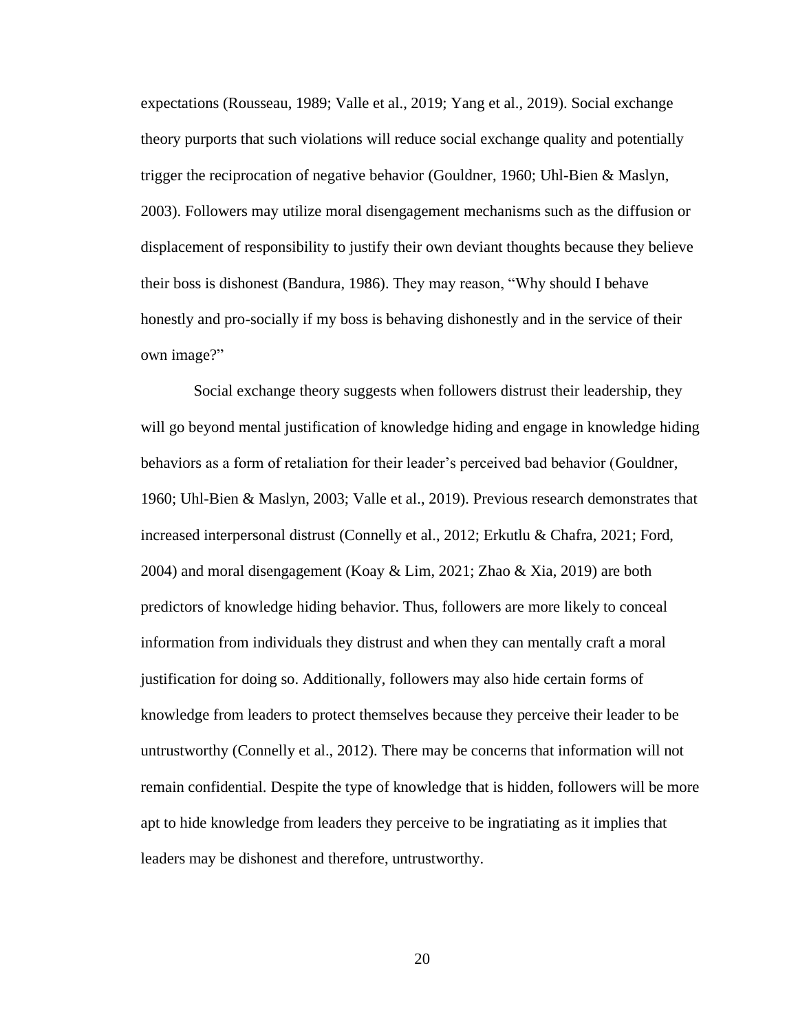expectations (Rousseau, 1989; Valle et al., 2019; Yang et al., 2019). Social exchange theory purports that such violations will reduce social exchange quality and potentially trigger the reciprocation of negative behavior (Gouldner, 1960; Uhl-Bien & Maslyn, 2003). Followers may utilize moral disengagement mechanisms such as the diffusion or displacement of responsibility to justify their own deviant thoughts because they believe their boss is dishonest (Bandura, 1986). They may reason, "Why should I behave honestly and pro-socially if my boss is behaving dishonestly and in the service of their own image?"

Social exchange theory suggests when followers distrust their leadership, they will go beyond mental justification of knowledge hiding and engage in knowledge hiding behaviors as a form of retaliation for their leader's perceived bad behavior (Gouldner, 1960; Uhl-Bien & Maslyn, 2003; Valle et al., 2019). Previous research demonstrates that increased interpersonal distrust (Connelly et al., 2012; Erkutlu & Chafra, 2021; Ford, 2004) and moral disengagement (Koay & Lim, 2021; Zhao & Xia, 2019) are both predictors of knowledge hiding behavior. Thus, followers are more likely to conceal information from individuals they distrust and when they can mentally craft a moral justification for doing so. Additionally, followers may also hide certain forms of knowledge from leaders to protect themselves because they perceive their leader to be untrustworthy (Connelly et al., 2012). There may be concerns that information will not remain confidential. Despite the type of knowledge that is hidden, followers will be more apt to hide knowledge from leaders they perceive to be ingratiating as it implies that leaders may be dishonest and therefore, untrustworthy.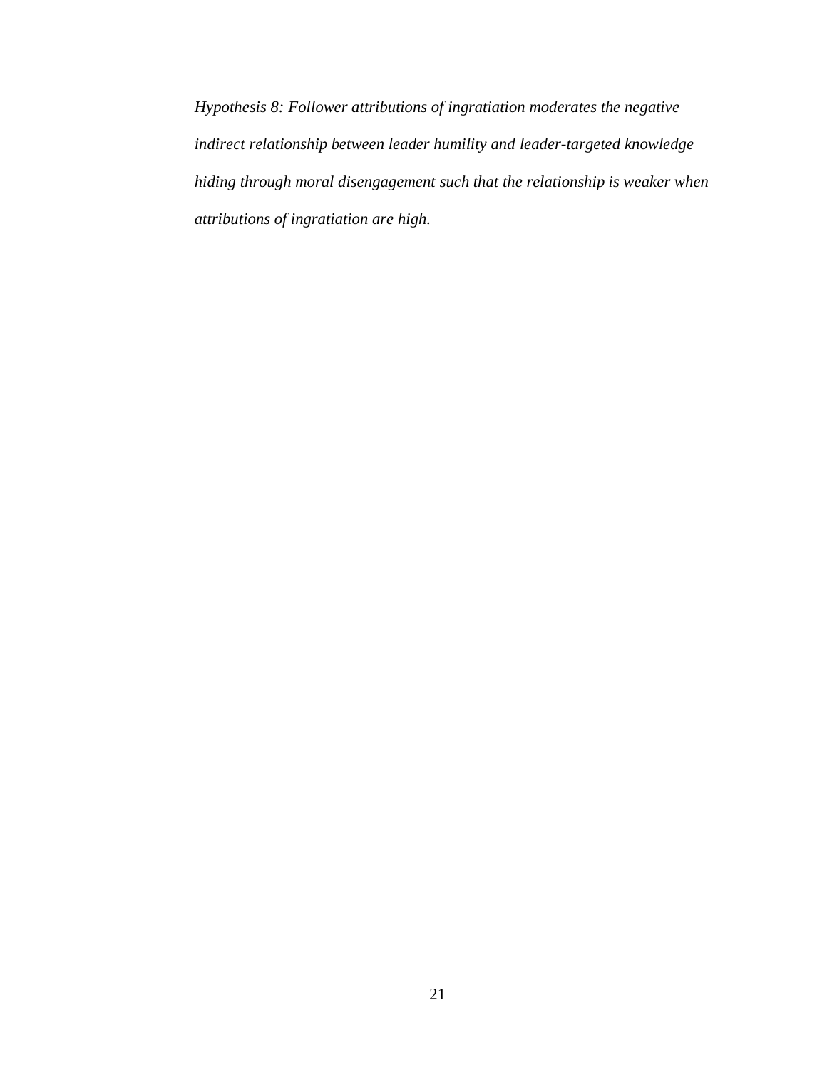*Hypothesis 8: Follower attributions of ingratiation moderates the negative indirect relationship between leader humility and leader-targeted knowledge hiding through moral disengagement such that the relationship is weaker when attributions of ingratiation are high.*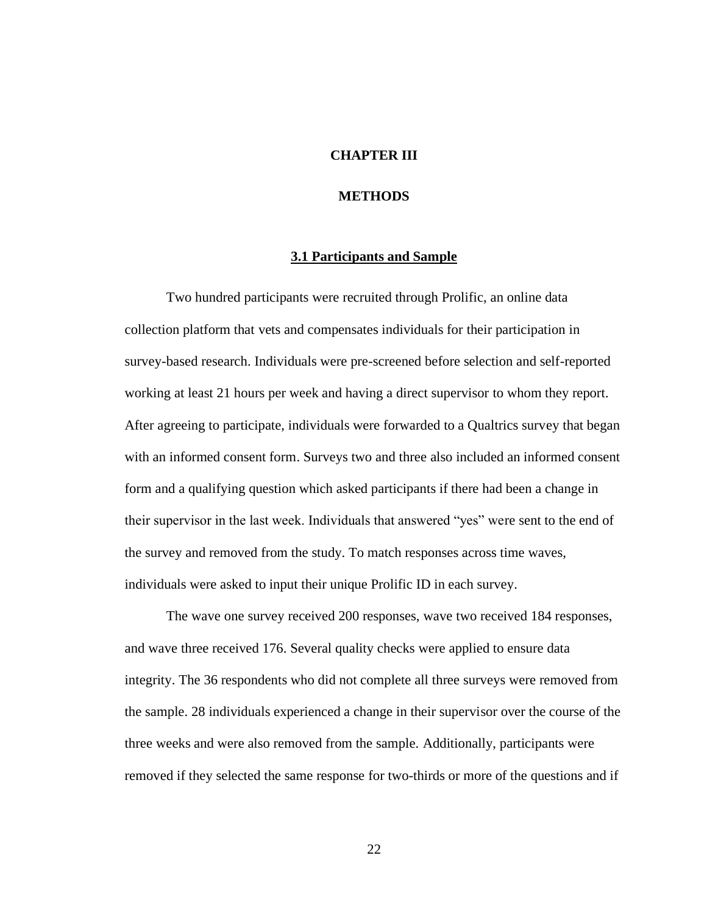# CHAPTER III

# METHODS

## 3.1 Participants and Sample

Two hundred participants were recruited through Prolific, an online data collection platform that vets and compensates individuals for their participation in survey-based research. Individuals were pre-screened before selection and self-reported working at least 21 hours per week and having a direct supervisor to whom they report. After agreeing to participate, individuals were forwarded to a Qualtrics survey that began with an informed consent form. Surveys two and three also included an informed consent form and a qualifying question which asked participants if there had been a change in their supervisor in the last week. Individuals that answered "yes" were sent to the end of the survey and removed from the study. To match responses across time waves, individuals were asked to input their unique Prolific ID in each survey.

The wave one survey received 200 responses, wave two received 184 responses, and wave three received 176. Several quality checks were applied to ensure data integrity. The 36 respondents who did not complete all three surveys were removed from the sample. 28 individuals experienced a change in their supervisor over the course of the three weeks and were also removed from the sample. Additionally, participants were removed if they selected the same response for two-thirds or more of the questions and if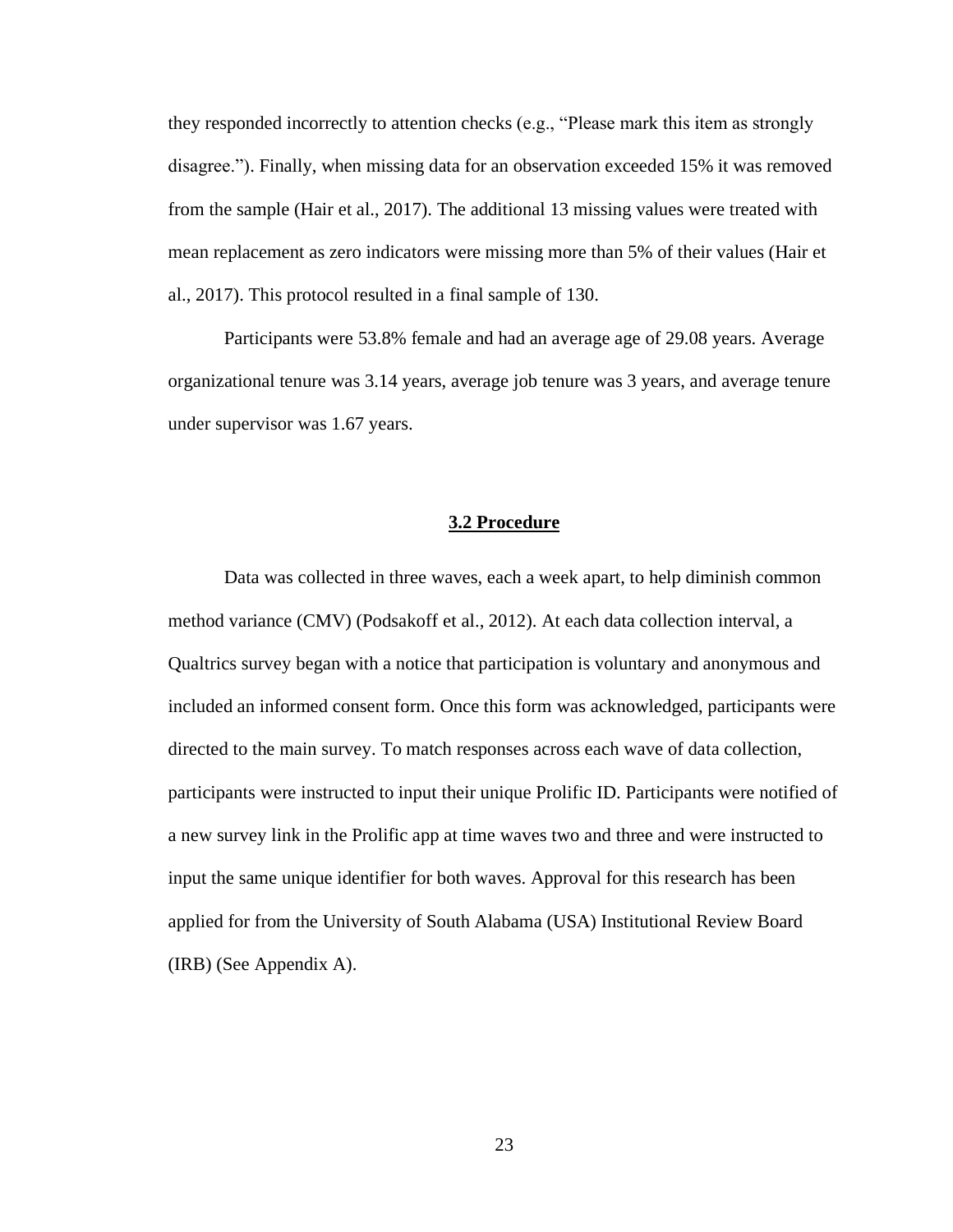they responded incorrectly to attention checks (e.g., "Please mark this item as strongly disagree."). Finally, when missing data for an observation exceeded 15% it was removed from the sample (Hair et al., 2017). The additional 13 missing values were treated with mean replacement as zero indicators were missing more than 5% of their values (Hair et al., 2017). This protocol resulted in a final sample of 130.

Participants were 53.8% female and had an average age of 29.08 years. Average organizational tenure was 3.14 years, average job tenure was 3 years, and average tenure under supervisor was 1.67 years.

## 3.2 Procedure

Data was collected in three waves, each a week apart, to help diminish common method variance (CMV) (Podsakoff et al., 2012). At each data collection interval, a Qualtrics survey began with a notice that participation is voluntary and anonymous and included an informed consent form. Once this form was acknowledged, participants were directed to the main survey. To match responses across each wave of data collection, participants were instructed to input their unique Prolific ID. Participants were notified of a new survey link in the Prolific app at time waves two and three and were instructed to input the same unique identifier for both waves. Approval for this research has been applied for from the University of South Alabama (USA) Institutional Review Board (IRB) (See Appendix A).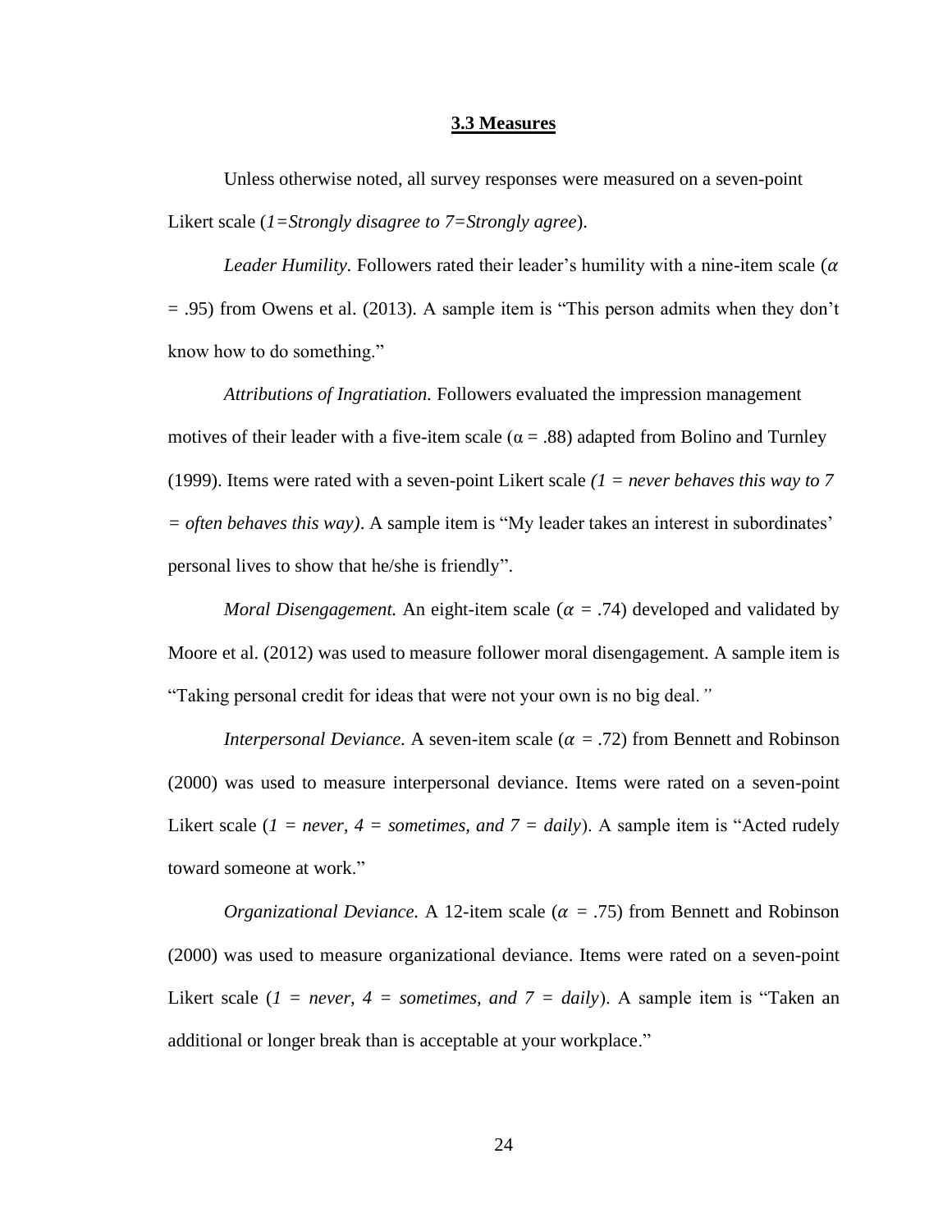### **3.3 Measures**

Unless otherwise noted, all survey responses were measured on a seven-point Likert scale (*1=Strongly disagree to 7=Strongly agree*).

*Leader Humility.* Followers rated their leader's humility with a nine-item scale ($\alpha$ = .95) from Owens et al. (2013). A sample item is "This person admits when they don't know how to do something."

*Attributions of Ingratiation.* Followers evaluated the impression management motives of their leader with a five-item scale ($\alpha$ = .88) adapted from Bolino and Turnley (1999). Items were rated with a seven-point Likert scale *(1 = never behaves this way to 7 = often behaves this way)*. A sample item is "My leader takes an interest in subordinates' personal lives to show that he/she is friendly".

*Moral Disengagement.* An eight-item scale ($\alpha$ = .74) developed and validated by Moore et al. (2012) was used to measure follower moral disengagement. A sample item is "Taking personal credit for ideas that were not your own is no big deal."

*Interpersonal Deviance.* A seven-item scale ($\alpha$ = .72) from Bennett and Robinson (2000) was used to measure interpersonal deviance. Items were rated on a seven-point Likert scale (*1 = never, 4 = sometimes, and 7 = daily*). A sample item is "Acted rudely toward someone at work."

*Organizational Deviance.* A 12-item scale ($\alpha$ = .75) from Bennett and Robinson (2000) was used to measure organizational deviance. Items were rated on a seven-point Likert scale (*1 = never, 4 = sometimes, and 7 = daily*). A sample item is "Taken an additional or longer break than is acceptable at your workplace."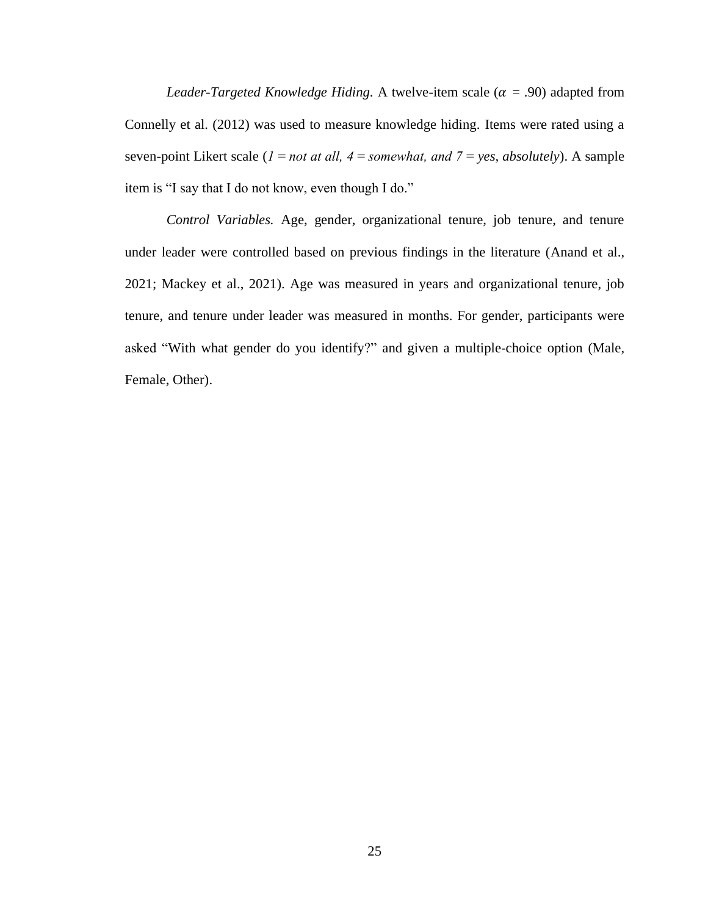*Leader-Targeted Knowledge Hiding*. A twelve-item scale ($\alpha$ = .90) adapted from Connelly et al. (2012) was used to measure knowledge hiding. Items were rated using a seven-point Likert scale (*1 = not at all, 4 = somewhat, and 7 = yes, absolutely*). A sample item is "I say that I do not know, even though I do."

*Control Variables.* Age, gender, organizational tenure, job tenure, and tenure under leader were controlled based on previous findings in the literature (Anand et al., 2021; Mackey et al., 2021). Age was measured in years and organizational tenure, job tenure, and tenure under leader was measured in months. For gender, participants were asked "With what gender do you identify?" and given a multiple-choice option (Male, Female, Other).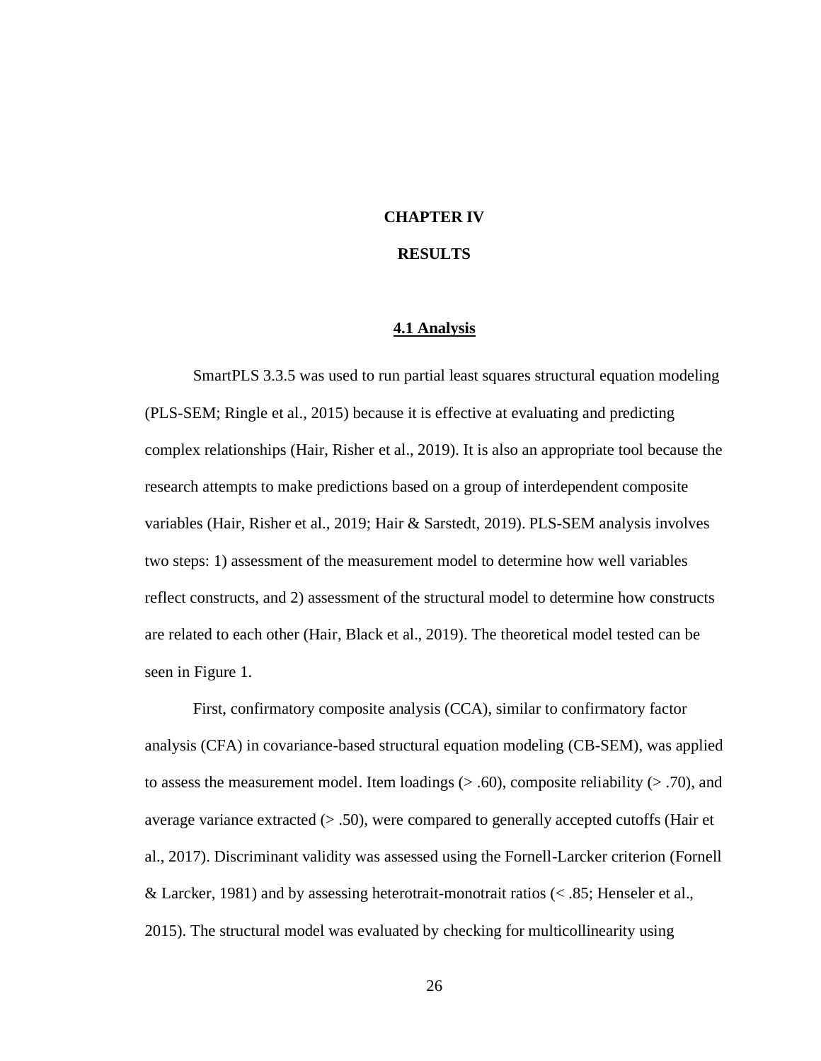# CHAPTER IV

# RESULTS

## 4.1 Analysis

SmartPLS 3.3.5 was used to run partial least squares structural equation modeling (PLS-SEM; Ringle et al., 2015) because it is effective at evaluating and predicting complex relationships (Hair, Risher et al., 2019). It is also an appropriate tool because the research attempts to make predictions based on a group of interdependent composite variables (Hair, Risher et al., 2019; Hair & Sarstedt, 2019). PLS-SEM analysis involves two steps: 1) assessment of the measurement model to determine how well variables reflect constructs, and 2) assessment of the structural model to determine how constructs are related to each other (Hair, Black et al., 2019). The theoretical model tested can be seen in Figure 1.

First, confirmatory composite analysis (CCA), similar to confirmatory factor analysis (CFA) in covariance-based structural equation modeling (CB-SEM), was applied to assess the measurement model. Item loadings (> .60), composite reliability (> .70), and average variance extracted (> .50), were compared to generally accepted cutoffs (Hair et al., 2017). Discriminant validity was assessed using the Fornell-Larcker criterion (Fornell & Larcker, 1981) and by assessing heterotrait-monotrait ratios (< .85; Henseler et al., 2015). The structural model was evaluated by checking for multicollinearity using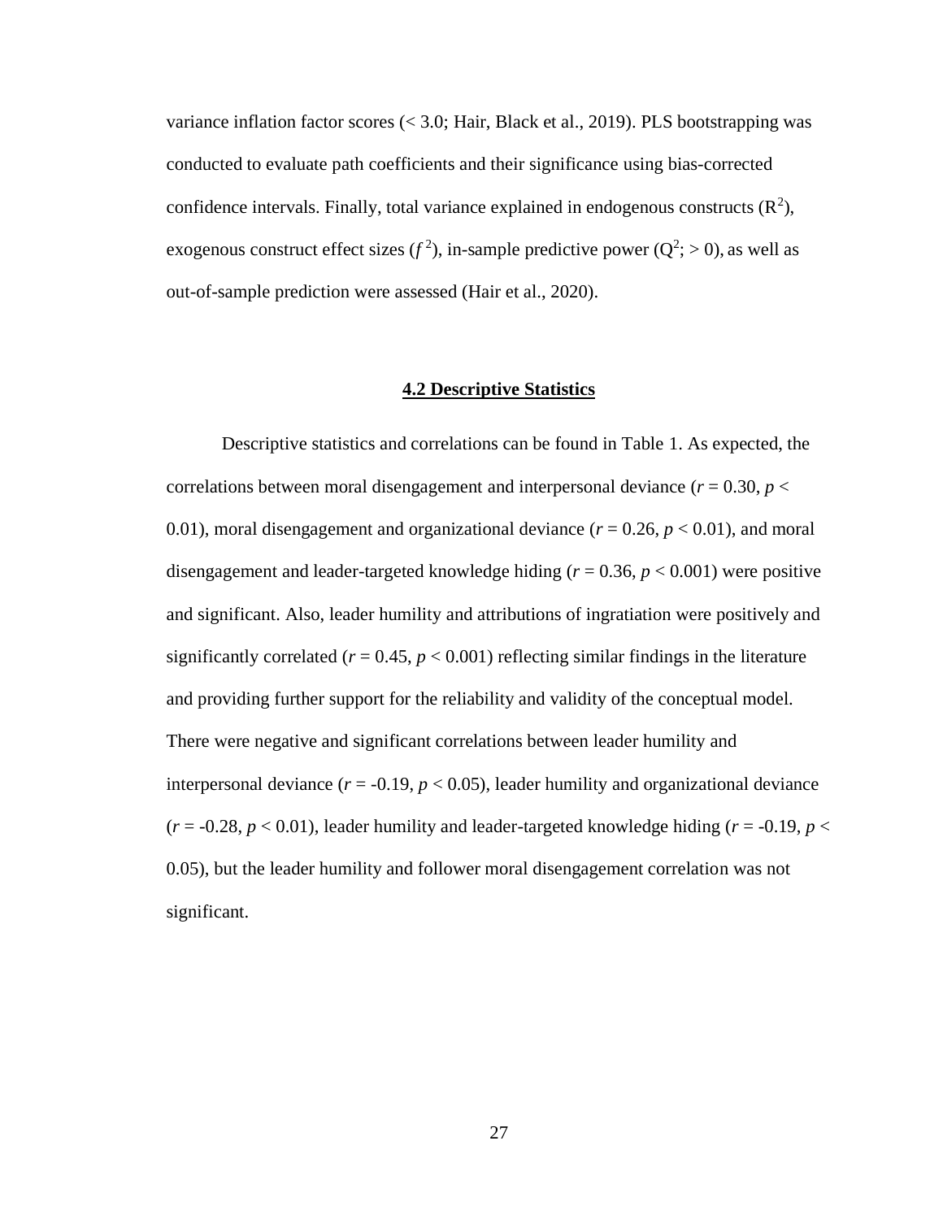variance inflation factor scores (< 3.0; Hair, Black et al., 2019). PLS bootstrapping was conducted to evaluate path coefficients and their significance using bias-corrected confidence intervals. Finally, total variance explained in endogenous constructs ($R^2$), exogenous construct effect sizes ($f^2$), in-sample predictive power ($Q^2$; > 0), as well as out-of-sample prediction were assessed (Hair et al., 2020).

## 4.2 Descriptive Statistics

Descriptive statistics and correlations can be found in Table 1. As expected, the correlations between moral disengagement and interpersonal deviance ($r = 0.30$, $p < 0.01$), moral disengagement and organizational deviance ($r = 0.26$, $p < 0.01$), and moral disengagement and leader-targeted knowledge hiding ($r = 0.36$, $p < 0.001$) were positive and significant. Also, leader humility and attributions of ingratiation were positively and significantly correlated ($r = 0.45$, $p < 0.001$) reflecting similar findings in the literature and providing further support for the reliability and validity of the conceptual model. There were negative and significant correlations between leader humility and interpersonal deviance ($r = -0.19$, $p < 0.05$), leader humility and organizational deviance ($r = -0.28$, $p < 0.01$), leader humility and leader-targeted knowledge hiding ($r = -0.19$, $p < 0.05$), but the leader humility and follower moral disengagement correlation was not significant.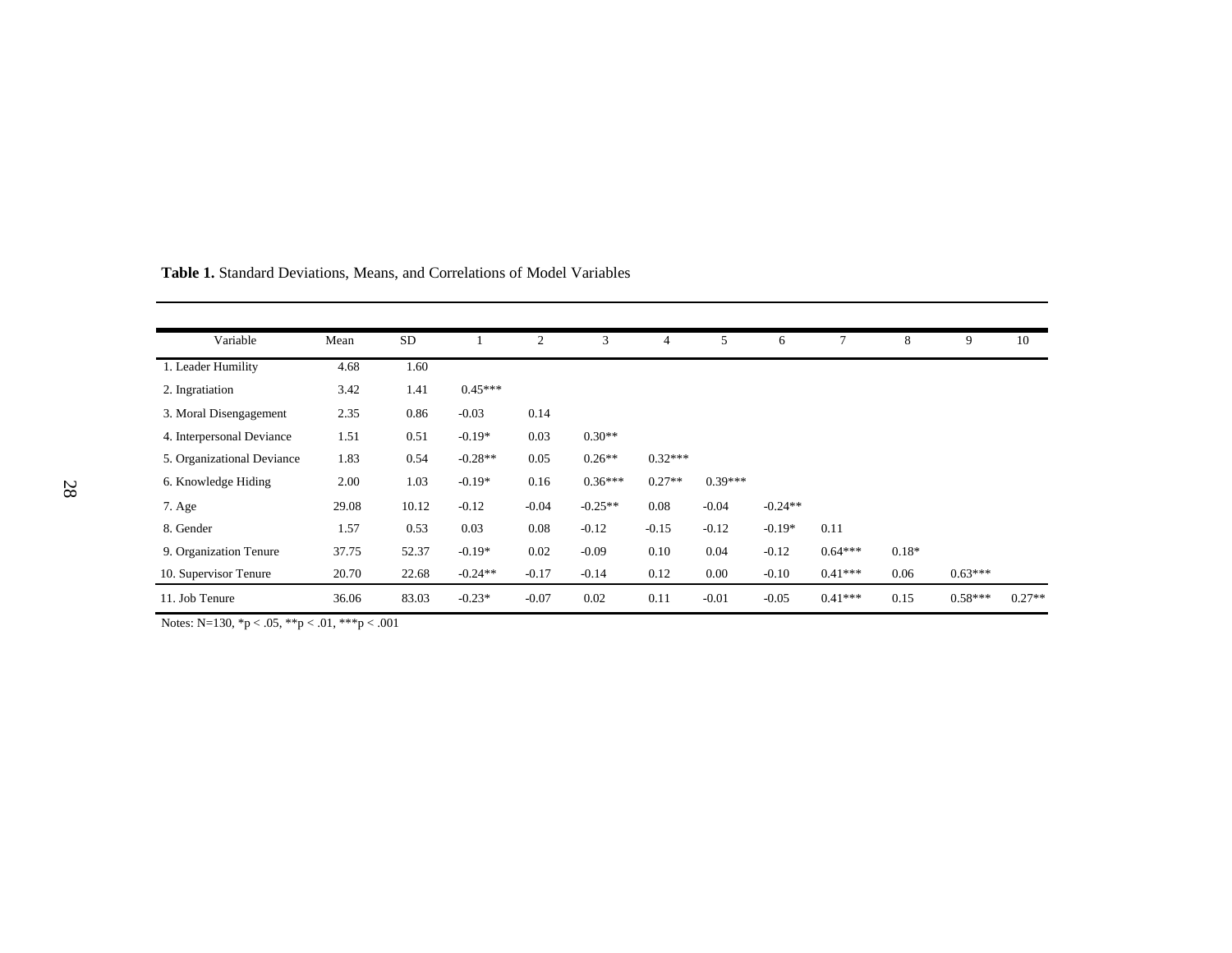**Table 1.** Standard Deviations, Means, and Correlations of Model Variables

| Variable | Mean | SD | 1 | 2 | 3 | 4 | 5 | 6 | 7 | 8 | 9 | 10 |
|---|---|---|---|---|---|---|---|---|---|---|---|---|
| 1. Leader Humility | 4.68 | 1.60 | | | | | | | | | | |
| 2. Ingratiation | 3.42 | 1.41 | 0.45*** | | | | | | | | | |
| 3. Moral Disengagement | 2.35 | 0.86 | -0.03 | 0.14 | | | | | | | | |
| 4. Interpersonal Deviance | 1.51 | 0.51 | -0.19* | 0.03 | 0.30** | | | | | | | |
| 5. Organizational Deviance | 1.83 | 0.54 | -0.28** | 0.05 | 0.26** | 0.32*** | | | | | | |
| 6. Knowledge Hiding | 2.00 | 1.03 | -0.19* | 0.16 | 0.36*** | 0.27** | 0.39*** | | | | | |
| 7. Age | 29.08 | 10.12 | -0.12 | -0.04 | -0.25** | 0.08 | -0.04 | -0.24** | | | | |
| 8. Gender | 1.57 | 0.53 | 0.03 | 0.08 | -0.12 | -0.15 | -0.12 | -0.19* | 0.11 | | | |
| 9. Organization Tenure | 37.75 | 52.37 | -0.19* | 0.02 | -0.09 | 0.10 | 0.04 | -0.12 | 0.64*** | 0.18* | | |
| 10. Supervisor Tenure | 20.70 | 22.68 | -0.24** | -0.17 | -0.14 | 0.12 | 0.00 | -0.10 | 0.41*** | 0.06 | 0.63*** | |
| 11. Job Tenure | 36.06 | 83.03 | -0.23* | -0.07 | 0.02 | 0.11 | -0.01 | -0.05 | 0.41*** | 0.15 | 0.58*** | 0.27** |

Notes: N=130, *p < .05, **p < .01, ***p < .001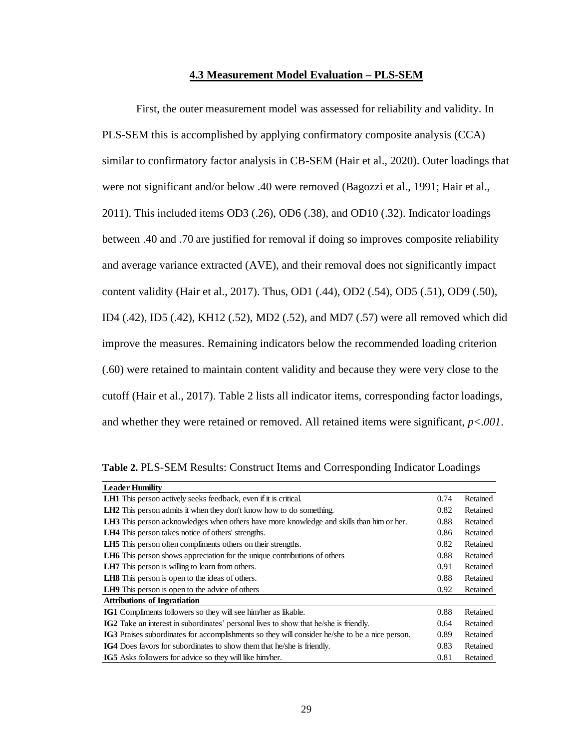### 4.3 Measurement Model Evaluation – PLS-SEM

First, the outer measurement model was assessed for reliability and validity. In PLS-SEM this is accomplished by applying confirmatory composite analysis (CCA) similar to confirmatory factor analysis in CB-SEM (Hair et al., 2020). Outer loadings that were not significant and/or below .40 were removed (Bagozzi et al., 1991; Hair et al., 2011). This included items OD3 (.26), OD6 (.38), and OD10 (.32). Indicator loadings between .40 and .70 are justified for removal if doing so improves composite reliability and average variance extracted (AVE), and their removal does not significantly impact content validity (Hair et al., 2017). Thus, OD1 (.44), OD2 (.54), OD5 (.51), OD9 (.50), ID4 (.42), ID5 (.42), KH12 (.52), MD2 (.52), and MD7 (.57) were all removed which did improve the measures. Remaining indicators below the recommended loading criterion (.60) were retained to maintain content validity and because they were very close to the cutoff (Hair et al., 2017). Table 2 lists all indicator items, corresponding factor loadings, and whether they were retained or removed. All retained items were significant, *p<.001*.

**Table 2.** PLS-SEM Results: Construct Items and Corresponding Indicator Loadings

| | | |
|---|---|---|
| **Leader Humility** | | |
| **LH1** This person actively seeks feedback, even if it is critical. | 0.74 | Retained |
| **LH2** This person admits it when they don't know how to do something. | 0.82 | Retained |
| **LH3** This person acknowledges when others have more knowledge and skills than him or her. | 0.88 | Retained |
| **LH4** This person takes notice of others' strengths. | 0.86 | Retained |
| **LH5** This person often compliments others on their strengths. | 0.82 | Retained |
| **LH6** This person shows appreciation for the unique contributions of others | 0.88 | Retained |
| **LH7** This person is willing to learn from others. | 0.91 | Retained |
| **LH8** This person is open to the ideas of others. | 0.88 | Retained |
| **LH9** This person is open to the advice of others | 0.92 | Retained |
| **Attributions of Ingratiation** | | |
| **IG1** Compliments followers so they will see him/her as likable. | 0.88 | Retained |
| **IG2** Take an interest in subordinates' personal lives to show that he/she is friendly. | 0.64 | Retained |
| **IG3** Praises subordinates for accomplishments so they will consider he/she to be a nice person. | 0.89 | Retained |
| **IG4** Does favors for subordinates to show them that he/she is friendly. | 0.83 | Retained |
| **IG5** Asks followers for advice so they will like him/her. | 0.81 | Retained |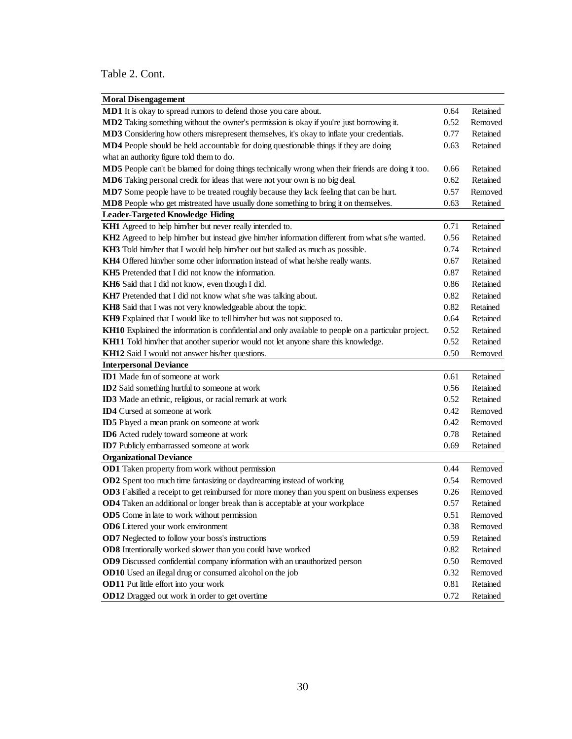Table 2. Cont.

| | | |
|---|---|---|
| **Moral Disengagement** | | |
| **MD1** It is okay to spread rumors to defend those you care about. | 0.64 | Retained |
| **MD2** Taking something without the owner's permission is okay if you're just borrowing it. | 0.52 | Removed |
| **MD3** Considering how others misrepresent themselves, it's okay to inflate your credentials. | 0.77 | Retained |
| **MD4** People should be held accountable for doing questionable things if they are doing what an authority figure told them to do. | 0.63 | Retained |
| **MD5** People can't be blamed for doing things technically wrong when their friends are doing it too. | 0.66 | Retained |
| **MD6** Taking personal credit for ideas that were not your own is no big deal. | 0.62 | Retained |
| **MD7** Some people have to be treated roughly because they lack feeling that can be hurt. | 0.57 | Removed |
| **MD8** People who get mistreated have usually done something to bring it on themselves. | 0.63 | Retained |
| **Leader-Targeted Knowledge Hiding** | | |
| **KH1** Agreed to help him/her but never really intended to. | 0.71 | Retained |
| **KH2** Agreed to help him/her but instead give him/her information different from what s/he wanted. | 0.56 | Retained |
| **KH3** Told him/her that I would help him/her out but stalled as much as possible. | 0.74 | Retained |
| **KH4** Offered him/her some other information instead of what he/she really wants. | 0.67 | Retained |
| **KH5** Pretended that I did not know the information. | 0.87 | Retained |
| **KH6** Said that I did not know, even though I did. | 0.86 | Retained |
| **KH7** Pretended that I did not know what s/he was talking about. | 0.82 | Retained |
| **KH8** Said that I was not very knowledgeable about the topic. | 0.82 | Retained |
| **KH9** Explained that I would like to tell him/her but was not supposed to. | 0.64 | Retained |
| **KH10** Explained the information is confidential and only available to people on a particular project. | 0.52 | Retained |
| **KH11** Told him/her that another superior would not let anyone share this knowledge. | 0.52 | Retained |
| **KH12** Said I would not answer his/her questions. | 0.50 | Removed |
| **Interpersonal Deviance** | | |
| **ID1** Made fun of someone at work | 0.61 | Retained |
| **ID2** Said something hurtful to someone at work | 0.56 | Retained |
| **ID3** Made an ethnic, religious, or racial remark at work | 0.52 | Retained |
| **ID4** Cursed at someone at work | 0.42 | Removed |
| **ID5** Played a mean prank on someone at work | 0.42 | Removed |
| **ID6** Acted rudely toward someone at work | 0.78 | Retained |
| **ID7** Publicly embarrassed someone at work | 0.69 | Retained |
| **Organizational Deviance** | | |
| **OD1** Taken property from work without permission | 0.44 | Removed |
| **OD2** Spent too much time fantasizing or daydreaming instead of working | 0.54 | Removed |
| **OD3** Falsified a receipt to get reimbursed for more money than you spent on business expenses | 0.26 | Removed |
| **OD4** Taken an additional or longer break than is acceptable at your workplace | 0.57 | Retained |
| **OD5** Come in late to work without permission | 0.51 | Removed |
| **OD6** Littered your work environment | 0.38 | Removed |
| **OD7** Neglected to follow your boss's instructions | 0.59 | Retained |
| **OD8** Intentionally worked slower than you could have worked | 0.82 | Retained |
| **OD9** Discussed confidential company information with an unauthorized person | 0.50 | Removed |
| **OD10** Used an illegal drug or consumed alcohol on the job | 0.32 | Removed |
| **OD11** Put little effort into your work | 0.81 | Retained |
| **OD12** Dragged out work in order to get overtime | 0.72 | Retained |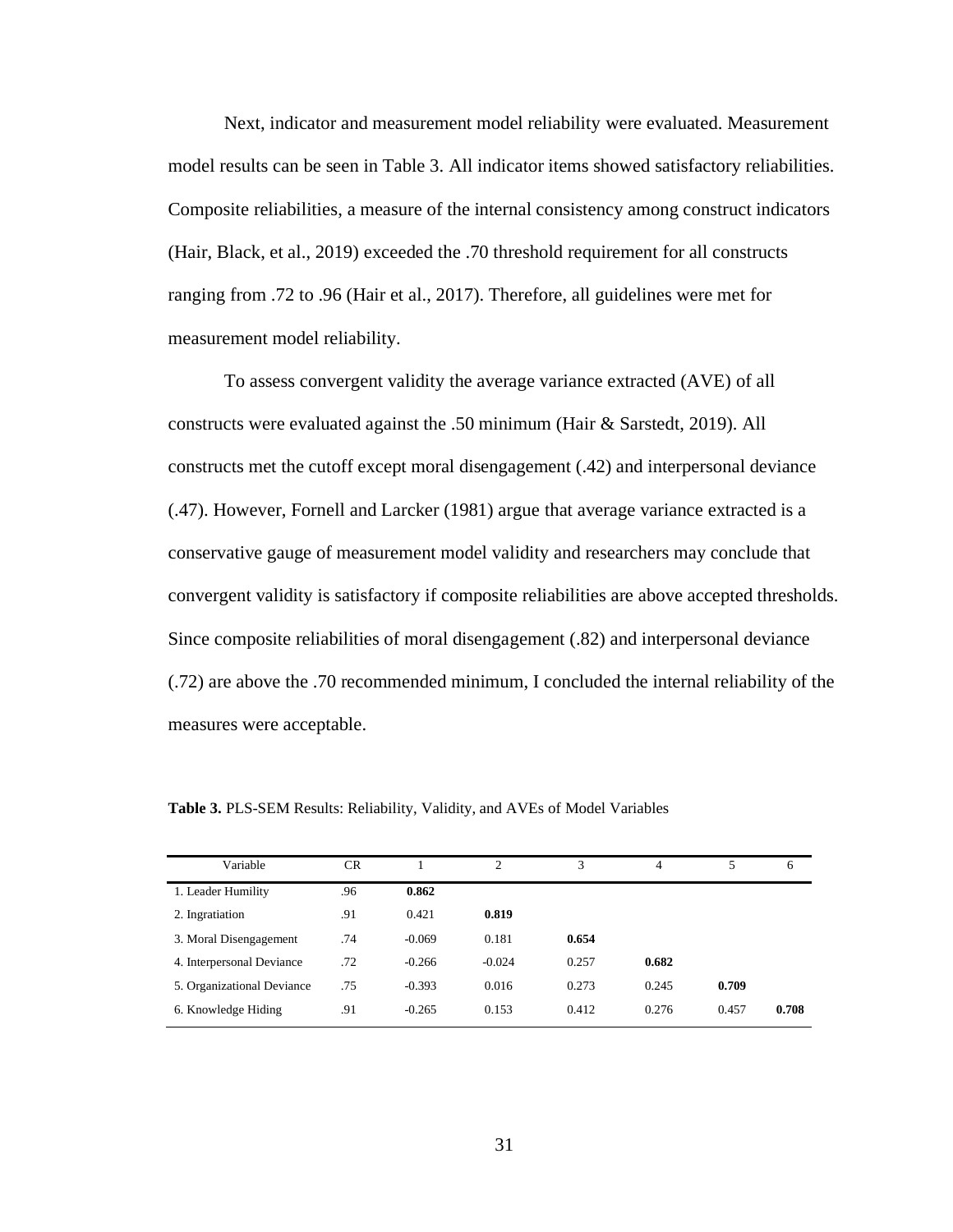Next, indicator and measurement model reliability were evaluated. Measurement model results can be seen in Table 3. All indicator items showed satisfactory reliabilities. Composite reliabilities, a measure of the internal consistency among construct indicators (Hair, Black, et al., 2019) exceeded the .70 threshold requirement for all constructs ranging from .72 to .96 (Hair et al., 2017). Therefore, all guidelines were met for measurement model reliability.

To assess convergent validity the average variance extracted (AVE) of all constructs were evaluated against the .50 minimum (Hair & Sarstedt, 2019). All constructs met the cutoff except moral disengagement (.42) and interpersonal deviance (.47). However, Fornell and Larcker (1981) argue that average variance extracted is a conservative gauge of measurement model validity and researchers may conclude that convergent validity is satisfactory if composite reliabilities are above accepted thresholds. Since composite reliabilities of moral disengagement (.82) and interpersonal deviance (.72) are above the .70 recommended minimum, I concluded the internal reliability of the measures were acceptable.

**Table 3.** PLS-SEM Results: Reliability, Validity, and AVEs of Model Variables

| Variable | CR | 1 | 2 | 3 | 4 | 5 | 6 |
|---|---|---|---|---|---|---|---|
| 1. Leader Humility | .96 | **0.862** | | | | | |
| 2. Ingratiation | .91 | 0.421 | **0.819** | | | | |
| 3. Moral Disengagement | .74 | -0.069 | 0.181 | **0.654** | | | |
| 4. Interpersonal Deviance | .72 | -0.266 | -0.024 | 0.257 | **0.682** | | |
| 5. Organizational Deviance | .75 | -0.393 | 0.016 | 0.273 | 0.245 | **0.709** | |
| 6. Knowledge Hiding | .91 | -0.265 | 0.153 | 0.412 | 0.276 | 0.457 | **0.708** |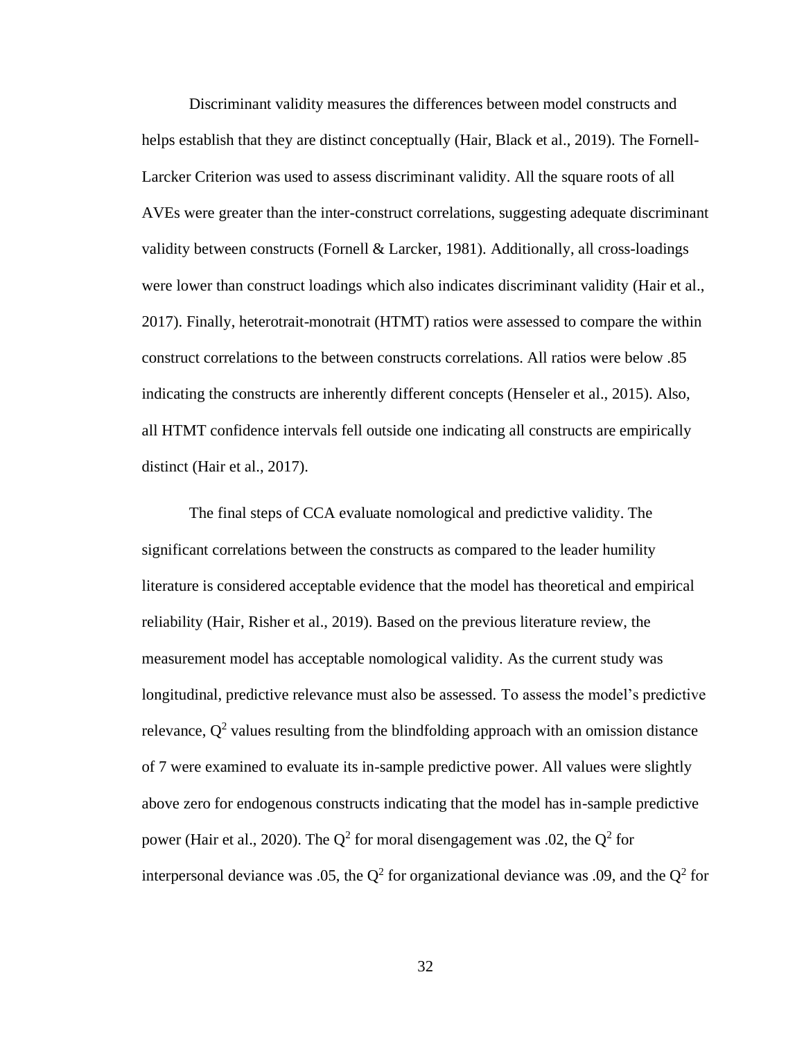Discriminant validity measures the differences between model constructs and helps establish that they are distinct conceptually (Hair, Black et al., 2019). The Fornell-Larcker Criterion was used to assess discriminant validity. All the square roots of all AVEs were greater than the inter-construct correlations, suggesting adequate discriminant validity between constructs (Fornell & Larcker, 1981). Additionally, all cross-loadings were lower than construct loadings which also indicates discriminant validity (Hair et al., 2017). Finally, heterotrait-monotrait (HTMT) ratios were assessed to compare the within construct correlations to the between constructs correlations. All ratios were below .85 indicating the constructs are inherently different concepts (Henseler et al., 2015). Also, all HTMT confidence intervals fell outside one indicating all constructs are empirically distinct (Hair et al., 2017).

The final steps of CCA evaluate nomological and predictive validity. The significant correlations between the constructs as compared to the leader humility literature is considered acceptable evidence that the model has theoretical and empirical reliability (Hair, Risher et al., 2019). Based on the previous literature review, the measurement model has acceptable nomological validity. As the current study was longitudinal, predictive relevance must also be assessed. To assess the model's predictive relevance, $Q^2$ values resulting from the blindfolding approach with an omission distance of 7 were examined to evaluate its in-sample predictive power. All values were slightly above zero for endogenous constructs indicating that the model has in-sample predictive power (Hair et al., 2020). The $Q^2$ for moral disengagement was .02, the $Q^2$ for interpersonal deviance was .05, the $Q^2$ for organizational deviance was .09, and the $Q^2$ for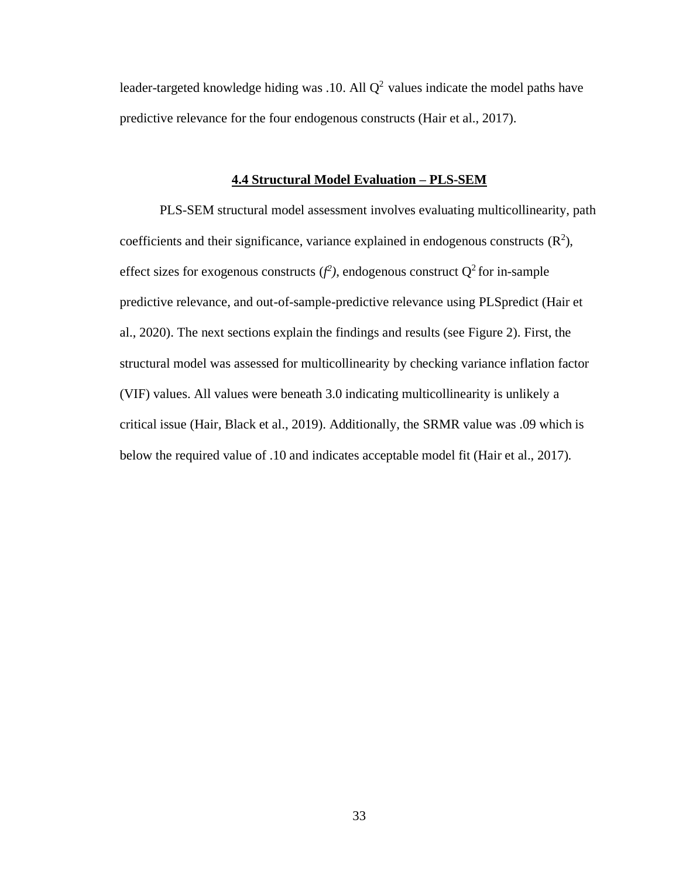leader-targeted knowledge hiding was .10. All $Q^2$ values indicate the model paths have predictive relevance for the four endogenous constructs (Hair et al., 2017).

## 4.4 Structural Model Evaluation – PLS-SEM

PLS-SEM structural model assessment involves evaluating multicollinearity, path coefficients and their significance, variance explained in endogenous constructs ($R^2$), effect sizes for exogenous constructs ($f^2$), endogenous construct $Q^2$ for in-sample predictive relevance, and out-of-sample-predictive relevance using PLSpredict (Hair et al., 2020). The next sections explain the findings and results (see Figure 2). First, the structural model was assessed for multicollinearity by checking variance inflation factor (VIF) values. All values were beneath 3.0 indicating multicollinearity is unlikely a critical issue (Hair, Black et al., 2019). Additionally, the SRMR value was .09 which is below the required value of .10 and indicates acceptable model fit (Hair et al., 2017).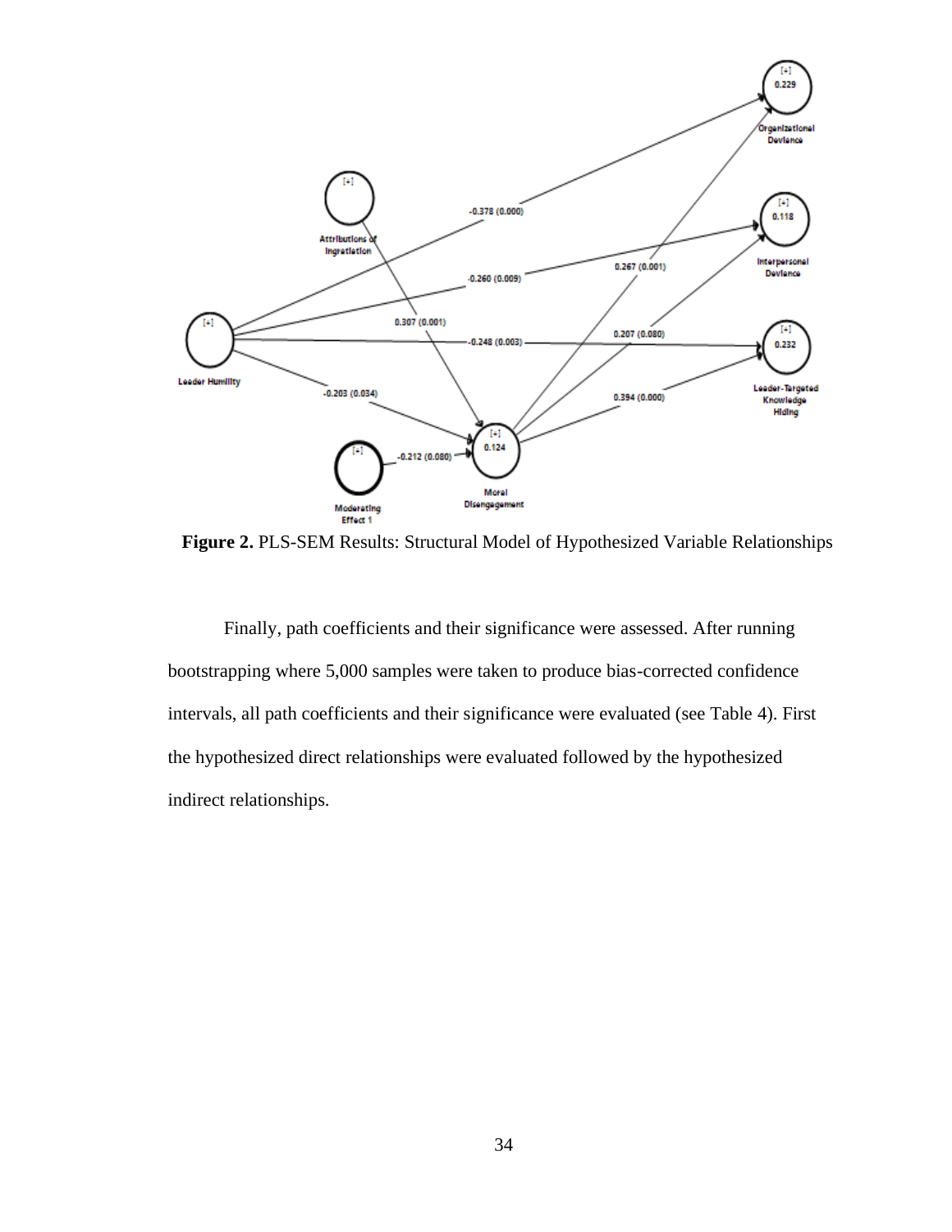[+]
0.229
Organizational Deviance

[+]
Attributions of Ingratiation

-0.378 (0.000)

[+]
0.118
Interpersonal Deviance

0.267 (0.001)

-0.260 (0.009)

0.307 (0.001)

[+]
Leader Humility

-0.248 (0.003)

0.207 (0.080)

[+]
0.232
Leader-Targeted Knowledge Hiding

-0.203 (0.034)

0.394 (0.000)

[+]
0.124
Moral Disengagement

[+]
Moderating Effect 1

-0.212 (0.080)

**Figure 2.** PLS-SEM Results: Structural Model of Hypothesized Variable Relationships

Finally, path coefficients and their significance were assessed. After running bootstrapping where 5,000 samples were taken to produce bias-corrected confidence intervals, all path coefficients and their significance were evaluated (see Table 4). First the hypothesized direct relationships were evaluated followed by the hypothesized indirect relationships.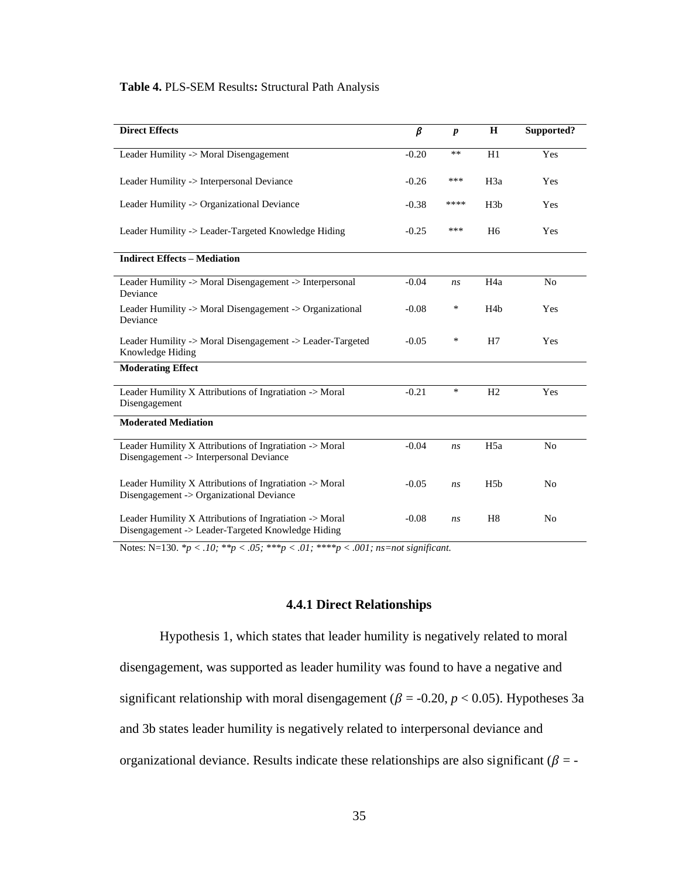**Table 4.** PLS-SEM Results**:** Structural Path Analysis

| **Direct Effects** | $\beta$ | $p$ | **H** | **Supported?** |
|---|---|---|---|---|
| Leader Humility -> Moral Disengagement | -0.20 | ** | H1 | Yes |
| Leader Humility -> Interpersonal Deviance | -0.26 | *** | H3a | Yes |
| Leader Humility -> Organizational Deviance | -0.38 | **** | H3b | Yes |
| Leader Humility -> Leader-Targeted Knowledge Hiding | -0.25 | *** | H6 | Yes |
| **Indirect Effects – Mediation** | | | | |
| Leader Humility -> Moral Disengagement -> Interpersonal Deviance | -0.04 | *ns* | H4a | No |
| Leader Humility -> Moral Disengagement -> Organizational Deviance | -0.08 | * | H4b | Yes |
| Leader Humility -> Moral Disengagement -> Leader-Targeted Knowledge Hiding | -0.05 | * | H7 | Yes |
| **Moderating Effect** | | | | |
| Leader Humility X Attributions of Ingratiation -> Moral Disengagement | -0.21 | * | H2 | Yes |
| **Moderated Mediation** | | | | |
| Leader Humility X Attributions of Ingratiation -> Moral Disengagement -> Interpersonal Deviance | -0.04 | *ns* | H5a | No |
| Leader Humility X Attributions of Ingratiation -> Moral Disengagement -> Organizational Deviance | -0.05 | *ns* | H5b | No |
| Leader Humility X Attributions of Ingratiation -> Moral Disengagement -> Leader-Targeted Knowledge Hiding | -0.08 | *ns* | H8 | No |

Notes: N=130. *$p < .10$; **$p < .05$; ***$p < .01$; ****$p < .001$; *ns=not significant.*

### 4.4.1 Direct Relationships

Hypothesis 1, which states that leader humility is negatively related to moral disengagement, was supported as leader humility was found to have a negative and significant relationship with moral disengagement ($\beta$ = -0.20, $p$ < 0.05). Hypotheses 3a and 3b states leader humility is negatively related to interpersonal deviance and organizational deviance. Results indicate these relationships are also significant ($\beta$ = -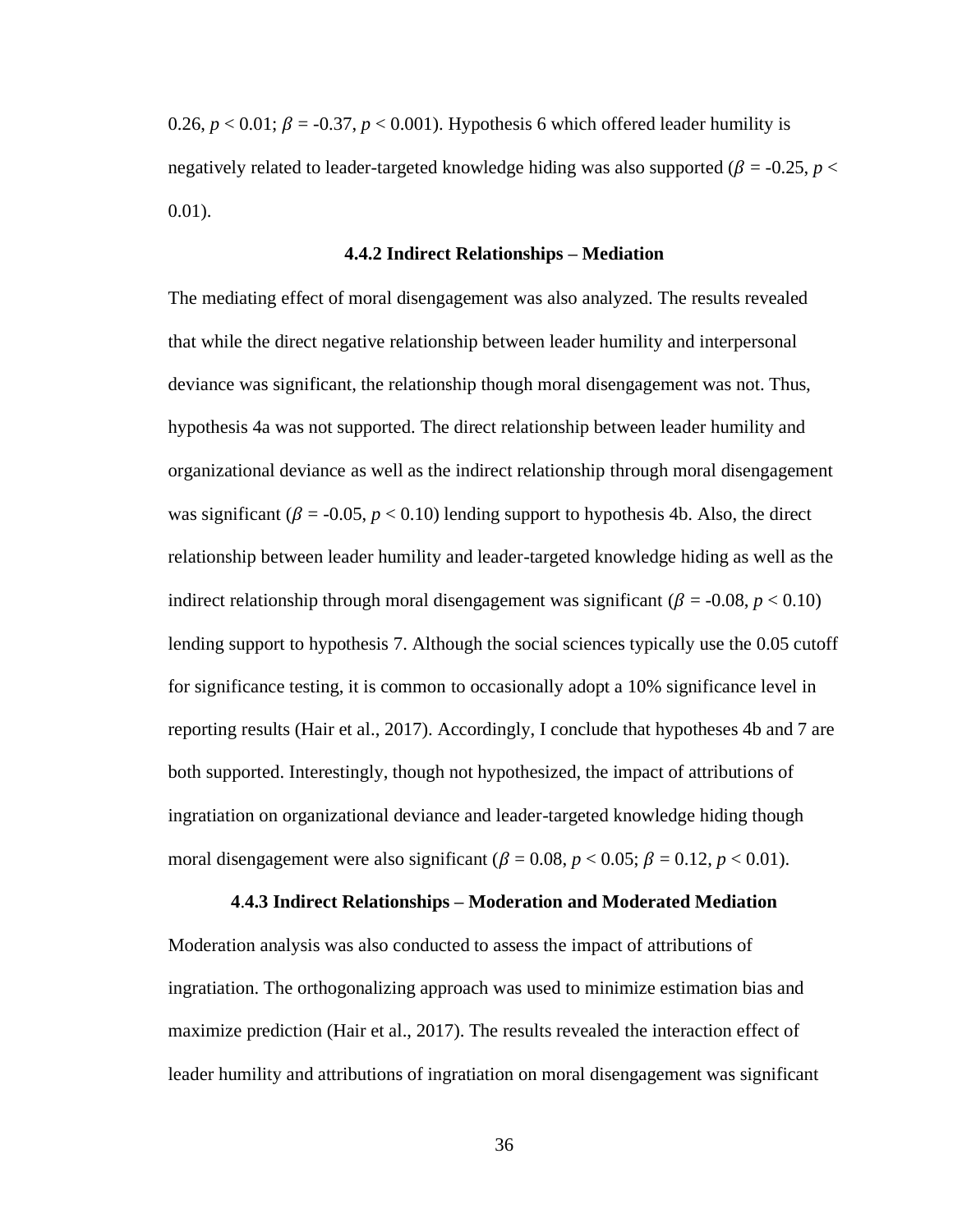0.26, $p < 0.01$; $\beta = -0.37$, $p < 0.001$). Hypothesis 6 which offered leader humility is negatively related to leader-targeted knowledge hiding was also supported ($\beta = -0.25$, $p < 0.01$).

### 4.4.2 Indirect Relationships – Mediation

The mediating effect of moral disengagement was also analyzed. The results revealed that while the direct negative relationship between leader humility and interpersonal deviance was significant, the relationship though moral disengagement was not. Thus, hypothesis 4a was not supported. The direct relationship between leader humility and organizational deviance as well as the indirect relationship through moral disengagement was significant ($\beta = -0.05$, $p < 0.10$) lending support to hypothesis 4b. Also, the direct relationship between leader humility and leader-targeted knowledge hiding as well as the indirect relationship through moral disengagement was significant ($\beta = -0.08$, $p < 0.10$) lending support to hypothesis 7. Although the social sciences typically use the 0.05 cutoff for significance testing, it is common to occasionally adopt a 10% significance level in reporting results (Hair et al., 2017). Accordingly, I conclude that hypotheses 4b and 7 are both supported. Interestingly, though not hypothesized, the impact of attributions of ingratiation on organizational deviance and leader-targeted knowledge hiding though moral disengagement were also significant ($\beta = 0.08$, $p < 0.05$; $\beta = 0.12$, $p < 0.01$).

### 4.4.3 Indirect Relationships – Moderation and Moderated Mediation

Moderation analysis was also conducted to assess the impact of attributions of ingratiation. The orthogonalizing approach was used to minimize estimation bias and maximize prediction (Hair et al., 2017). The results revealed the interaction effect of leader humility and attributions of ingratiation on moral disengagement was significant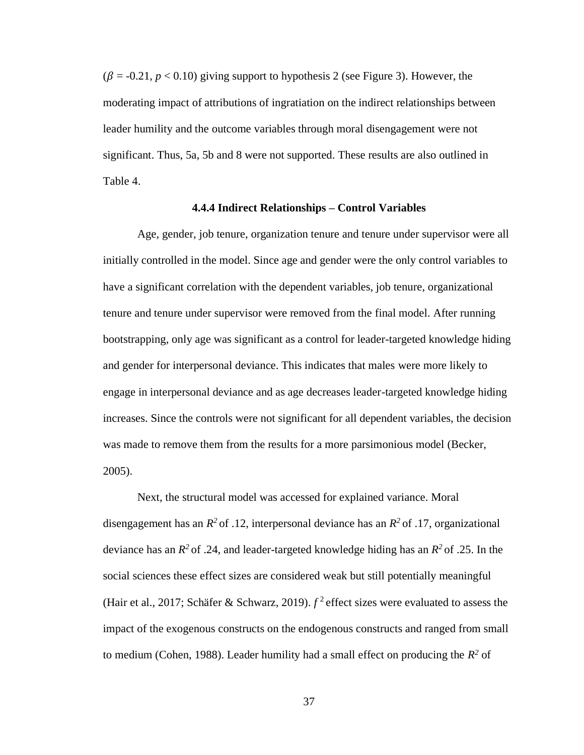($\beta = -0.21$, $p < 0.10$) giving support to hypothesis 2 (see Figure 3). However, the moderating impact of attributions of ingratiation on the indirect relationships between leader humility and the outcome variables through moral disengagement were not significant. Thus, 5a, 5b and 8 were not supported. These results are also outlined in Table 4.

### 4.4.4 Indirect Relationships – Control Variables

Age, gender, job tenure, organization tenure and tenure under supervisor were all initially controlled in the model. Since age and gender were the only control variables to have a significant correlation with the dependent variables, job tenure, organizational tenure and tenure under supervisor were removed from the final model. After running bootstrapping, only age was significant as a control for leader-targeted knowledge hiding and gender for interpersonal deviance. This indicates that males were more likely to engage in interpersonal deviance and as age decreases leader-targeted knowledge hiding increases. Since the controls were not significant for all dependent variables, the decision was made to remove them from the results for a more parsimonious model (Becker, 2005).

Next, the structural model was accessed for explained variance. Moral disengagement has an $R^2$ of .12, interpersonal deviance has an $R^2$ of .17, organizational deviance has an $R^2$ of .24, and leader-targeted knowledge hiding has an $R^2$ of .25. In the social sciences these effect sizes are considered weak but still potentially meaningful (Hair et al., 2017; Schäfer & Schwarz, 2019). $f^2$ effect sizes were evaluated to assess the impact of the exogenous constructs on the endogenous constructs and ranged from small to medium (Cohen, 1988). Leader humility had a small effect on producing the $R^2$ of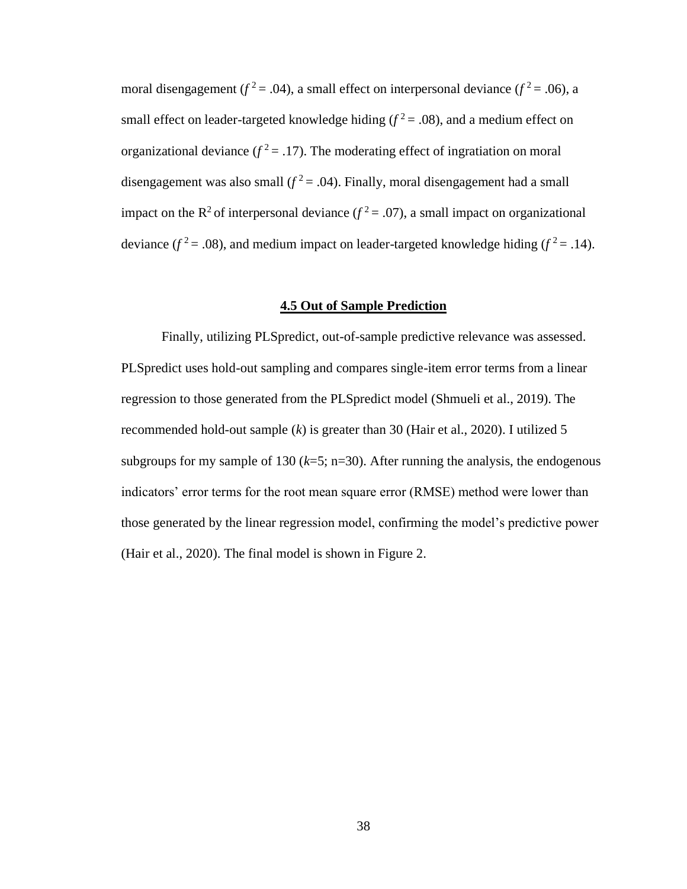moral disengagement ($f^2 = .04$), a small effect on interpersonal deviance ($f^2 = .06$), a small effect on leader-targeted knowledge hiding ($f^2 = .08$), and a medium effect on organizational deviance ($f^2 = .17$). The moderating effect of ingratiation on moral disengagement was also small ($f^2 = .04$). Finally, moral disengagement had a small impact on the $R^2$ of interpersonal deviance ($f^2 = .07$), a small impact on organizational deviance ($f^2 = .08$), and medium impact on leader-targeted knowledge hiding ($f^2 = .14$).

## 4.5 Out of Sample Prediction

Finally, utilizing PLSpredict, out-of-sample predictive relevance was assessed. PLSpredict uses hold-out sampling and compares single-item error terms from a linear regression to those generated from the PLSpredict model (Shmueli et al., 2019). The recommended hold-out sample ($k$) is greater than 30 (Hair et al., 2020). I utilized 5 subgroups for my sample of 130 ($k$=5; n=30). After running the analysis, the endogenous indicators' error terms for the root mean square error (RMSE) method were lower than those generated by the linear regression model, confirming the model's predictive power (Hair et al., 2020). The final model is shown in Figure 2.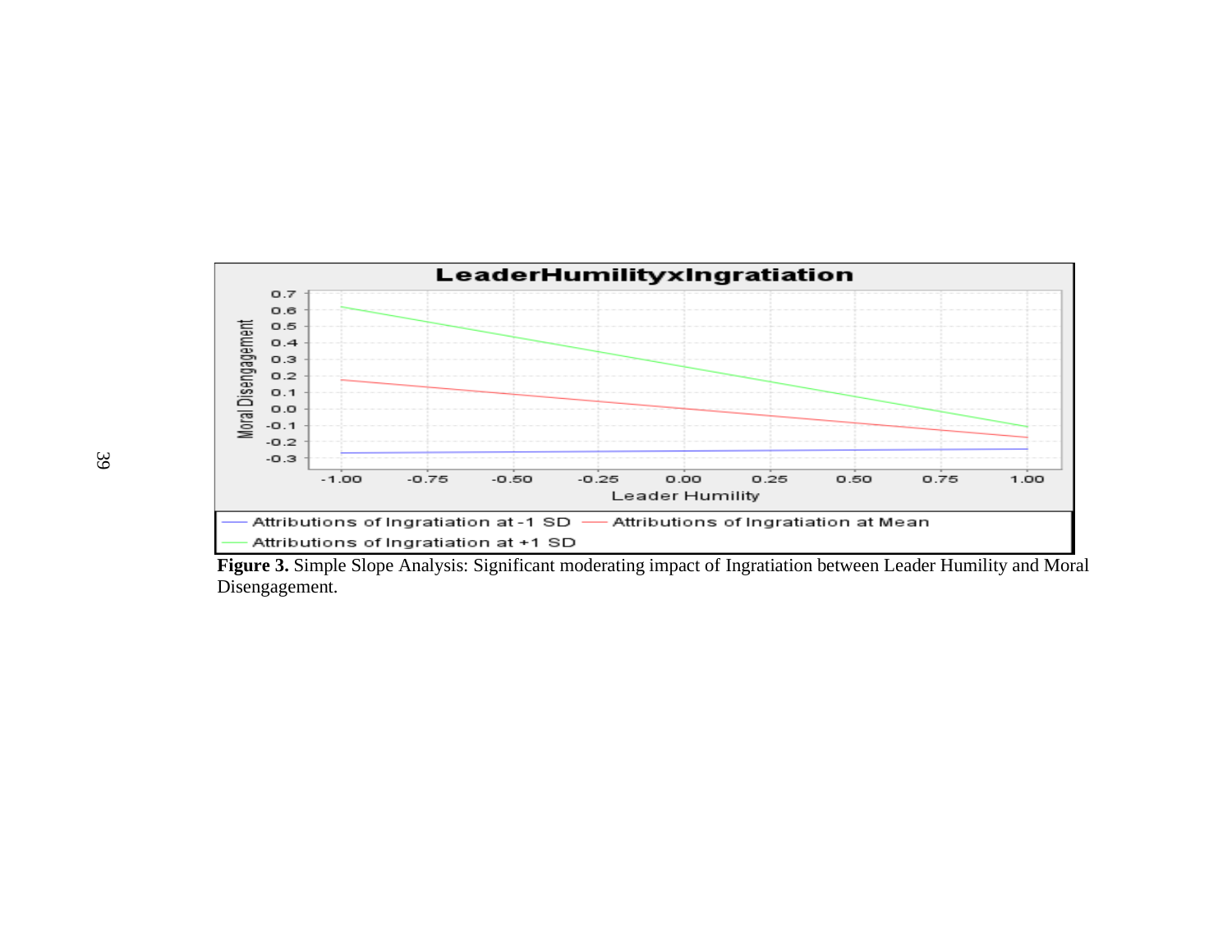LeaderHumilityxIngratiation

Moral Disengagement

0.7
0.6
0.5
0.4
0.3
0.2
0.1
0.0
-0.1
-0.2
-0.3

-1.00 -0.75 -0.50 -0.25 0.00 0.25 0.50 0.75 1.00

Leader Humility

Attributions of Ingratiation at -1 SD
Attributions of Ingratiation at Mean
Attributions of Ingratiation at +1 SD

**Figure 3.** Simple Slope Analysis: Significant moderating impact of Ingratiation between Leader Humility and Moral Disengagement.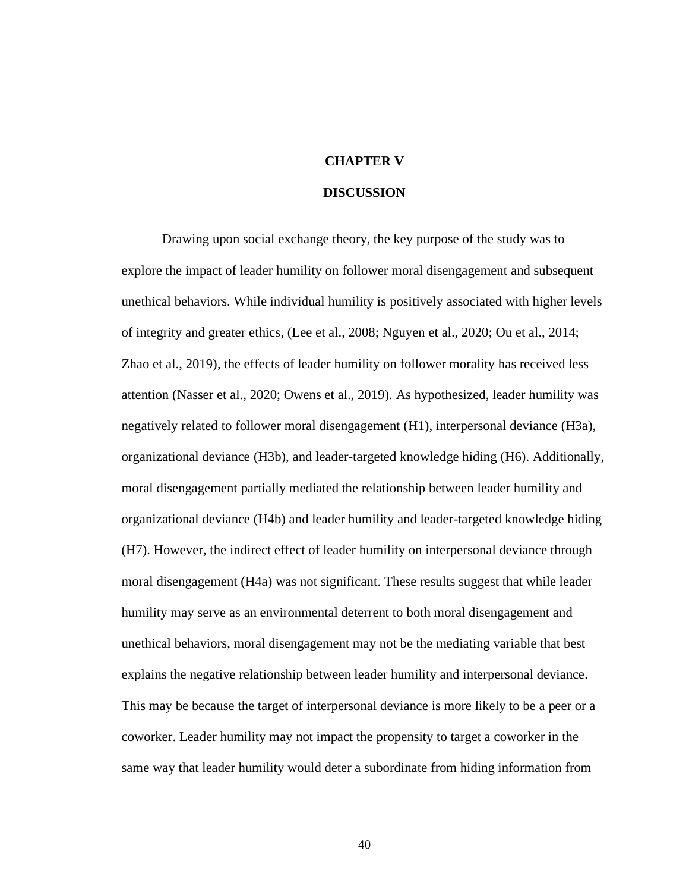# CHAPTER V

# DISCUSSION

Drawing upon social exchange theory, the key purpose of the study was to explore the impact of leader humility on follower moral disengagement and subsequent unethical behaviors. While individual humility is positively associated with higher levels of integrity and greater ethics, (Lee et al., 2008; Nguyen et al., 2020; Ou et al., 2014; Zhao et al., 2019), the effects of leader humility on follower morality has received less attention (Nasser et al., 2020; Owens et al., 2019). As hypothesized, leader humility was negatively related to follower moral disengagement (H1), interpersonal deviance (H3a), organizational deviance (H3b), and leader-targeted knowledge hiding (H6). Additionally, moral disengagement partially mediated the relationship between leader humility and organizational deviance (H4b) and leader humility and leader-targeted knowledge hiding (H7). However, the indirect effect of leader humility on interpersonal deviance through moral disengagement (H4a) was not significant. These results suggest that while leader humility may serve as an environmental deterrent to both moral disengagement and unethical behaviors, moral disengagement may not be the mediating variable that best explains the negative relationship between leader humility and interpersonal deviance. This may be because the target of interpersonal deviance is more likely to be a peer or a coworker. Leader humility may not impact the propensity to target a coworker in the same way that leader humility would deter a subordinate from hiding information from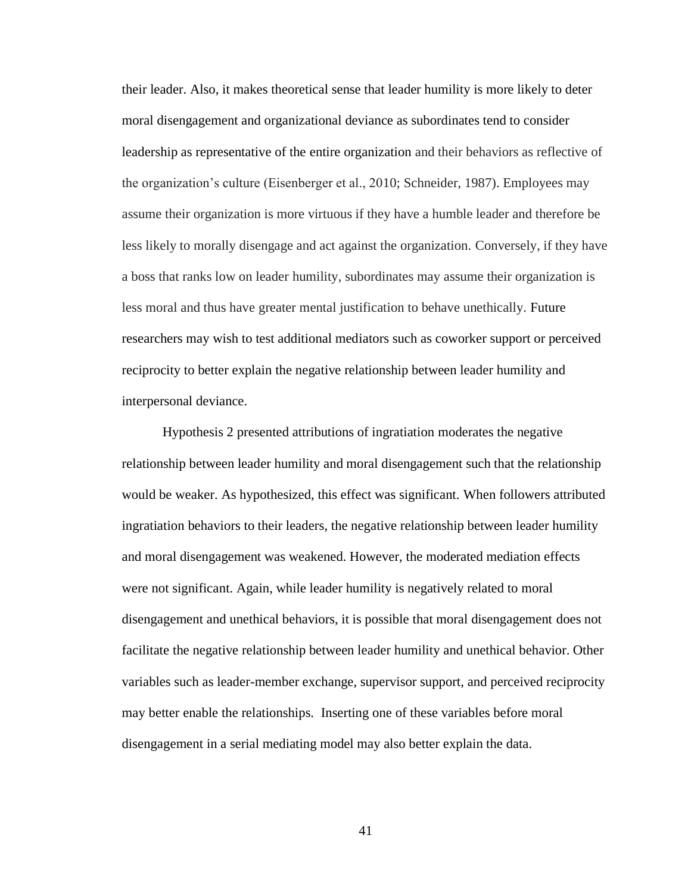their leader. Also, it makes theoretical sense that leader humility is more likely to deter moral disengagement and organizational deviance as subordinates tend to consider leadership as representative of the entire organization and their behaviors as reflective of the organization's culture (Eisenberger et al., 2010; Schneider, 1987). Employees may assume their organization is more virtuous if they have a humble leader and therefore be less likely to morally disengage and act against the organization. Conversely, if they have a boss that ranks low on leader humility, subordinates may assume their organization is less moral and thus have greater mental justification to behave unethically. Future researchers may wish to test additional mediators such as coworker support or perceived reciprocity to better explain the negative relationship between leader humility and interpersonal deviance.

Hypothesis 2 presented attributions of ingratiation moderates the negative relationship between leader humility and moral disengagement such that the relationship would be weaker. As hypothesized, this effect was significant. When followers attributed ingratiation behaviors to their leaders, the negative relationship between leader humility and moral disengagement was weakened. However, the moderated mediation effects were not significant. Again, while leader humility is negatively related to moral disengagement and unethical behaviors, it is possible that moral disengagement does not facilitate the negative relationship between leader humility and unethical behavior. Other variables such as leader-member exchange, supervisor support, and perceived reciprocity may better enable the relationships. Inserting one of these variables before moral disengagement in a serial mediating model may also better explain the data.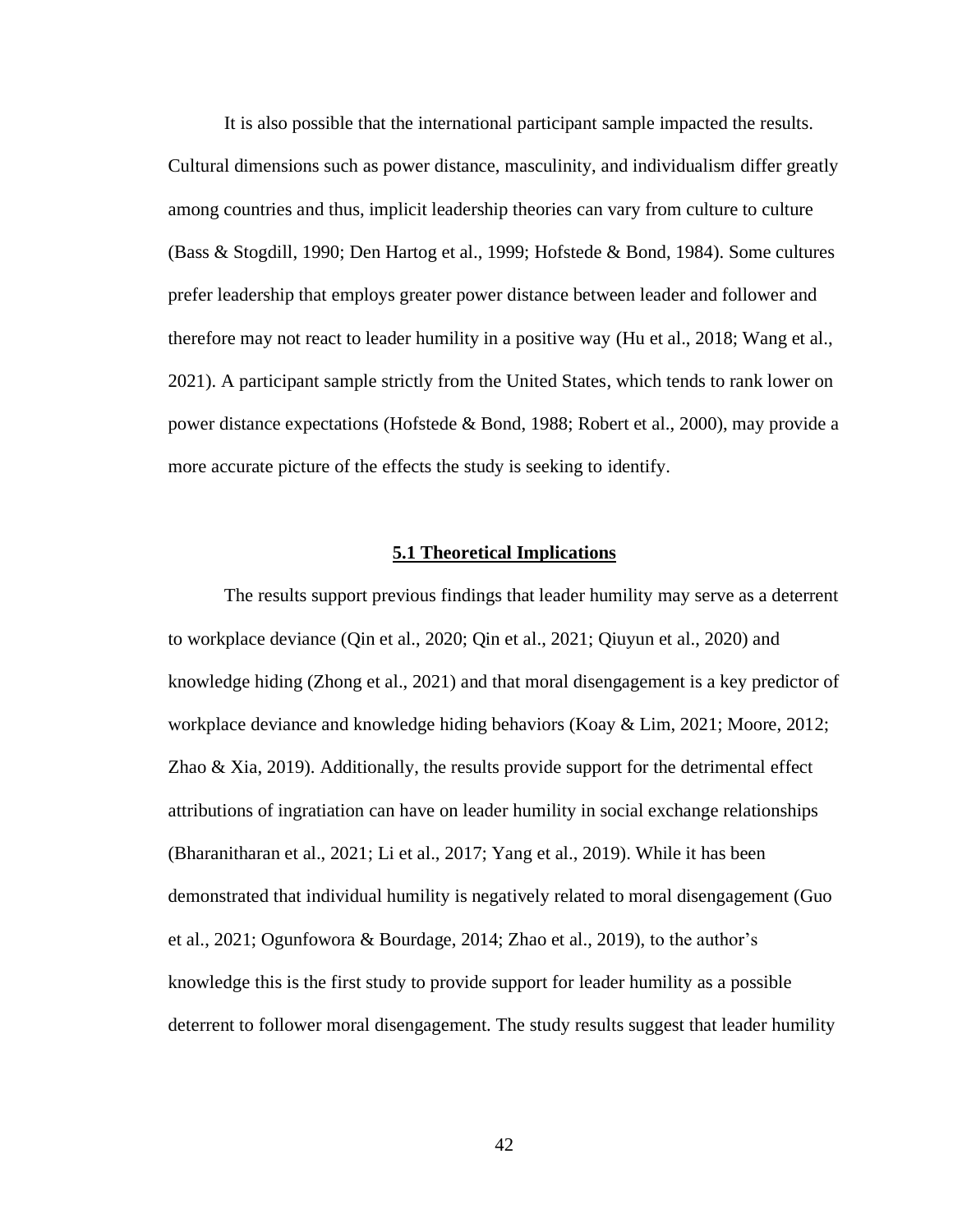It is also possible that the international participant sample impacted the results. Cultural dimensions such as power distance, masculinity, and individualism differ greatly among countries and thus, implicit leadership theories can vary from culture to culture (Bass & Stogdill, 1990; Den Hartog et al., 1999; Hofstede & Bond, 1984). Some cultures prefer leadership that employs greater power distance between leader and follower and therefore may not react to leader humility in a positive way (Hu et al., 2018; Wang et al., 2021). A participant sample strictly from the United States, which tends to rank lower on power distance expectations (Hofstede & Bond, 1988; Robert et al., 2000), may provide a more accurate picture of the effects the study is seeking to identify.

## 5.1 Theoretical Implications

The results support previous findings that leader humility may serve as a deterrent to workplace deviance (Qin et al., 2020; Qin et al., 2021; Qiuyun et al., 2020) and knowledge hiding (Zhong et al., 2021) and that moral disengagement is a key predictor of workplace deviance and knowledge hiding behaviors (Koay & Lim, 2021; Moore, 2012; Zhao & Xia, 2019). Additionally, the results provide support for the detrimental effect attributions of ingratiation can have on leader humility in social exchange relationships (Bharanitharan et al., 2021; Li et al., 2017; Yang et al., 2019). While it has been demonstrated that individual humility is negatively related to moral disengagement (Guo et al., 2021; Ogunfowora & Bourdage, 2014; Zhao et al., 2019), to the author's knowledge this is the first study to provide support for leader humility as a possible deterrent to follower moral disengagement. The study results suggest that leader humility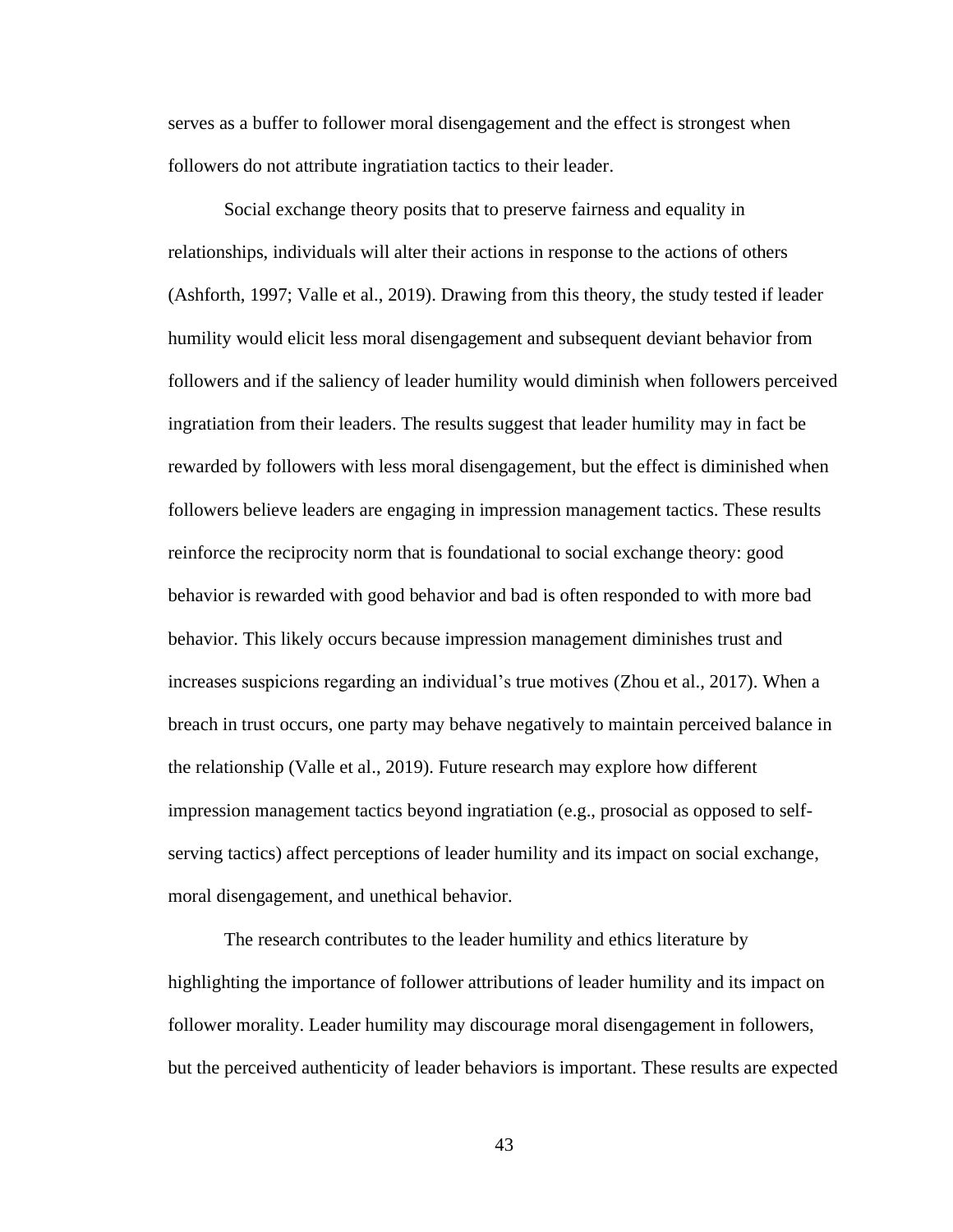serves as a buffer to follower moral disengagement and the effect is strongest when followers do not attribute ingratiation tactics to their leader.

Social exchange theory posits that to preserve fairness and equality in relationships, individuals will alter their actions in response to the actions of others (Ashforth, 1997; Valle et al., 2019). Drawing from this theory, the study tested if leader humility would elicit less moral disengagement and subsequent deviant behavior from followers and if the saliency of leader humility would diminish when followers perceived ingratiation from their leaders. The results suggest that leader humility may in fact be rewarded by followers with less moral disengagement, but the effect is diminished when followers believe leaders are engaging in impression management tactics. These results reinforce the reciprocity norm that is foundational to social exchange theory: good behavior is rewarded with good behavior and bad is often responded to with more bad behavior. This likely occurs because impression management diminishes trust and increases suspicions regarding an individual's true motives (Zhou et al., 2017). When a breach in trust occurs, one party may behave negatively to maintain perceived balance in the relationship (Valle et al., 2019). Future research may explore how different impression management tactics beyond ingratiation (e.g., prosocial as opposed to self-serving tactics) affect perceptions of leader humility and its impact on social exchange, moral disengagement, and unethical behavior.

The research contributes to the leader humility and ethics literature by highlighting the importance of follower attributions of leader humility and its impact on follower morality. Leader humility may discourage moral disengagement in followers, but the perceived authenticity of leader behaviors is important. These results are expected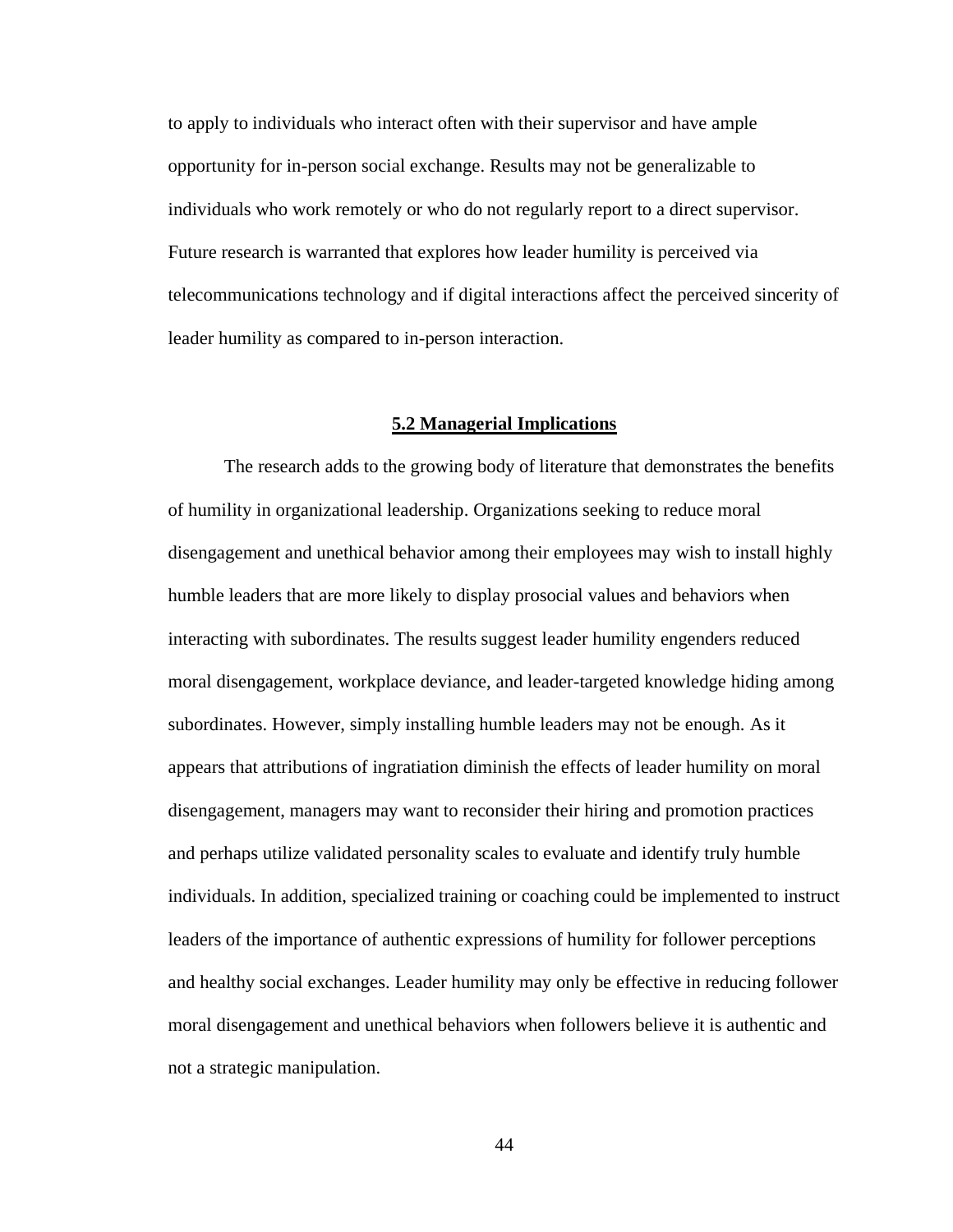to apply to individuals who interact often with their supervisor and have ample opportunity for in-person social exchange. Results may not be generalizable to individuals who work remotely or who do not regularly report to a direct supervisor. Future research is warranted that explores how leader humility is perceived via telecommunications technology and if digital interactions affect the perceived sincerity of leader humility as compared to in-person interaction.

## 5.2 Managerial Implications

The research adds to the growing body of literature that demonstrates the benefits of humility in organizational leadership. Organizations seeking to reduce moral disengagement and unethical behavior among their employees may wish to install highly humble leaders that are more likely to display prosocial values and behaviors when interacting with subordinates. The results suggest leader humility engenders reduced moral disengagement, workplace deviance, and leader-targeted knowledge hiding among subordinates. However, simply installing humble leaders may not be enough. As it appears that attributions of ingratiation diminish the effects of leader humility on moral disengagement, managers may want to reconsider their hiring and promotion practices and perhaps utilize validated personality scales to evaluate and identify truly humble individuals. In addition, specialized training or coaching could be implemented to instruct leaders of the importance of authentic expressions of humility for follower perceptions and healthy social exchanges. Leader humility may only be effective in reducing follower moral disengagement and unethical behaviors when followers believe it is authentic and not a strategic manipulation.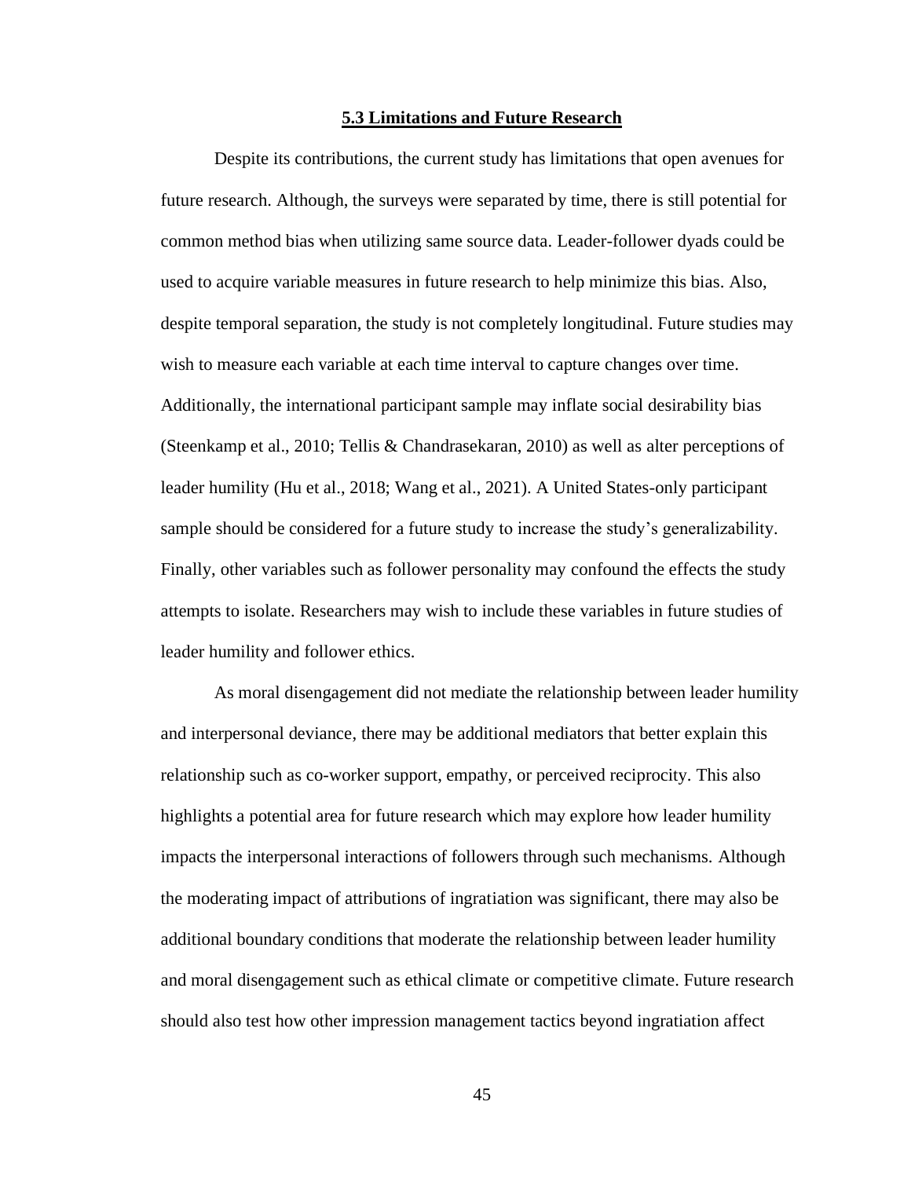### 5.3 Limitations and Future Research

Despite its contributions, the current study has limitations that open avenues for future research. Although, the surveys were separated by time, there is still potential for common method bias when utilizing same source data. Leader-follower dyads could be used to acquire variable measures in future research to help minimize this bias. Also, despite temporal separation, the study is not completely longitudinal. Future studies may wish to measure each variable at each time interval to capture changes over time. Additionally, the international participant sample may inflate social desirability bias (Steenkamp et al., 2010; Tellis & Chandrasekaran, 2010) as well as alter perceptions of leader humility (Hu et al., 2018; Wang et al., 2021). A United States-only participant sample should be considered for a future study to increase the study's generalizability. Finally, other variables such as follower personality may confound the effects the study attempts to isolate. Researchers may wish to include these variables in future studies of leader humility and follower ethics.

As moral disengagement did not mediate the relationship between leader humility and interpersonal deviance, there may be additional mediators that better explain this relationship such as co-worker support, empathy, or perceived reciprocity. This also highlights a potential area for future research which may explore how leader humility impacts the interpersonal interactions of followers through such mechanisms. Although the moderating impact of attributions of ingratiation was significant, there may also be additional boundary conditions that moderate the relationship between leader humility and moral disengagement such as ethical climate or competitive climate. Future research should also test how other impression management tactics beyond ingratiation affect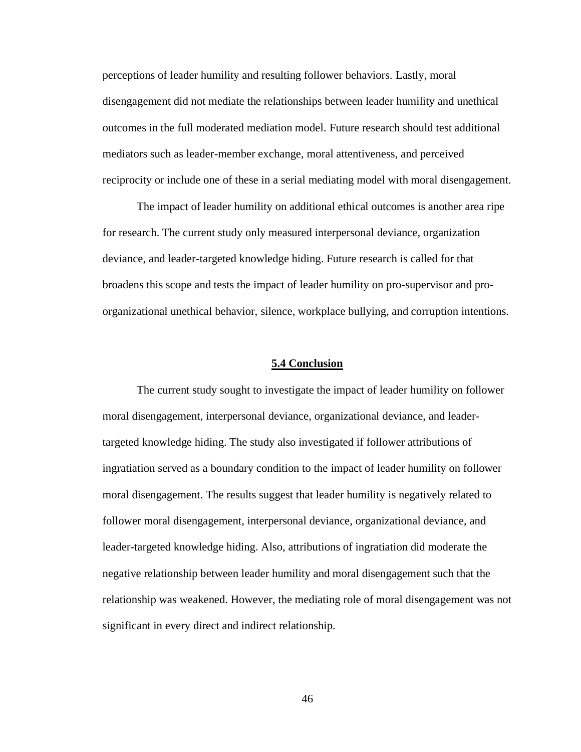perceptions of leader humility and resulting follower behaviors. Lastly, moral disengagement did not mediate the relationships between leader humility and unethical outcomes in the full moderated mediation model. Future research should test additional mediators such as leader-member exchange, moral attentiveness, and perceived reciprocity or include one of these in a serial mediating model with moral disengagement.

The impact of leader humility on additional ethical outcomes is another area ripe for research. The current study only measured interpersonal deviance, organization deviance, and leader-targeted knowledge hiding. Future research is called for that broadens this scope and tests the impact of leader humility on pro-supervisor and pro-organizational unethical behavior, silence, workplace bullying, and corruption intentions.

## 5.4 Conclusion

The current study sought to investigate the impact of leader humility on follower moral disengagement, interpersonal deviance, organizational deviance, and leader-targeted knowledge hiding. The study also investigated if follower attributions of ingratiation served as a boundary condition to the impact of leader humility on follower moral disengagement. The results suggest that leader humility is negatively related to follower moral disengagement, interpersonal deviance, organizational deviance, and leader-targeted knowledge hiding. Also, attributions of ingratiation did moderate the negative relationship between leader humility and moral disengagement such that the relationship was weakened. However, the mediating role of moral disengagement was not significant in every direct and indirect relationship.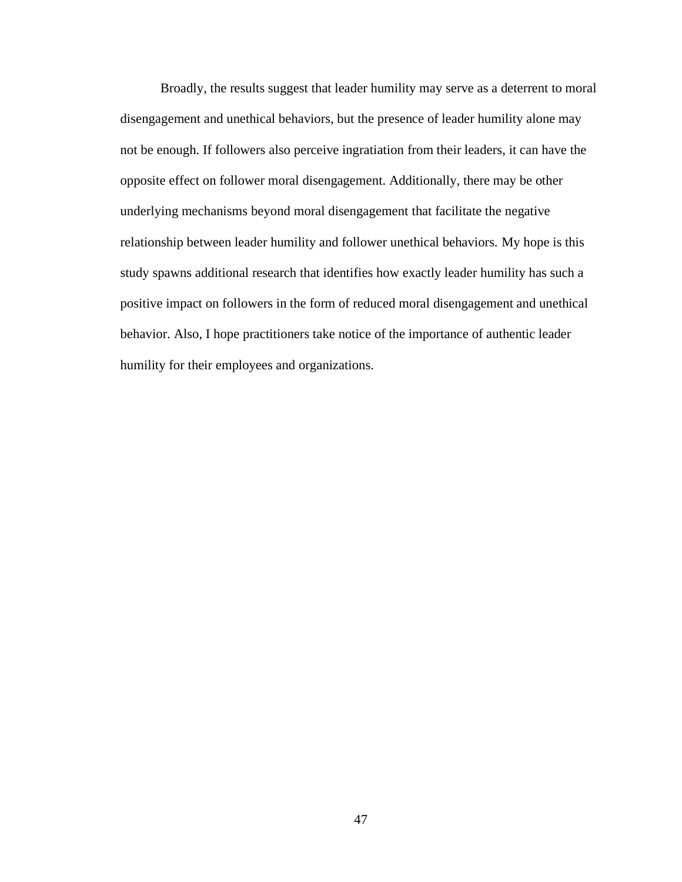Broadly, the results suggest that leader humility may serve as a deterrent to moral disengagement and unethical behaviors, but the presence of leader humility alone may not be enough. If followers also perceive ingratiation from their leaders, it can have the opposite effect on follower moral disengagement. Additionally, there may be other underlying mechanisms beyond moral disengagement that facilitate the negative relationship between leader humility and follower unethical behaviors. My hope is this study spawns additional research that identifies how exactly leader humility has such a positive impact on followers in the form of reduced moral disengagement and unethical behavior. Also, I hope practitioners take notice of the importance of authentic leader humility for their employees and organizations.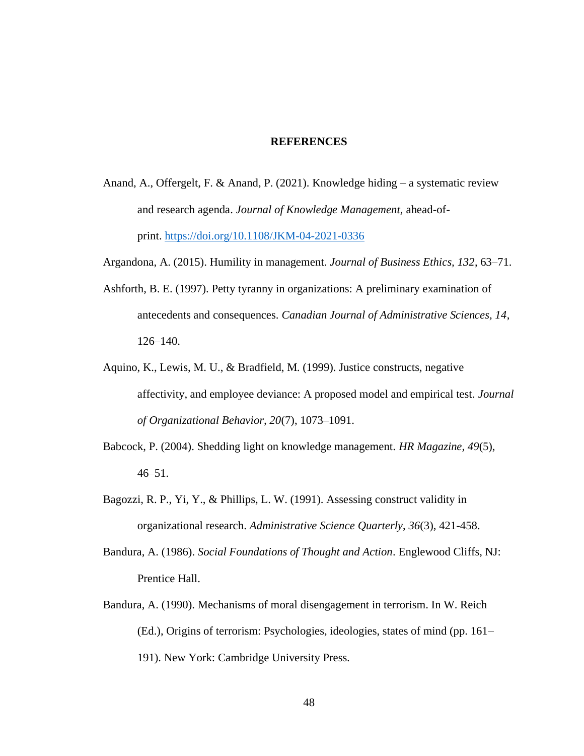# REFERENCES

Anand, A., Offergelt, F. & Anand, P. (2021). Knowledge hiding – a systematic review and research agenda. *Journal of Knowledge Management*, ahead-of-print. https://doi.org/10.1108/JKM-04-2021-0336

Argandona, A. (2015). Humility in management. *Journal of Business Ethics, 132*, 63–71.

Ashforth, B. E. (1997). Petty tyranny in organizations: A preliminary examination of antecedents and consequences. *Canadian Journal of Administrative Sciences, 14*, 126–140.

Aquino, K., Lewis, M. U., & Bradfield, M. (1999). Justice constructs, negative affectivity, and employee deviance: A proposed model and empirical test. *Journal of Organizational Behavior, 20*(7), 1073–1091.

Babcock, P. (2004). Shedding light on knowledge management. *HR Magazine, 49*(5), 46–51.

Bagozzi, R. P., Yi, Y., & Phillips, L. W. (1991). Assessing construct validity in organizational research. *Administrative Science Quarterly*, *36*(3), 421-458.

Bandura, A. (1986). *Social Foundations of Thought and Action*. Englewood Cliffs, NJ: Prentice Hall.

Bandura, A. (1990). Mechanisms of moral disengagement in terrorism. In W. Reich (Ed.), Origins of terrorism: Psychologies, ideologies, states of mind (pp. 161–191). New York: Cambridge University Press.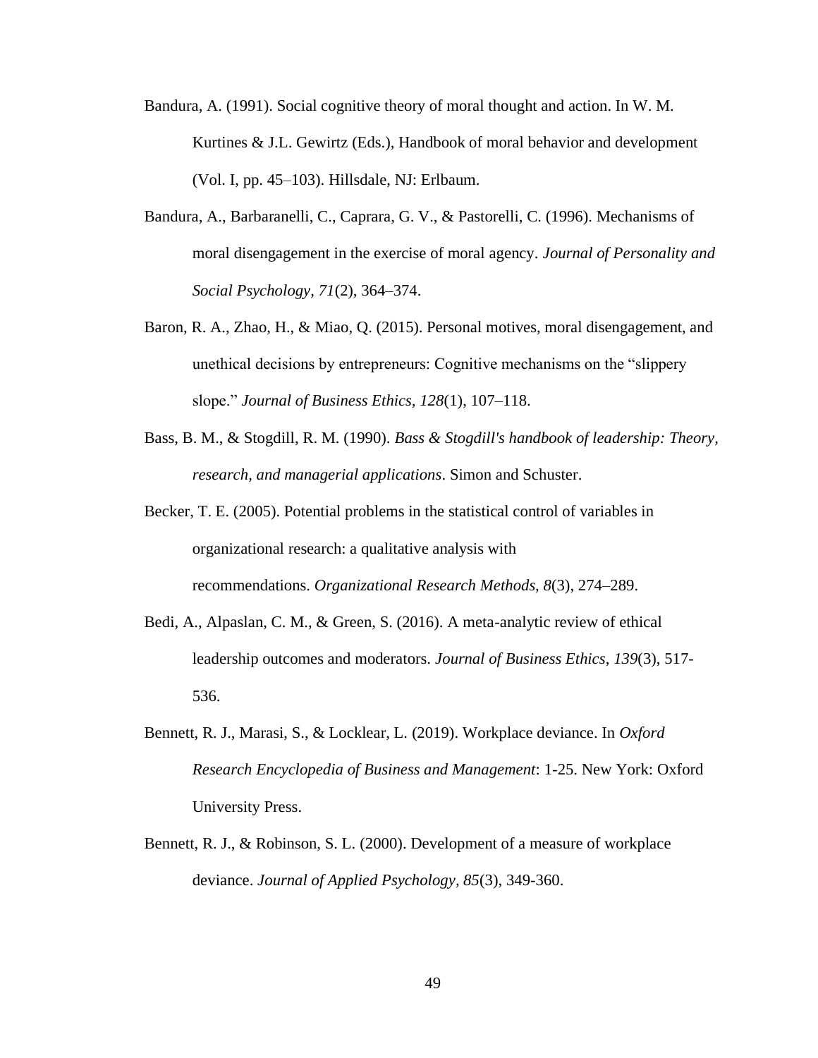Bandura, A. (1991). Social cognitive theory of moral thought and action. In W. M. Kurtines & J.L. Gewirtz (Eds.), Handbook of moral behavior and development (Vol. I, pp. 45–103). Hillsdale, NJ: Erlbaum.

Bandura, A., Barbaranelli, C., Caprara, G. V., & Pastorelli, C. (1996). Mechanisms of moral disengagement in the exercise of moral agency. *Journal of Personality and Social Psychology, 71*(2), 364–374.

Baron, R. A., Zhao, H., & Miao, Q. (2015). Personal motives, moral disengagement, and unethical decisions by entrepreneurs: Cognitive mechanisms on the "slippery slope." *Journal of Business Ethics, 128*(1), 107–118.

Bass, B. M., & Stogdill, R. M. (1990). *Bass & Stogdill's handbook of leadership: Theory, research, and managerial applications*. Simon and Schuster.

Becker, T. E. (2005). Potential problems in the statistical control of variables in organizational research: a qualitative analysis with recommendations. *Organizational Research Methods, 8*(3), 274–289.

Bedi, A., Alpaslan, C. M., & Green, S. (2016). A meta-analytic review of ethical leadership outcomes and moderators. *Journal of Business Ethics*, *139*(3), 517-536.

Bennett, R. J., Marasi, S., & Locklear, L. (2019). Workplace deviance. In *Oxford Research Encyclopedia of Business and Management*: 1-25. New York: Oxford University Press.

Bennett, R. J., & Robinson, S. L. (2000). Development of a measure of workplace deviance. *Journal of Applied Psychology, 85*(3), 349-360.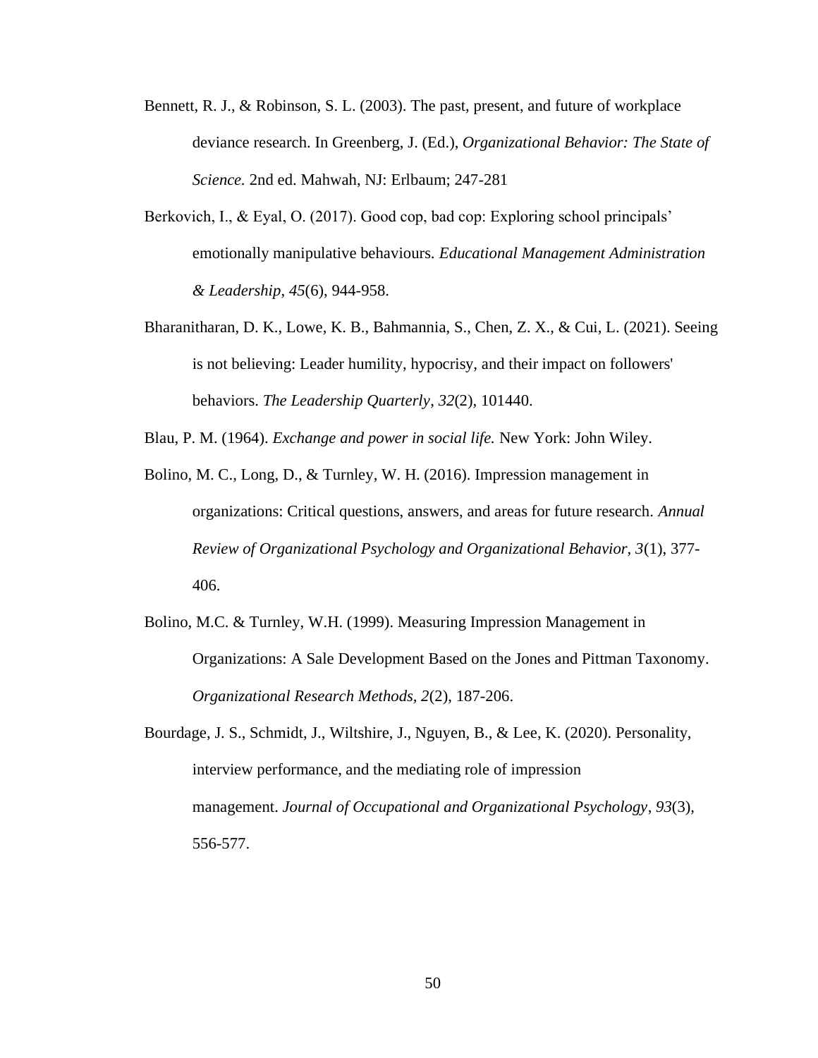Bennett, R. J., & Robinson, S. L. (2003). The past, present, and future of workplace deviance research. In Greenberg, J. (Ed.), *Organizational Behavior: The State of Science.* 2nd ed. Mahwah, NJ: Erlbaum; 247-281

Berkovich, I., & Eyal, O. (2017). Good cop, bad cop: Exploring school principals' emotionally manipulative behaviours. *Educational Management Administration & Leadership*, *45*(6), 944-958.

Bharanitharan, D. K., Lowe, K. B., Bahmannia, S., Chen, Z. X., & Cui, L. (2021). Seeing is not believing: Leader humility, hypocrisy, and their impact on followers' behaviors. *The Leadership Quarterly*, *32*(2), 101440.

Blau, P. M. (1964). *Exchange and power in social life.* New York: John Wiley.

Bolino, M. C., Long, D., & Turnley, W. H. (2016). Impression management in organizations: Critical questions, answers, and areas for future research. *Annual Review of Organizational Psychology and Organizational Behavior, 3*(1), 377-406.

Bolino, M.C. & Turnley, W.H. (1999). Measuring Impression Management in Organizations: A Sale Development Based on the Jones and Pittman Taxonomy. *Organizational Research Methods, 2*(2), 187-206.

Bourdage, J. S., Schmidt, J., Wiltshire, J., Nguyen, B., & Lee, K. (2020). Personality, interview performance, and the mediating role of impression management. *Journal of Occupational and Organizational Psychology*, *93*(3), 556-577.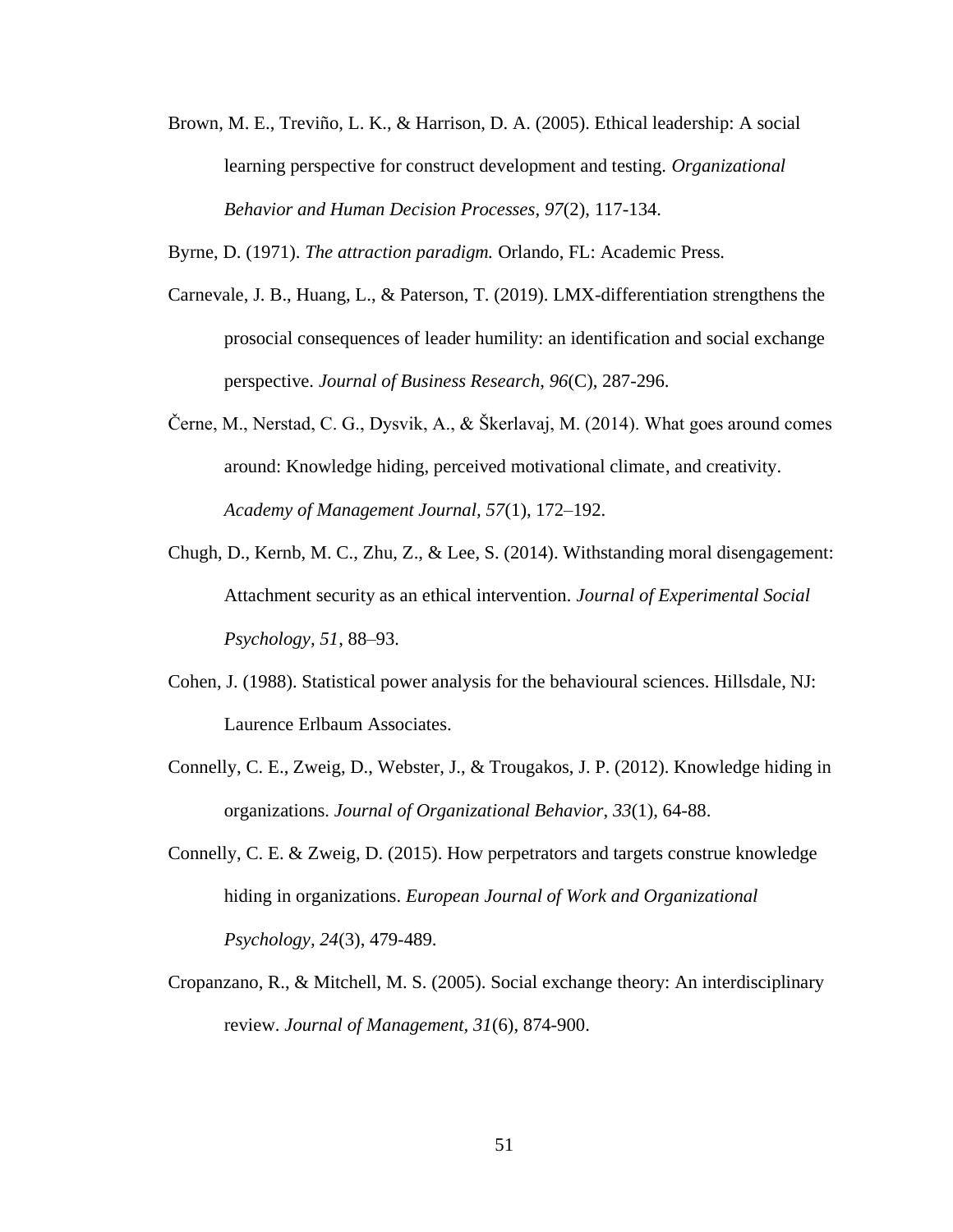Brown, M. E., Treviño, L. K., & Harrison, D. A. (2005). Ethical leadership: A social learning perspective for construct development and testing. *Organizational Behavior and Human Decision Processes*, *97*(2), 117-134.

Byrne, D. (1971). *The attraction paradigm.* Orlando, FL: Academic Press.

Carnevale, J. B., Huang, L., & Paterson, T. (2019). LMX-differentiation strengthens the prosocial consequences of leader humility: an identification and social exchange perspective. *Journal of Business Research*, *96*(C), 287-296.

Černe, M., Nerstad, C. G., Dysvik, A., & Škerlavaj, M. (2014). What goes around comes around: Knowledge hiding, perceived motivational climate, and creativity. *Academy of Management Journal, 57*(1), 172–192.

Chugh, D., Kernb, M. C., Zhu, Z., & Lee, S. (2014). Withstanding moral disengagement: Attachment security as an ethical intervention. *Journal of Experimental Social Psychology, 51*, 88–93.

Cohen, J. (1988). Statistical power analysis for the behavioural sciences. Hillsdale, NJ: Laurence Erlbaum Associates.

Connelly, C. E., Zweig, D., Webster, J., & Trougakos, J. P. (2012). Knowledge hiding in organizations. *Journal of Organizational Behavior*, *33*(1), 64-88.

Connelly, C. E. & Zweig, D. (2015). How perpetrators and targets construe knowledge hiding in organizations. *European Journal of Work and Organizational Psychology*, *24*(3), 479-489.

Cropanzano, R., & Mitchell, M. S. (2005). Social exchange theory: An interdisciplinary review. *Journal of Management*, *31*(6), 874-900.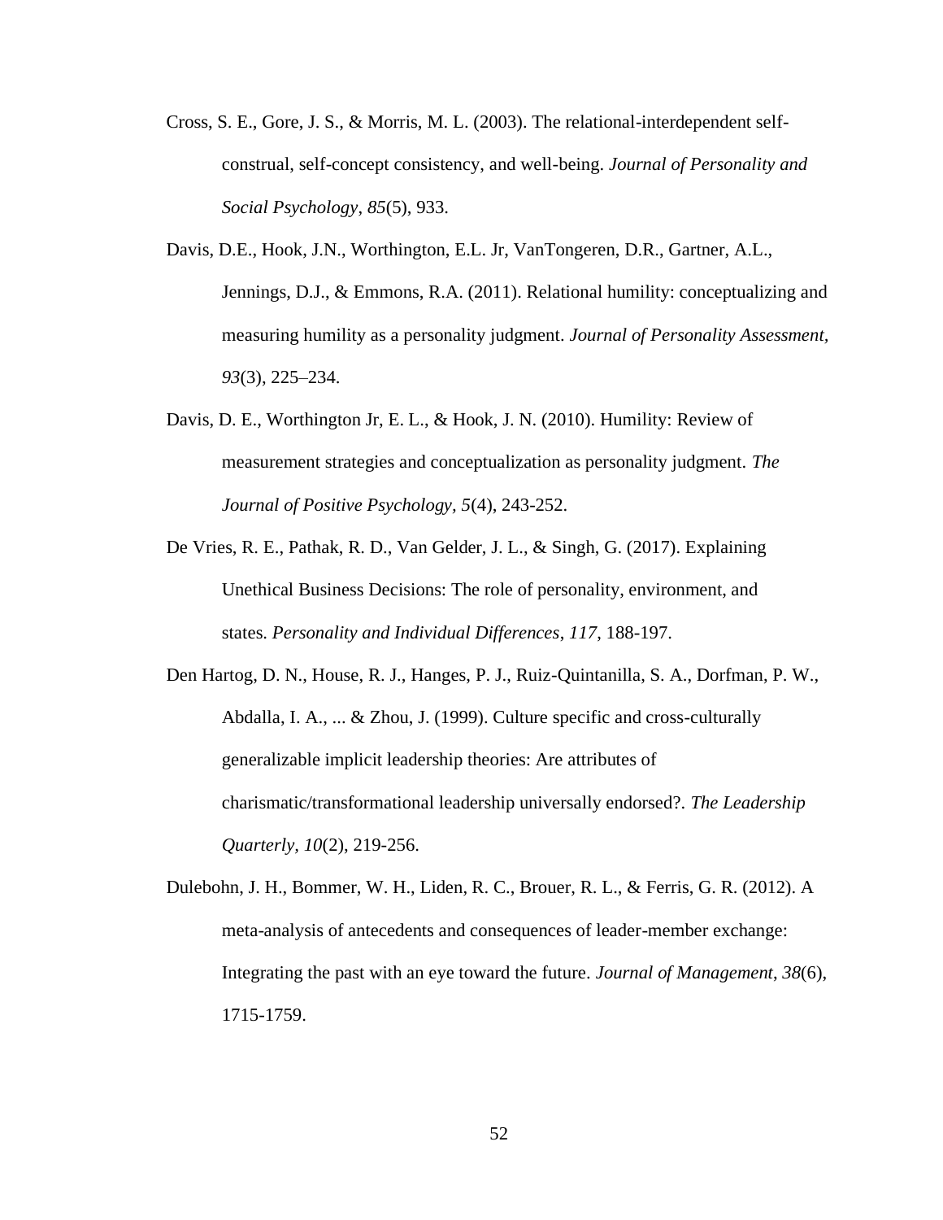Cross, S. E., Gore, J. S., & Morris, M. L. (2003). The relational-interdependent self-construal, self-concept consistency, and well-being. *Journal of Personality and Social Psychology*, *85*(5), 933.

Davis, D.E., Hook, J.N., Worthington, E.L. Jr, VanTongeren, D.R., Gartner, A.L., Jennings, D.J., & Emmons, R.A. (2011). Relational humility: conceptualizing and measuring humility as a personality judgment. *Journal of Personality Assessment, 93*(3), 225–234.

Davis, D. E., Worthington Jr, E. L., & Hook, J. N. (2010). Humility: Review of measurement strategies and conceptualization as personality judgment. *The Journal of Positive Psychology*, *5*(4), 243-252.

De Vries, R. E., Pathak, R. D., Van Gelder, J. L., & Singh, G. (2017). Explaining Unethical Business Decisions: The role of personality, environment, and states. *Personality and Individual Differences*, *117*, 188-197.

Den Hartog, D. N., House, R. J., Hanges, P. J., Ruiz-Quintanilla, S. A., Dorfman, P. W., Abdalla, I. A., ... & Zhou, J. (1999). Culture specific and cross-culturally generalizable implicit leadership theories: Are attributes of charismatic/transformational leadership universally endorsed?. *The Leadership Quarterly*, *10*(2), 219-256.

Dulebohn, J. H., Bommer, W. H., Liden, R. C., Brouer, R. L., & Ferris, G. R. (2012). A meta-analysis of antecedents and consequences of leader-member exchange: Integrating the past with an eye toward the future. *Journal of Management*, *38*(6), 1715-1759.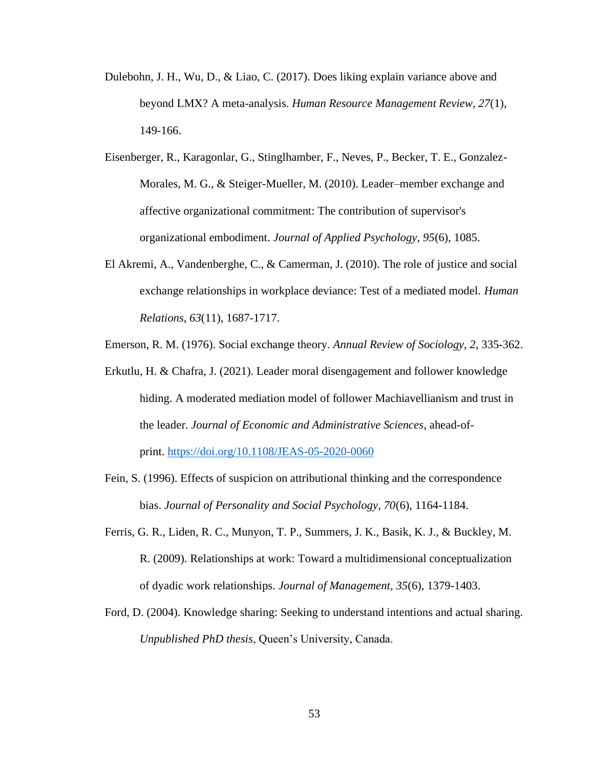Dulebohn, J. H., Wu, D., & Liao, C. (2017). Does liking explain variance above and beyond LMX? A meta-analysis. *Human Resource Management Review*, *27*(1), 149-166.

Eisenberger, R., Karagonlar, G., Stinglhamber, F., Neves, P., Becker, T. E., Gonzalez-Morales, M. G., & Steiger-Mueller, M. (2010). Leader–member exchange and affective organizational commitment: The contribution of supervisor's organizational embodiment. *Journal of Applied Psychology, 95*(6), 1085.

El Akremi, A., Vandenberghe, C., & Camerman, J. (2010). The role of justice and social exchange relationships in workplace deviance: Test of a mediated model. *Human Relations*, *63*(11), 1687-1717.

Emerson, R. M. (1976). Social exchange theory. *Annual Review of Sociology*, *2*, 335-362.

Erkutlu, H. & Chafra, J. (2021). Leader moral disengagement and follower knowledge hiding. A moderated mediation model of follower Machiavellianism and trust in the leader. *Journal of Economic and Administrative Sciences*, ahead-of-print. https://doi.org/10.1108/JEAS-05-2020-0060

Fein, S. (1996). Effects of suspicion on attributional thinking and the correspondence bias. *Journal of Personality and Social Psychology, 70*(6), 1164-1184.

Ferris, G. R., Liden, R. C., Munyon, T. P., Summers, J. K., Basik, K. J., & Buckley, M. R. (2009). Relationships at work: Toward a multidimensional conceptualization of dyadic work relationships. *Journal of Management, 35*(6), 1379-1403.

Ford, D. (2004). Knowledge sharing: Seeking to understand intentions and actual sharing. *Unpublished PhD thesis*, Queen's University, Canada.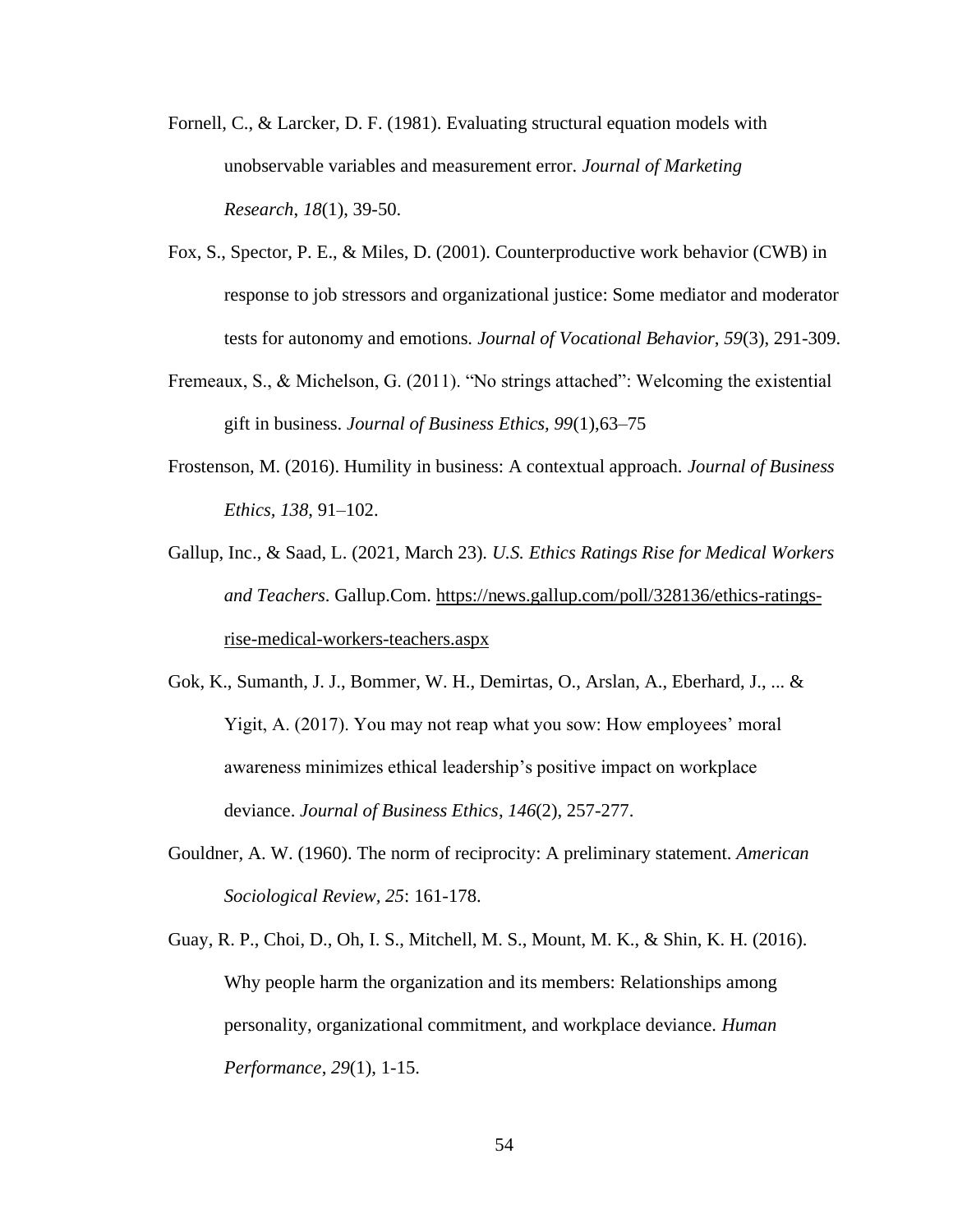Fornell, C., & Larcker, D. F. (1981). Evaluating structural equation models with unobservable variables and measurement error. *Journal of Marketing Research*, *18*(1), 39-50.

Fox, S., Spector, P. E., & Miles, D. (2001). Counterproductive work behavior (CWB) in response to job stressors and organizational justice: Some mediator and moderator tests for autonomy and emotions. *Journal of Vocational Behavior*, *59*(3), 291-309.

Fremeaux, S., & Michelson, G. (2011). "No strings attached": Welcoming the existential gift in business. *Journal of Business Ethics, 99*(1),63–75

Frostenson, M. (2016). Humility in business: A contextual approach. *Journal of Business Ethics, 138*, 91–102.

Gallup, Inc., & Saad, L. (2021, March 23). *U.S. Ethics Ratings Rise for Medical Workers and Teachers*. Gallup.Com. https://news.gallup.com/poll/328136/ethics-ratings-rise-medical-workers-teachers.aspx

Gok, K., Sumanth, J. J., Bommer, W. H., Demirtas, O., Arslan, A., Eberhard, J., ... & Yigit, A. (2017). You may not reap what you sow: How employees' moral awareness minimizes ethical leadership's positive impact on workplace deviance. *Journal of Business Ethics*, *146*(2), 257-277.

Gouldner, A. W. (1960). The norm of reciprocity: A preliminary statement. *American Sociological Review, 25*: 161-178.

Guay, R. P., Choi, D., Oh, I. S., Mitchell, M. S., Mount, M. K., & Shin, K. H. (2016). Why people harm the organization and its members: Relationships among personality, organizational commitment, and workplace deviance. *Human Performance*, *29*(1), 1-15.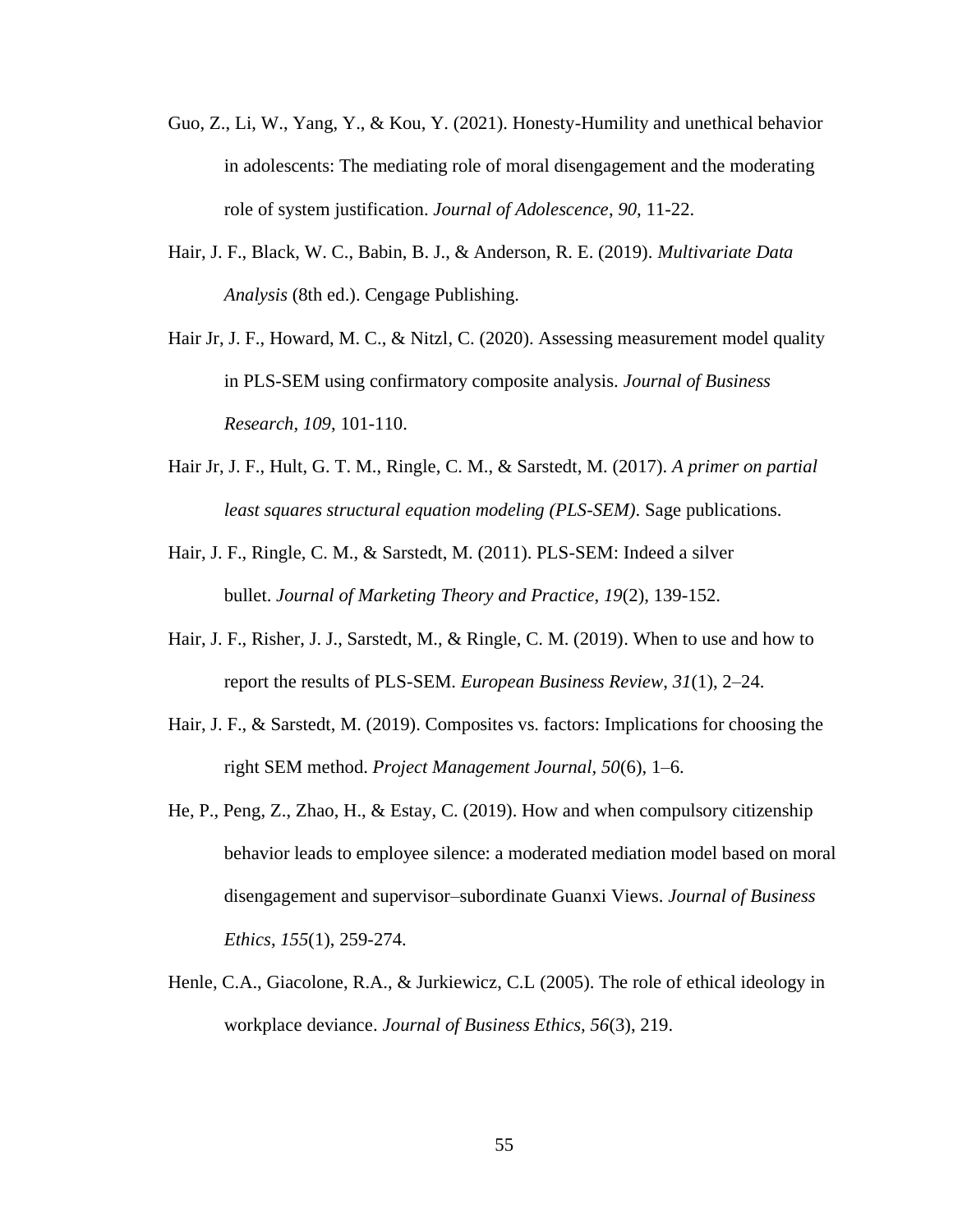Guo, Z., Li, W., Yang, Y., & Kou, Y. (2021). Honesty-Humility and unethical behavior in adolescents: The mediating role of moral disengagement and the moderating role of system justification. *Journal of Adolescence*, *90*, 11-22.

Hair, J. F., Black, W. C., Babin, B. J., & Anderson, R. E. (2019). *Multivariate Data Analysis* (8th ed.). Cengage Publishing.

Hair Jr, J. F., Howard, M. C., & Nitzl, C. (2020). Assessing measurement model quality in PLS-SEM using confirmatory composite analysis. *Journal of Business Research, 109*, 101-110.

Hair Jr, J. F., Hult, G. T. M., Ringle, C. M., & Sarstedt, M. (2017). *A primer on partial least squares structural equation modeling (PLS-SEM)*. Sage publications.

Hair, J. F., Ringle, C. M., & Sarstedt, M. (2011). PLS-SEM: Indeed a silver bullet. *Journal of Marketing Theory and Practice*, *19*(2), 139-152.

Hair, J. F., Risher, J. J., Sarstedt, M., & Ringle, C. M. (2019). When to use and how to report the results of PLS-SEM. *European Business Review*, *31*(1), 2–24.

Hair, J. F., & Sarstedt, M. (2019). Composites vs. factors: Implications for choosing the right SEM method. *Project Management Journal, 50*(6), 1–6.

He, P., Peng, Z., Zhao, H., & Estay, C. (2019). How and when compulsory citizenship behavior leads to employee silence: a moderated mediation model based on moral disengagement and supervisor–subordinate Guanxi Views. *Journal of Business Ethics*, *155*(1), 259-274.

Henle, C.A., Giacolone, R.A., & Jurkiewicz, C.L (2005). The role of ethical ideology in workplace deviance. *Journal of Business Ethics, 56*(3), 219.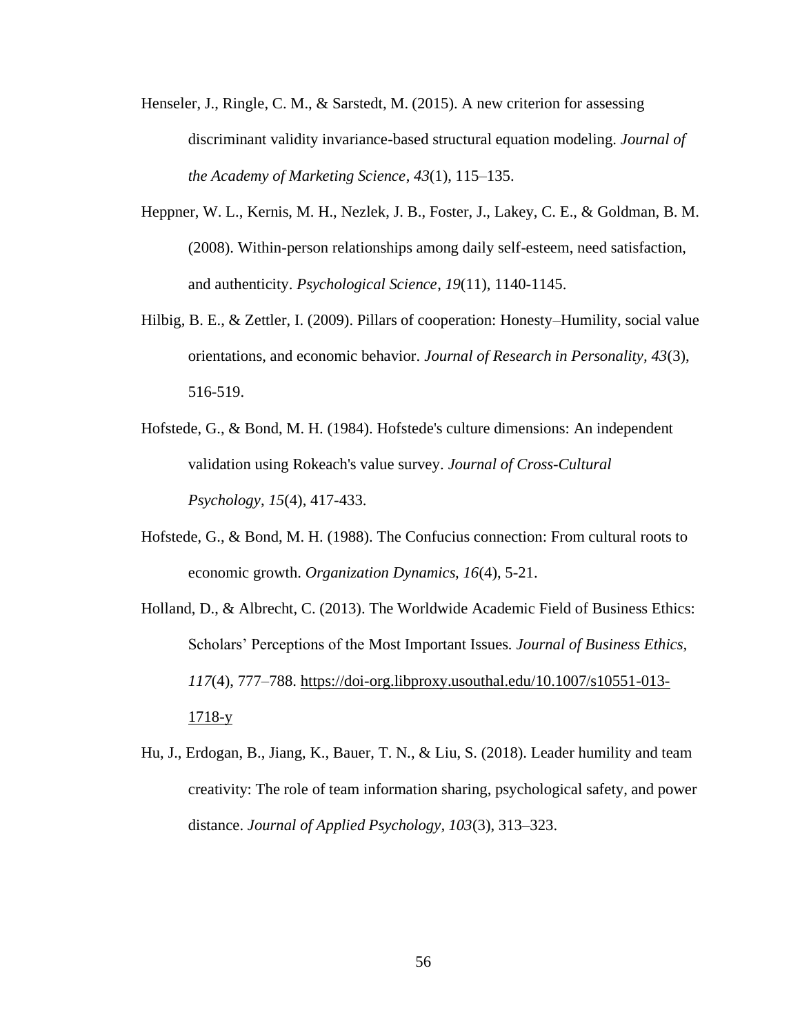Henseler, J., Ringle, C. M., & Sarstedt, M. (2015). A new criterion for assessing discriminant validity invariance-based structural equation modeling. *Journal of the Academy of Marketing Science*, *43*(1), 115–135.

Heppner, W. L., Kernis, M. H., Nezlek, J. B., Foster, J., Lakey, C. E., & Goldman, B. M. (2008). Within-person relationships among daily self-esteem, need satisfaction, and authenticity. *Psychological Science*, *19*(11), 1140-1145.

Hilbig, B. E., & Zettler, I. (2009). Pillars of cooperation: Honesty–Humility, social value orientations, and economic behavior. *Journal of Research in Personality, 43*(3), 516-519.

Hofstede, G., & Bond, M. H. (1984). Hofstede's culture dimensions: An independent validation using Rokeach's value survey. *Journal of Cross-Cultural Psychology*, *15*(4), 417-433.

Hofstede, G., & Bond, M. H. (1988). The Confucius connection: From cultural roots to economic growth. *Organization Dynamics, 16*(4), 5-21.

Holland, D., & Albrecht, C. (2013). The Worldwide Academic Field of Business Ethics: Scholars' Perceptions of the Most Important Issues. *Journal of Business Ethics, 117*(4), 777–788. https://doi-org.libproxy.usouthal.edu/10.1007/s10551-013-1718-y

Hu, J., Erdogan, B., Jiang, K., Bauer, T. N., & Liu, S. (2018). Leader humility and team creativity: The role of team information sharing, psychological safety, and power distance. *Journal of Applied Psychology*, *103*(3), 313–323.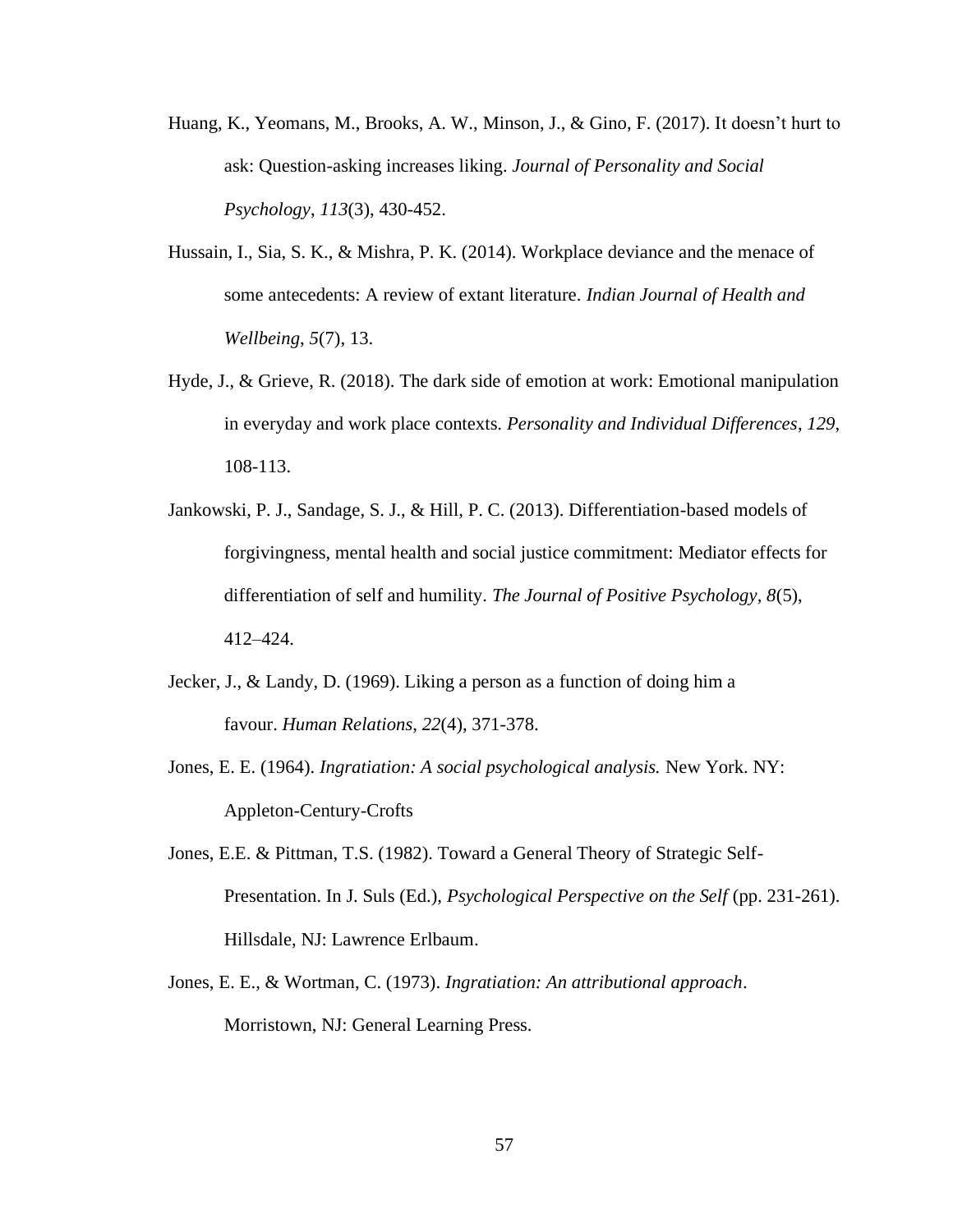Huang, K., Yeomans, M., Brooks, A. W., Minson, J., & Gino, F. (2017). It doesn't hurt to ask: Question-asking increases liking. *Journal of Personality and Social Psychology*, *113*(3), 430-452.

Hussain, I., Sia, S. K., & Mishra, P. K. (2014). Workplace deviance and the menace of some antecedents: A review of extant literature. *Indian Journal of Health and Wellbeing*, *5*(7), 13.

Hyde, J., & Grieve, R. (2018). The dark side of emotion at work: Emotional manipulation in everyday and work place contexts. *Personality and Individual Differences*, *129*, 108-113.

Jankowski, P. J., Sandage, S. J., & Hill, P. C. (2013). Differentiation-based models of forgivingness, mental health and social justice commitment: Mediator effects for differentiation of self and humility. *The Journal of Positive Psychology*, *8*(5), 412–424.

Jecker, J., & Landy, D. (1969). Liking a person as a function of doing him a favour. *Human Relations*, *22*(4), 371-378.

Jones, E. E. (1964). *Ingratiation: A social psychological analysis.* New York. NY: Appleton-Century-Crofts

Jones, E.E. & Pittman, T.S. (1982). Toward a General Theory of Strategic Self-Presentation. In J. Suls (Ed.), *Psychological Perspective on the Self* (pp. 231-261). Hillsdale, NJ: Lawrence Erlbaum.

Jones, E. E., & Wortman, C. (1973). *Ingratiation: An attributional approach*. Morristown, NJ: General Learning Press.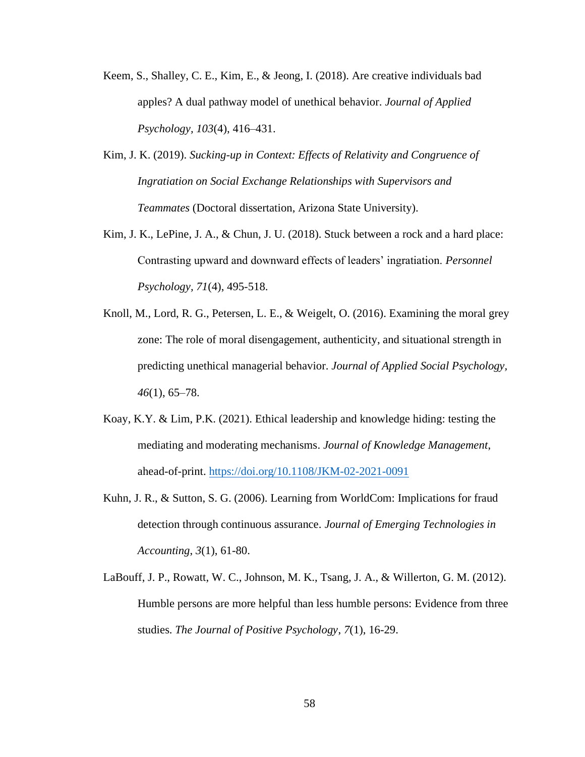Keem, S., Shalley, C. E., Kim, E., & Jeong, I. (2018). Are creative individuals bad apples? A dual pathway model of unethical behavior. *Journal of Applied Psychology, 103*(4), 416–431.

Kim, J. K. (2019). *Sucking-up in Context: Effects of Relativity and Congruence of Ingratiation on Social Exchange Relationships with Supervisors and Teammates* (Doctoral dissertation, Arizona State University).

Kim, J. K., LePine, J. A., & Chun, J. U. (2018). Stuck between a rock and a hard place: Contrasting upward and downward effects of leaders' ingratiation. *Personnel Psychology*, *71*(4), 495-518.

Knoll, M., Lord, R. G., Petersen, L. E., & Weigelt, O. (2016). Examining the moral grey zone: The role of moral disengagement, authenticity, and situational strength in predicting unethical managerial behavior. *Journal of Applied Social Psychology, 46*(1), 65–78.

Koay, K.Y. & Lim, P.K. (2021). Ethical leadership and knowledge hiding: testing the mediating and moderating mechanisms. *Journal of Knowledge Management*, ahead-of-print. https://doi.org/10.1108/JKM-02-2021-0091

Kuhn, J. R., & Sutton, S. G. (2006). Learning from WorldCom: Implications for fraud detection through continuous assurance. *Journal of Emerging Technologies in Accounting*, *3*(1), 61-80.

LaBouff, J. P., Rowatt, W. C., Johnson, M. K., Tsang, J. A., & Willerton, G. M. (2012). Humble persons are more helpful than less humble persons: Evidence from three studies. *The Journal of Positive Psychology*, *7*(1), 16-29.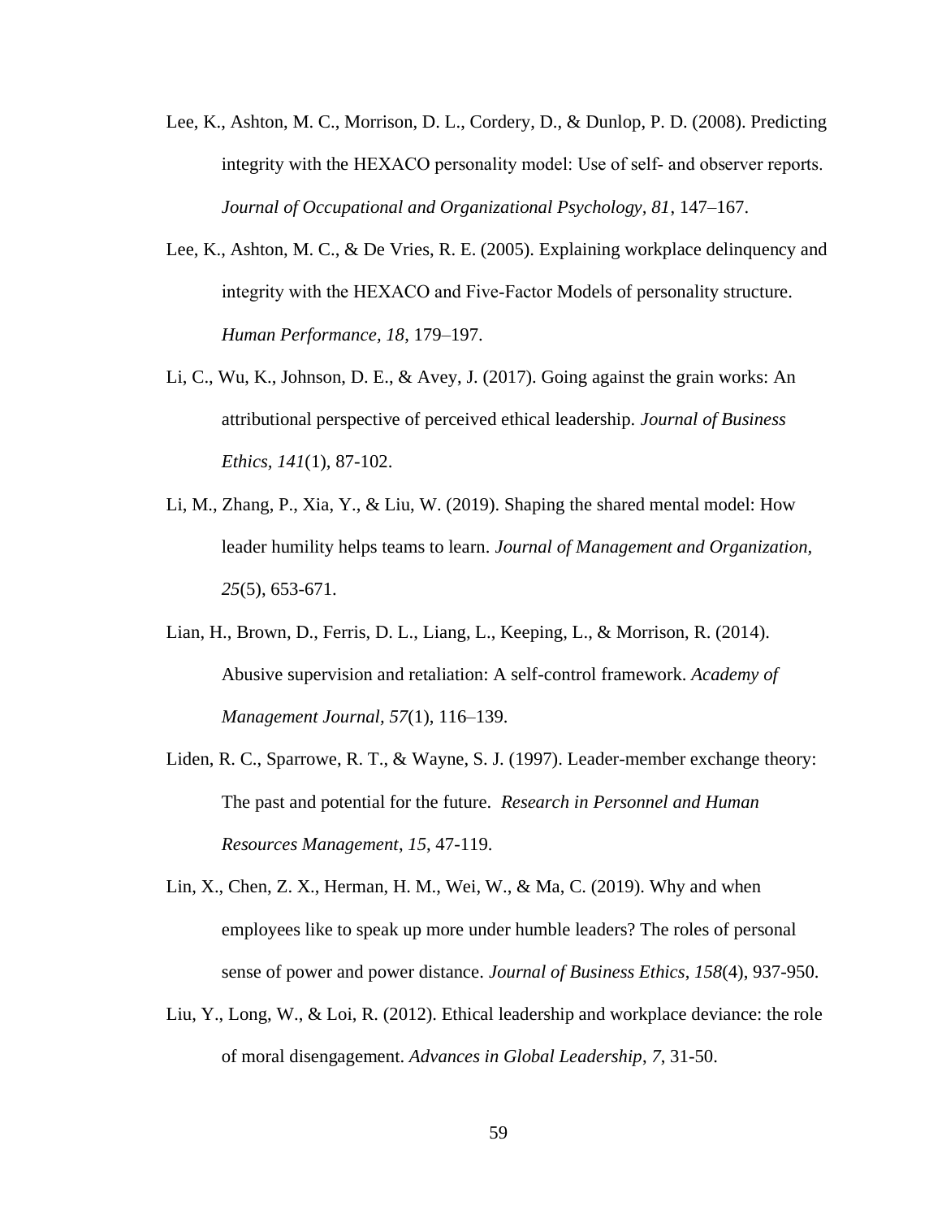Lee, K., Ashton, M. C., Morrison, D. L., Cordery, D., & Dunlop, P. D. (2008). Predicting integrity with the HEXACO personality model: Use of self- and observer reports. *Journal of Occupational and Organizational Psychology, 81*, 147–167.

Lee, K., Ashton, M. C., & De Vries, R. E. (2005). Explaining workplace delinquency and integrity with the HEXACO and Five-Factor Models of personality structure. *Human Performance, 18*, 179–197.

Li, C., Wu, K., Johnson, D. E., & Avey, J. (2017). Going against the grain works: An attributional perspective of perceived ethical leadership. *Journal of Business Ethics, 141*(1), 87-102.

Li, M., Zhang, P., Xia, Y., & Liu, W. (2019). Shaping the shared mental model: How leader humility helps teams to learn. *Journal of Management and Organization, 25*(5), 653-671.

Lian, H., Brown, D., Ferris, D. L., Liang, L., Keeping, L., & Morrison, R. (2014). Abusive supervision and retaliation: A self-control framework. *Academy of Management Journal, 57*(1), 116–139.

Liden, R. C., Sparrowe, R. T., & Wayne, S. J. (1997). Leader-member exchange theory: The past and potential for the future. *Research in Personnel and Human Resources Management*, *15*, 47-119.

Lin, X., Chen, Z. X., Herman, H. M., Wei, W., & Ma, C. (2019). Why and when employees like to speak up more under humble leaders? The roles of personal sense of power and power distance. *Journal of Business Ethics, 158*(4), 937-950.

Liu, Y., Long, W., & Loi, R. (2012). Ethical leadership and workplace deviance: the role of moral disengagement. *Advances in Global Leadership, 7*, 31-50.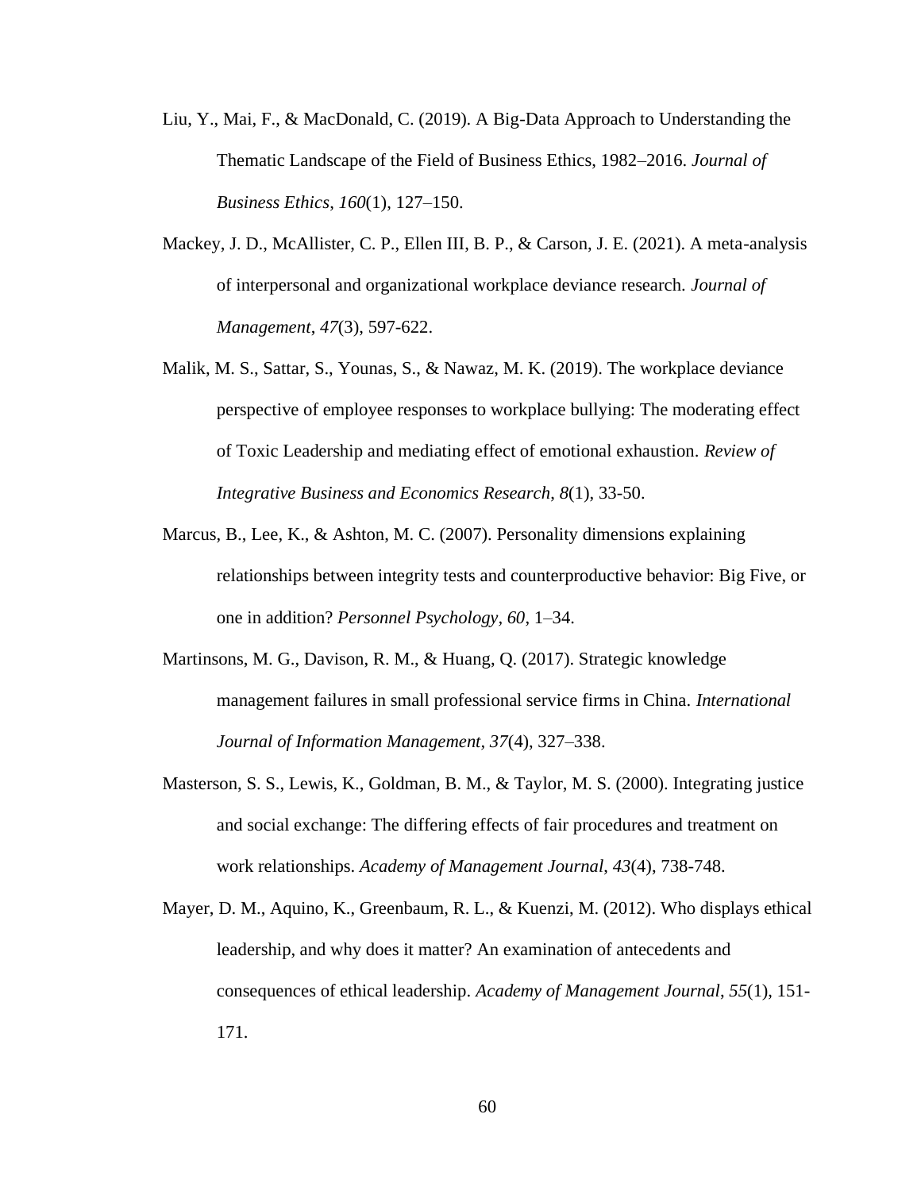Liu, Y., Mai, F., & MacDonald, C. (2019). A Big-Data Approach to Understanding the Thematic Landscape of the Field of Business Ethics, 1982–2016. *Journal of Business Ethics*, *160*(1), 127–150.

Mackey, J. D., McAllister, C. P., Ellen III, B. P., & Carson, J. E. (2021). A meta-analysis of interpersonal and organizational workplace deviance research. *Journal of Management*, *47*(3), 597-622.

Malik, M. S., Sattar, S., Younas, S., & Nawaz, M. K. (2019). The workplace deviance perspective of employee responses to workplace bullying: The moderating effect of Toxic Leadership and mediating effect of emotional exhaustion. *Review of Integrative Business and Economics Research*, *8*(1), 33-50.

Marcus, B., Lee, K., & Ashton, M. C. (2007). Personality dimensions explaining relationships between integrity tests and counterproductive behavior: Big Five, or one in addition? *Personnel Psychology*, *60*, 1–34.

Martinsons, M. G., Davison, R. M., & Huang, Q. (2017). Strategic knowledge management failures in small professional service firms in China. *International Journal of Information Management*, *37*(4), 327–338.

Masterson, S. S., Lewis, K., Goldman, B. M., & Taylor, M. S. (2000). Integrating justice and social exchange: The differing effects of fair procedures and treatment on work relationships. *Academy of Management Journal*, *43*(4), 738-748.

Mayer, D. M., Aquino, K., Greenbaum, R. L., & Kuenzi, M. (2012). Who displays ethical leadership, and why does it matter? An examination of antecedents and consequences of ethical leadership. *Academy of Management Journal*, *55*(1), 151-171.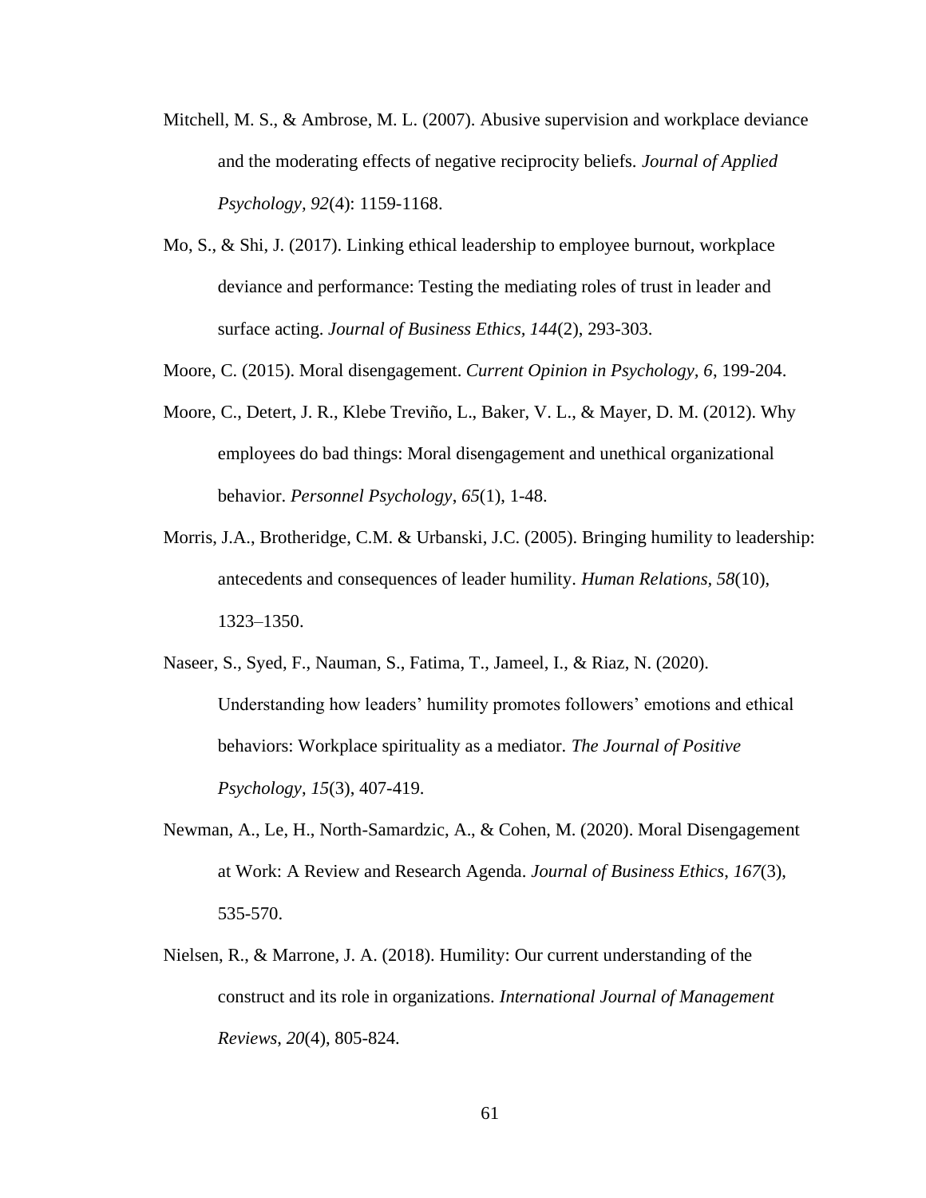Mitchell, M. S., & Ambrose, M. L. (2007). Abusive supervision and workplace deviance and the moderating effects of negative reciprocity beliefs. *Journal of Applied Psychology, 92*(4): 1159-1168.

Mo, S., & Shi, J. (2017). Linking ethical leadership to employee burnout, workplace deviance and performance: Testing the mediating roles of trust in leader and surface acting. *Journal of Business Ethics, 144*(2), 293-303.

Moore, C. (2015). Moral disengagement. *Current Opinion in Psychology, 6*, 199-204.

Moore, C., Detert, J. R., Klebe Treviño, L., Baker, V. L., & Mayer, D. M. (2012). Why employees do bad things: Moral disengagement and unethical organizational behavior. *Personnel Psychology, 65*(1), 1-48.

Morris, J.A., Brotheridge, C.M. & Urbanski, J.C. (2005). Bringing humility to leadership: antecedents and consequences of leader humility. *Human Relations, 58*(10), 1323–1350.

Naseer, S., Syed, F., Nauman, S., Fatima, T., Jameel, I., & Riaz, N. (2020). Understanding how leaders' humility promotes followers' emotions and ethical behaviors: Workplace spirituality as a mediator. *The Journal of Positive Psychology, 15*(3), 407-419.

Newman, A., Le, H., North-Samardzic, A., & Cohen, M. (2020). Moral Disengagement at Work: A Review and Research Agenda. *Journal of Business Ethics, 167*(3), 535-570.

Nielsen, R., & Marrone, J. A. (2018). Humility: Our current understanding of the construct and its role in organizations. *International Journal of Management Reviews, 20*(4), 805-824.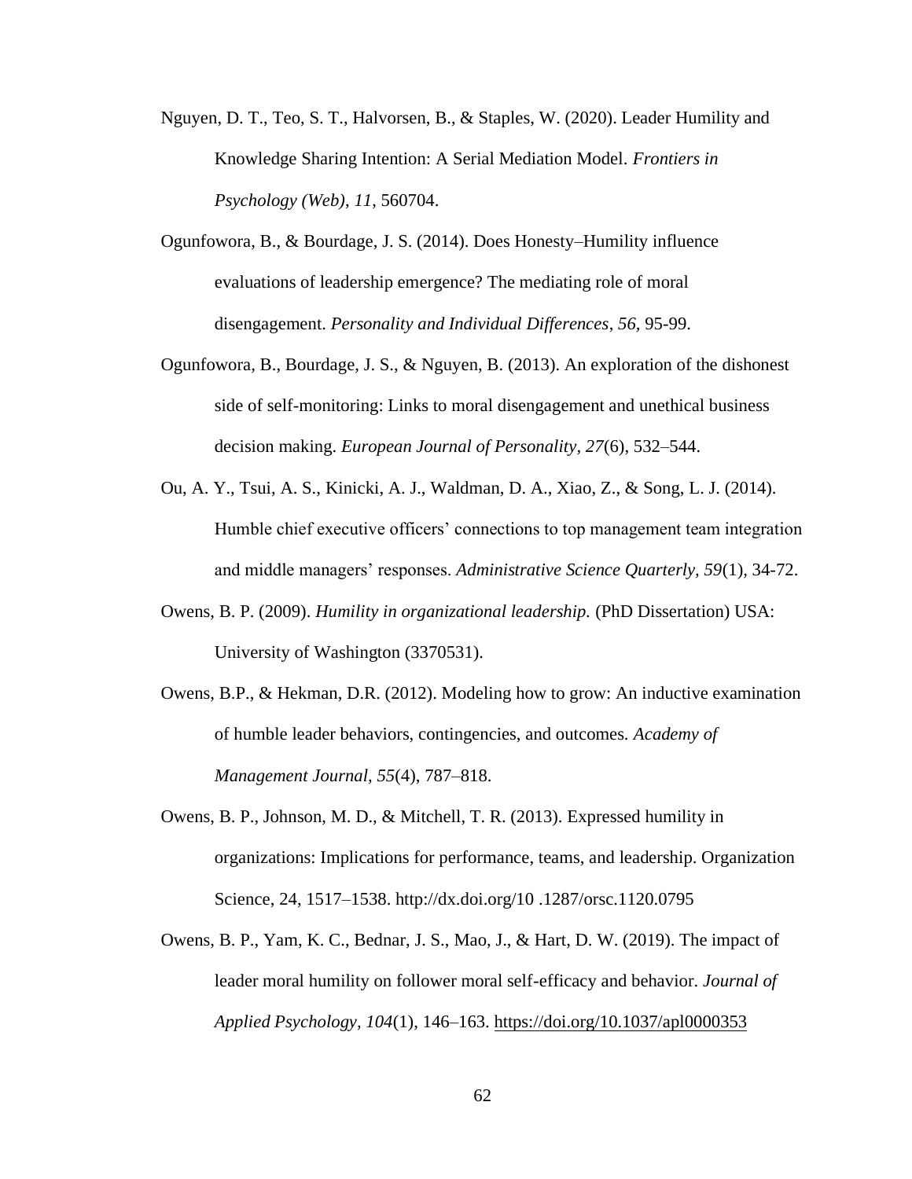Nguyen, D. T., Teo, S. T., Halvorsen, B., & Staples, W. (2020). Leader Humility and Knowledge Sharing Intention: A Serial Mediation Model. *Frontiers in Psychology (Web)*, *11*, 560704.

Ogunfowora, B., & Bourdage, J. S. (2014). Does Honesty–Humility influence evaluations of leadership emergence? The mediating role of moral disengagement. *Personality and Individual Differences*, *56*, 95-99.

Ogunfowora, B., Bourdage, J. S., & Nguyen, B. (2013). An exploration of the dishonest side of self-monitoring: Links to moral disengagement and unethical business decision making. *European Journal of Personality, 27*(6), 532–544.

Ou, A. Y., Tsui, A. S., Kinicki, A. J., Waldman, D. A., Xiao, Z., & Song, L. J. (2014). Humble chief executive officers' connections to top management team integration and middle managers' responses. *Administrative Science Quarterly, 59*(1), 34-72.

Owens, B. P. (2009). *Humility in organizational leadership.* (PhD Dissertation) USA: University of Washington (3370531).

Owens, B.P., & Hekman, D.R. (2012). Modeling how to grow: An inductive examination of humble leader behaviors, contingencies, and outcomes. *Academy of Management Journal, 55*(4), 787–818.

Owens, B. P., Johnson, M. D., & Mitchell, T. R. (2013). Expressed humility in organizations: Implications for performance, teams, and leadership. Organization Science, 24, 1517–1538. http://dx.doi.org/10 .1287/orsc.1120.0795

Owens, B. P., Yam, K. C., Bednar, J. S., Mao, J., & Hart, D. W. (2019). The impact of leader moral humility on follower moral self-efficacy and behavior. *Journal of Applied Psychology*, *104*(1), 146–163. https://doi.org/10.1037/apl0000353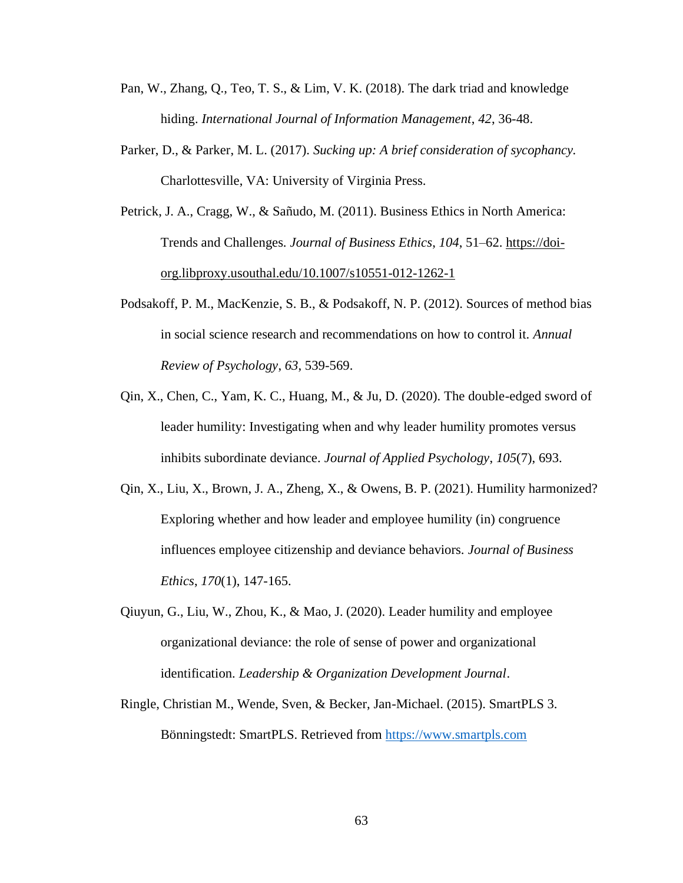Pan, W., Zhang, Q., Teo, T. S., & Lim, V. K. (2018). The dark triad and knowledge hiding. *International Journal of Information Management*, *42*, 36-48.

Parker, D., & Parker, M. L. (2017). *Sucking up: A brief consideration of sycophancy.* Charlottesville, VA: University of Virginia Press.

Petrick, J. A., Cragg, W., & Sañudo, M. (2011). Business Ethics in North America: Trends and Challenges. *Journal of Business Ethics*, *104*, 51–62. https://doi-org.libproxy.usouthal.edu/10.1007/s10551-012-1262-1

Podsakoff, P. M., MacKenzie, S. B., & Podsakoff, N. P. (2012). Sources of method bias in social science research and recommendations on how to control it. *Annual Review of Psychology*, *63*, 539-569.

Qin, X., Chen, C., Yam, K. C., Huang, M., & Ju, D. (2020). The double-edged sword of leader humility: Investigating when and why leader humility promotes versus inhibits subordinate deviance. *Journal of Applied Psychology*, *105*(7), 693.

Qin, X., Liu, X., Brown, J. A., Zheng, X., & Owens, B. P. (2021). Humility harmonized? Exploring whether and how leader and employee humility (in) congruence influences employee citizenship and deviance behaviors. *Journal of Business Ethics*, *170*(1), 147-165.

Qiuyun, G., Liu, W., Zhou, K., & Mao, J. (2020). Leader humility and employee organizational deviance: the role of sense of power and organizational identification. *Leadership & Organization Development Journal*.

Ringle, Christian M., Wende, Sven, & Becker, Jan-Michael. (2015). SmartPLS 3. Bönningstedt: SmartPLS. Retrieved from https://www.smartpls.com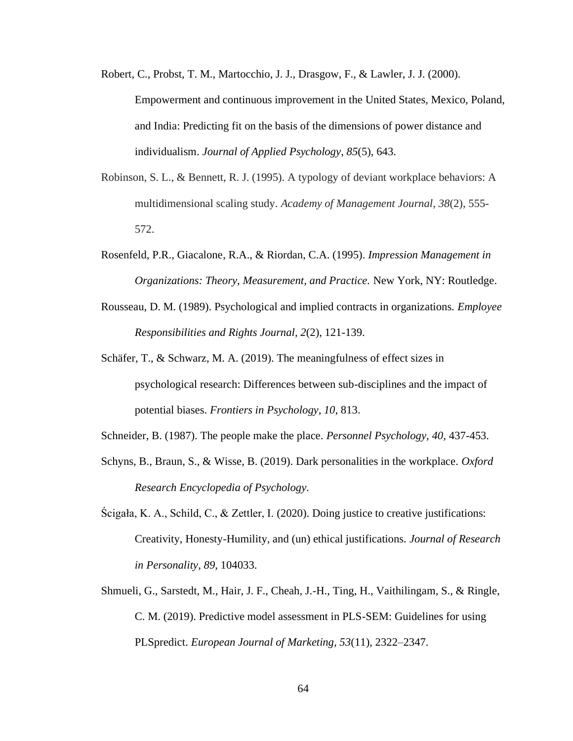Robert, C., Probst, T. M., Martocchio, J. J., Drasgow, F., & Lawler, J. J. (2000). Empowerment and continuous improvement in the United States, Mexico, Poland, and India: Predicting fit on the basis of the dimensions of power distance and individualism. *Journal of Applied Psychology*, *85*(5), 643.

Robinson, S. L., & Bennett, R. J. (1995). A typology of deviant workplace behaviors: A multidimensional scaling study. *Academy of Management Journal*, *38*(2), 555-572.

Rosenfeld, P.R., Giacalone, R.A., & Riordan, C.A. (1995). *Impression Management in Organizations: Theory, Measurement, and Practice.* New York, NY: Routledge.

Rousseau, D. M. (1989). Psychological and implied contracts in organizations. *Employee Responsibilities and Rights Journal, 2*(2), 121-139.

Schäfer, T., & Schwarz, M. A. (2019). The meaningfulness of effect sizes in psychological research: Differences between sub-disciplines and the impact of potential biases. *Frontiers in Psychology, 10*, 813.

Schneider, B. (1987). The people make the place. *Personnel Psychology, 40,* 437-453.

Schyns, B., Braun, S., & Wisse, B. (2019). Dark personalities in the workplace. *Oxford Research Encyclopedia of Psychology.*

Ścigała, K. A., Schild, C., & Zettler, I. (2020). Doing justice to creative justifications: Creativity, Honesty-Humility, and (un) ethical justifications. *Journal of Research in Personality*, *89*, 104033.

Shmueli, G., Sarstedt, M., Hair, J. F., Cheah, J.-H., Ting, H., Vaithilingam, S., & Ringle, C. M. (2019). Predictive model assessment in PLS-SEM: Guidelines for using PLSpredict. *European Journal of Marketing*, *53*(11), 2322–2347.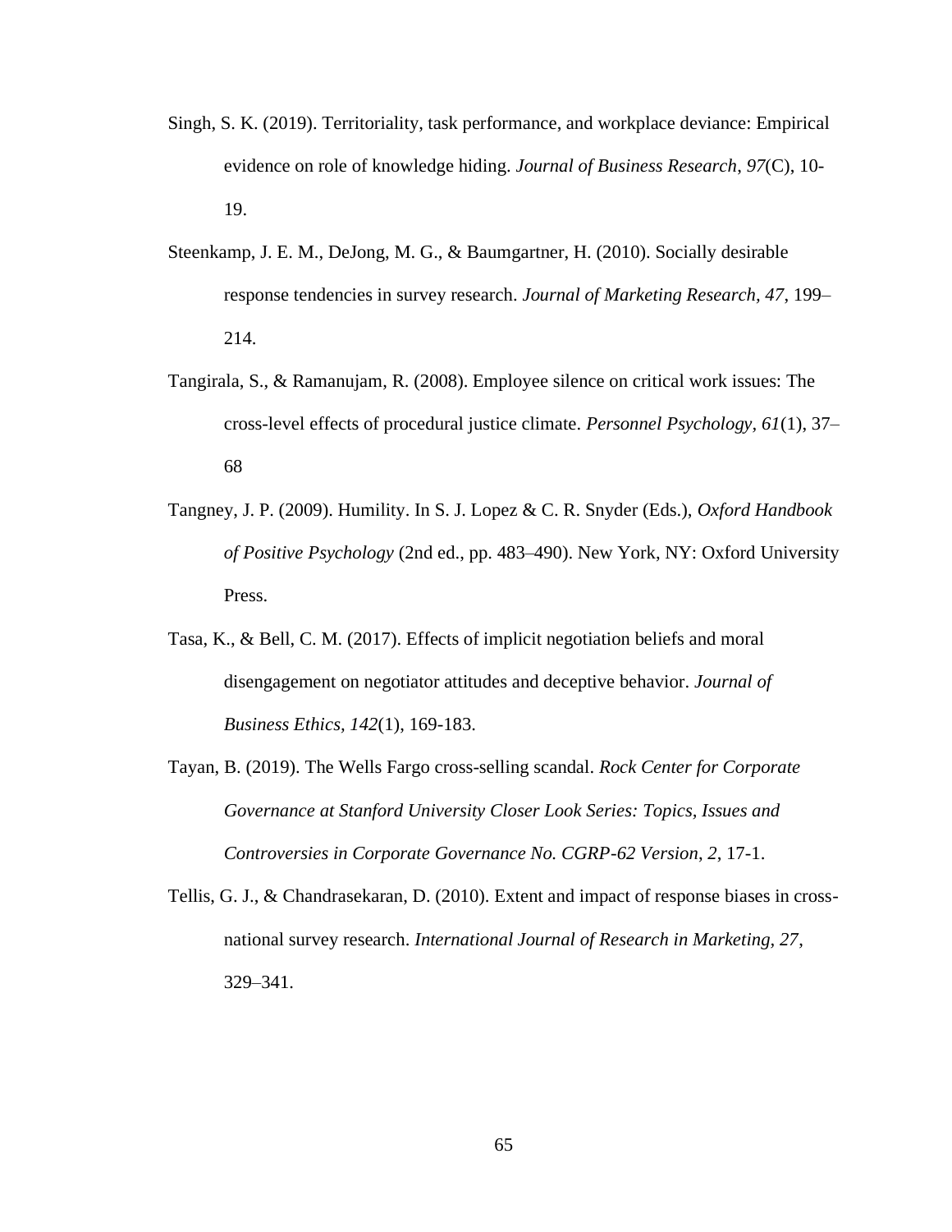Singh, S. K. (2019). Territoriality, task performance, and workplace deviance: Empirical evidence on role of knowledge hiding. *Journal of Business Research*, *97*(C), 10-19.

Steenkamp, J. E. M., DeJong, M. G., & Baumgartner, H. (2010). Socially desirable response tendencies in survey research. *Journal of Marketing Research, 47*, 199–214.

Tangirala, S., & Ramanujam, R. (2008). Employee silence on critical work issues: The cross-level effects of procedural justice climate. *Personnel Psychology, 61*(1), 37–68

Tangney, J. P. (2009). Humility. In S. J. Lopez & C. R. Snyder (Eds.), *Oxford Handbook of Positive Psychology* (2nd ed., pp. 483–490). New York, NY: Oxford University Press.

Tasa, K., & Bell, C. M. (2017). Effects of implicit negotiation beliefs and moral disengagement on negotiator attitudes and deceptive behavior. *Journal of Business Ethics*, *142*(1), 169-183.

Tayan, B. (2019). The Wells Fargo cross-selling scandal. *Rock Center for Corporate Governance at Stanford University Closer Look Series: Topics, Issues and Controversies in Corporate Governance No. CGRP-62 Version*, *2*, 17-1.

Tellis, G. J., & Chandrasekaran, D. (2010). Extent and impact of response biases in cross-national survey research. *International Journal of Research in Marketing, 27*, 329–341.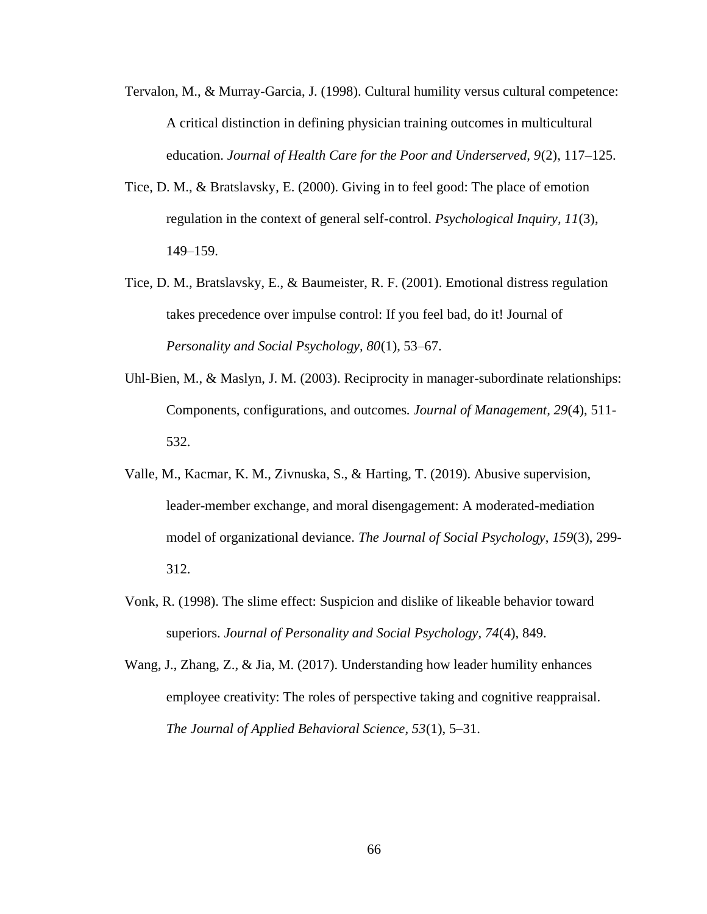Tervalon, M., & Murray-Garcia, J. (1998). Cultural humility versus cultural competence: A critical distinction in defining physician training outcomes in multicultural education. *Journal of Health Care for the Poor and Underserved*, *9*(2), 117–125.

Tice, D. M., & Bratslavsky, E. (2000). Giving in to feel good: The place of emotion regulation in the context of general self-control. *Psychological Inquiry, 11*(3), 149–159.

Tice, D. M., Bratslavsky, E., & Baumeister, R. F. (2001). Emotional distress regulation takes precedence over impulse control: If you feel bad, do it! Journal of *Personality and Social Psychology*, *80*(1), 53–67.

Uhl-Bien, M., & Maslyn, J. M. (2003). Reciprocity in manager-subordinate relationships: Components, configurations, and outcomes. *Journal of Management, 29*(4), 511-532.

Valle, M., Kacmar, K. M., Zivnuska, S., & Harting, T. (2019). Abusive supervision, leader-member exchange, and moral disengagement: A moderated-mediation model of organizational deviance. *The Journal of Social Psychology*, *159*(3), 299-312.

Vonk, R. (1998). The slime effect: Suspicion and dislike of likeable behavior toward superiors. *Journal of Personality and Social Psychology*, *74*(4), 849.

Wang, J., Zhang, Z., & Jia, M. (2017). Understanding how leader humility enhances employee creativity: The roles of perspective taking and cognitive reappraisal. *The Journal of Applied Behavioral Science*, *53*(1), 5–31.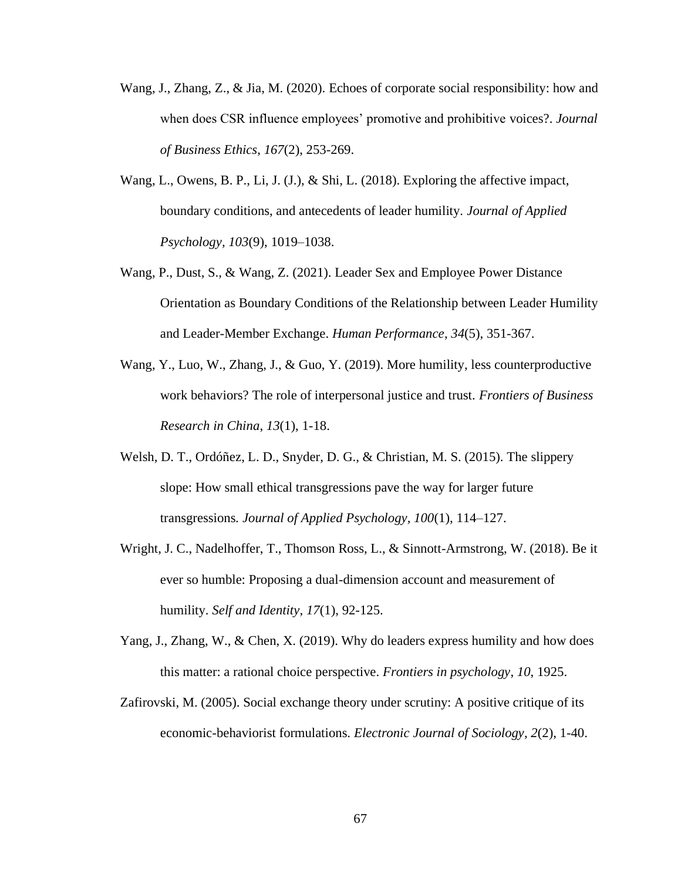Wang, J., Zhang, Z., & Jia, M. (2020). Echoes of corporate social responsibility: how and when does CSR influence employees' promotive and prohibitive voices?. *Journal of Business Ethics*, *167*(2), 253-269.

Wang, L., Owens, B. P., Li, J. (J.), & Shi, L. (2018). Exploring the affective impact, boundary conditions, and antecedents of leader humility. *Journal of Applied Psychology*, *103*(9), 1019–1038.

Wang, P., Dust, S., & Wang, Z. (2021). Leader Sex and Employee Power Distance Orientation as Boundary Conditions of the Relationship between Leader Humility and Leader-Member Exchange. *Human Performance*, *34*(5), 351-367.

Wang, Y., Luo, W., Zhang, J., & Guo, Y. (2019). More humility, less counterproductive work behaviors? The role of interpersonal justice and trust. *Frontiers of Business Research in China*, *13*(1), 1-18.

Welsh, D. T., Ordóñez, L. D., Snyder, D. G., & Christian, M. S. (2015). The slippery slope: How small ethical transgressions pave the way for larger future transgressions. *Journal of Applied Psychology, 100*(1), 114–127.

Wright, J. C., Nadelhoffer, T., Thomson Ross, L., & Sinnott-Armstrong, W. (2018). Be it ever so humble: Proposing a dual-dimension account and measurement of humility. *Self and Identity*, *17*(1), 92-125.

Yang, J., Zhang, W., & Chen, X. (2019). Why do leaders express humility and how does this matter: a rational choice perspective. *Frontiers in psychology*, *10*, 1925.

Zafirovski, M. (2005). Social exchange theory under scrutiny: A positive critique of its economic-behaviorist formulations. *Electronic Journal of Sociology*, *2*(2), 1-40.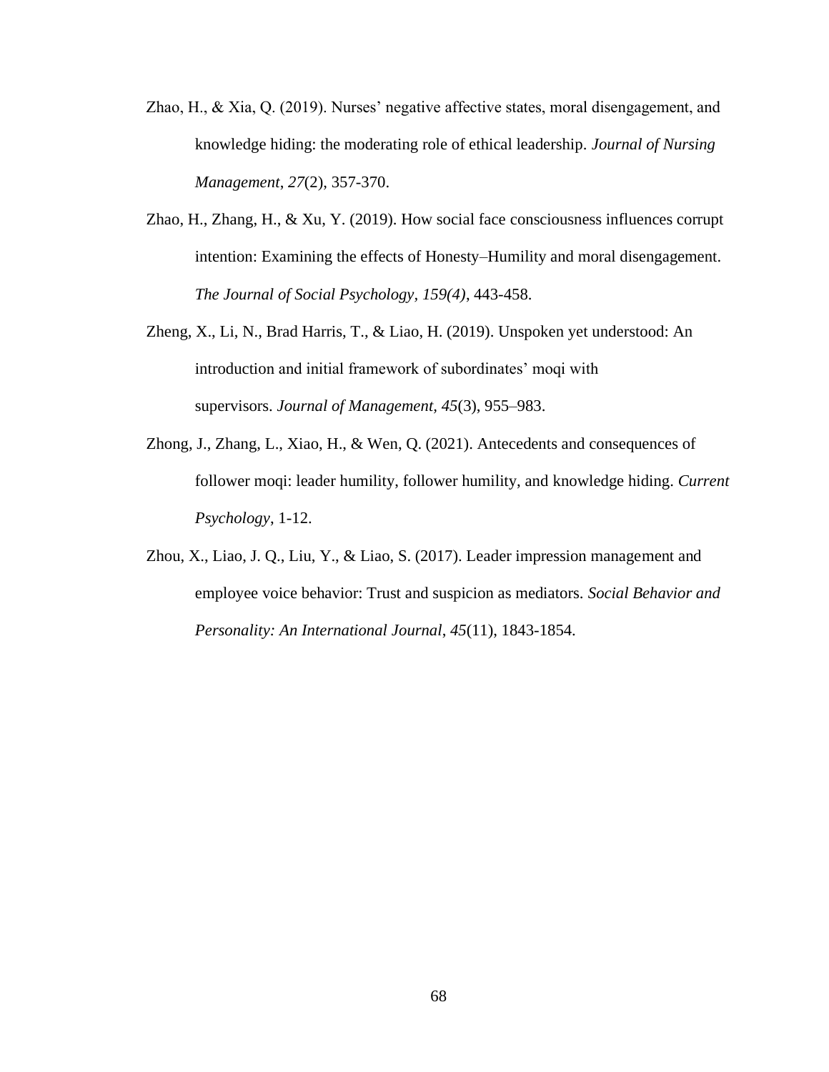Zhao, H., & Xia, Q. (2019). Nurses' negative affective states, moral disengagement, and knowledge hiding: the moderating role of ethical leadership. *Journal of Nursing Management*, *27*(2), 357-370.

Zhao, H., Zhang, H., & Xu, Y. (2019). How social face consciousness influences corrupt intention: Examining the effects of Honesty–Humility and moral disengagement. *The Journal of Social Psychology, 159(4)*, 443-458.

Zheng, X., Li, N., Brad Harris, T., & Liao, H. (2019). Unspoken yet understood: An introduction and initial framework of subordinates' moqi with supervisors. *Journal of Management, 45*(3), 955–983.

Zhong, J., Zhang, L., Xiao, H., & Wen, Q. (2021). Antecedents and consequences of follower moqi: leader humility, follower humility, and knowledge hiding. *Current Psychology*, 1-12.

Zhou, X., Liao, J. Q., Liu, Y., & Liao, S. (2017). Leader impression management and employee voice behavior: Trust and suspicion as mediators. *Social Behavior and Personality: An International Journal*, *45*(11), 1843-1854.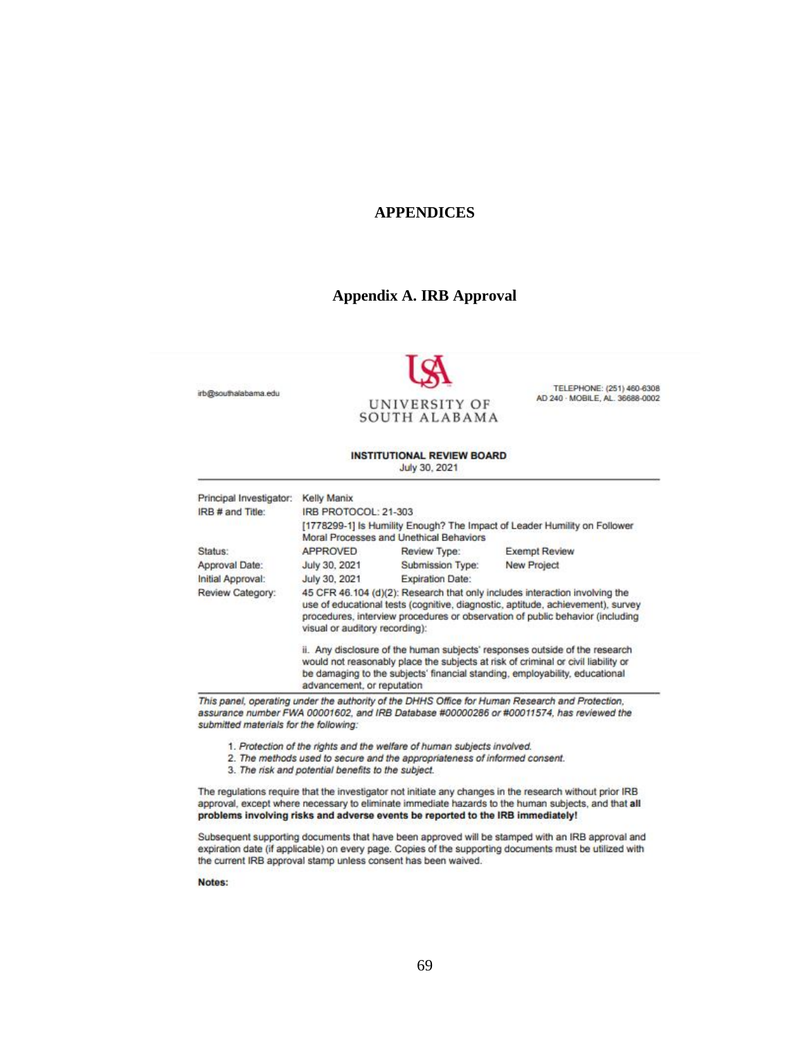# APPENDICES

## Appendix A. IRB Approval

irb@southalabama.edu

UNIVERSITY OF SOUTH ALABAMA

TELEPHONE: (251) 460-6308
AD 240 · MOBILE, AL. 36688-0002

**INSTITUTIONAL REVIEW BOARD**
July 30, 2021

| | | | |
|---|---|---|---|
| Principal Investigator: | Kelly Manix | | |
| IRB # and Title: | IRB PROTOCOL: 21-303 | | |
| | [1778299-1] Is Humility Enough? The Impact of Leader Humility on Follower Moral Processes and Unethical Behaviors | | |
| Status: | APPROVED | Review Type: | Exempt Review |
| Approval Date: | July 30, 2021 | Submission Type: | New Project |
| Initial Approval: | July 30, 2021 | Expiration Date: | |
| Review Category: | 45 CFR 46.104 (d)(2): Research that only includes interaction involving the use of educational tests (cognitive, diagnostic, aptitude, achievement), survey procedures, interview procedures or observation of public behavior (including visual or auditory recording): | | |
| | ii. Any disclosure of the human subjects' responses outside of the research would not reasonably place the subjects at risk of criminal or civil liability or be damaging to the subjects' financial standing, employability, educational advancement, or reputation | | |

*This panel, operating under the authority of the DHHS Office for Human Research and Protection, assurance number FWA 00001602, and IRB Database #00000286 or #00011574, has reviewed the submitted materials for the following:*

1. *Protection of the rights and the welfare of human subjects involved.*
2. *The methods used to secure and the appropriateness of informed consent.*
3. *The risk and potential benefits to the subject.*

The regulations require that the investigator not initiate any changes in the research without prior IRB approval, except where necessary to eliminate immediate hazards to the human subjects, and that **all problems involving risks and adverse events be reported to the IRB immediately!**

Subsequent supporting documents that have been approved will be stamped with an IRB approval and expiration date (if applicable) on every page. Copies of the supporting documents must be utilized with the current IRB approval stamp unless consent has been waived.

**Notes:**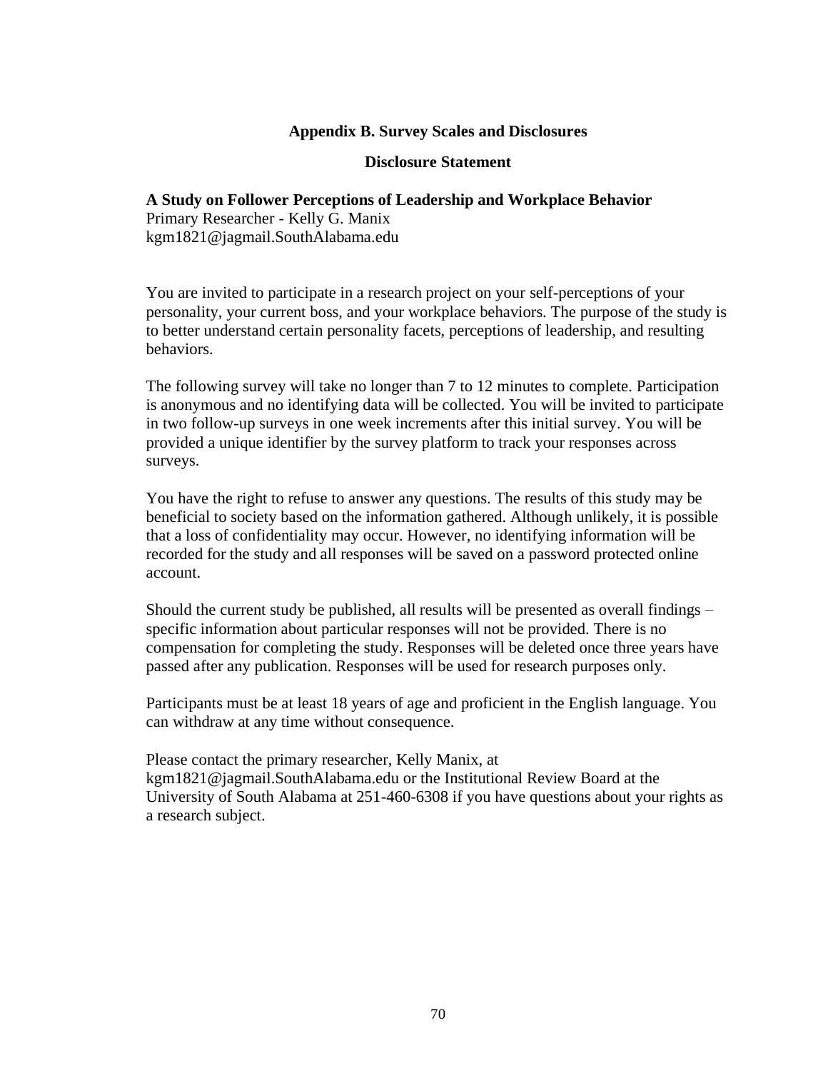## Appendix B. Survey Scales and Disclosures

### Disclosure Statement

**A Study on Follower Perceptions of Leadership and Workplace Behavior**
Primary Researcher - Kelly G. Manix
kgm1821@jagmail.SouthAlabama.edu

You are invited to participate in a research project on your self-perceptions of your personality, your current boss, and your workplace behaviors. The purpose of the study is to better understand certain personality facets, perceptions of leadership, and resulting behaviors.

The following survey will take no longer than 7 to 12 minutes to complete. Participation is anonymous and no identifying data will be collected. You will be invited to participate in two follow-up surveys in one week increments after this initial survey. You will be provided a unique identifier by the survey platform to track your responses across surveys.

You have the right to refuse to answer any questions. The results of this study may be beneficial to society based on the information gathered. Although unlikely, it is possible that a loss of confidentiality may occur. However, no identifying information will be recorded for the study and all responses will be saved on a password protected online account.

Should the current study be published, all results will be presented as overall findings – specific information about particular responses will not be provided. There is no compensation for completing the study. Responses will be deleted once three years have passed after any publication. Responses will be used for research purposes only.

Participants must be at least 18 years of age and proficient in the English language. You can withdraw at any time without consequence.

Please contact the primary researcher, Kelly Manix, at kgm1821@jagmail.SouthAlabama.edu or the Institutional Review Board at the University of South Alabama at 251-460-6308 if you have questions about your rights as a research subject.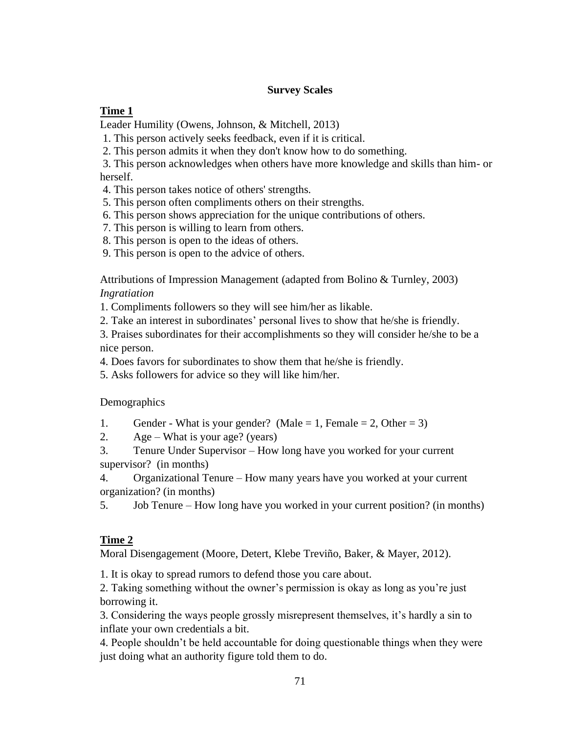**Survey Scales**

**Time 1**

Leader Humility (Owens, Johnson, & Mitchell, 2013)

1. This person actively seeks feedback, even if it is critical.
2. This person admits it when they don't know how to do something.
3. This person acknowledges when others have more knowledge and skills than him- or herself.
4. This person takes notice of others' strengths.
5. This person often compliments others on their strengths.
6. This person shows appreciation for the unique contributions of others.
7. This person is willing to learn from others.
8. This person is open to the ideas of others.
9. This person is open to the advice of others.

Attributions of Impression Management (adapted from Bolino & Turnley, 2003)
*Ingratiation*

1. Compliments followers so they will see him/her as likable.
2. Take an interest in subordinates' personal lives to show that he/she is friendly.
3. Praises subordinates for their accomplishments so they will consider he/she to be a nice person.
4. Does favors for subordinates to show them that he/she is friendly.
5. Asks followers for advice so they will like him/her.

Demographics

1. Gender - What is your gender? (Male = 1, Female = 2, Other = 3)
2. Age – What is your age? (years)
3. Tenure Under Supervisor – How long have you worked for your current supervisor? (in months)
4. Organizational Tenure – How many years have you worked at your current organization? (in months)
5. Job Tenure – How long have you worked in your current position? (in months)

**Time 2**

Moral Disengagement (Moore, Detert, Klebe Treviño, Baker, & Mayer, 2012).

1. It is okay to spread rumors to defend those you care about.
2. Taking something without the owner's permission is okay as long as you're just borrowing it.
3. Considering the ways people grossly misrepresent themselves, it's hardly a sin to inflate your own credentials a bit.
4. People shouldn't be held accountable for doing questionable things when they were just doing what an authority figure told them to do.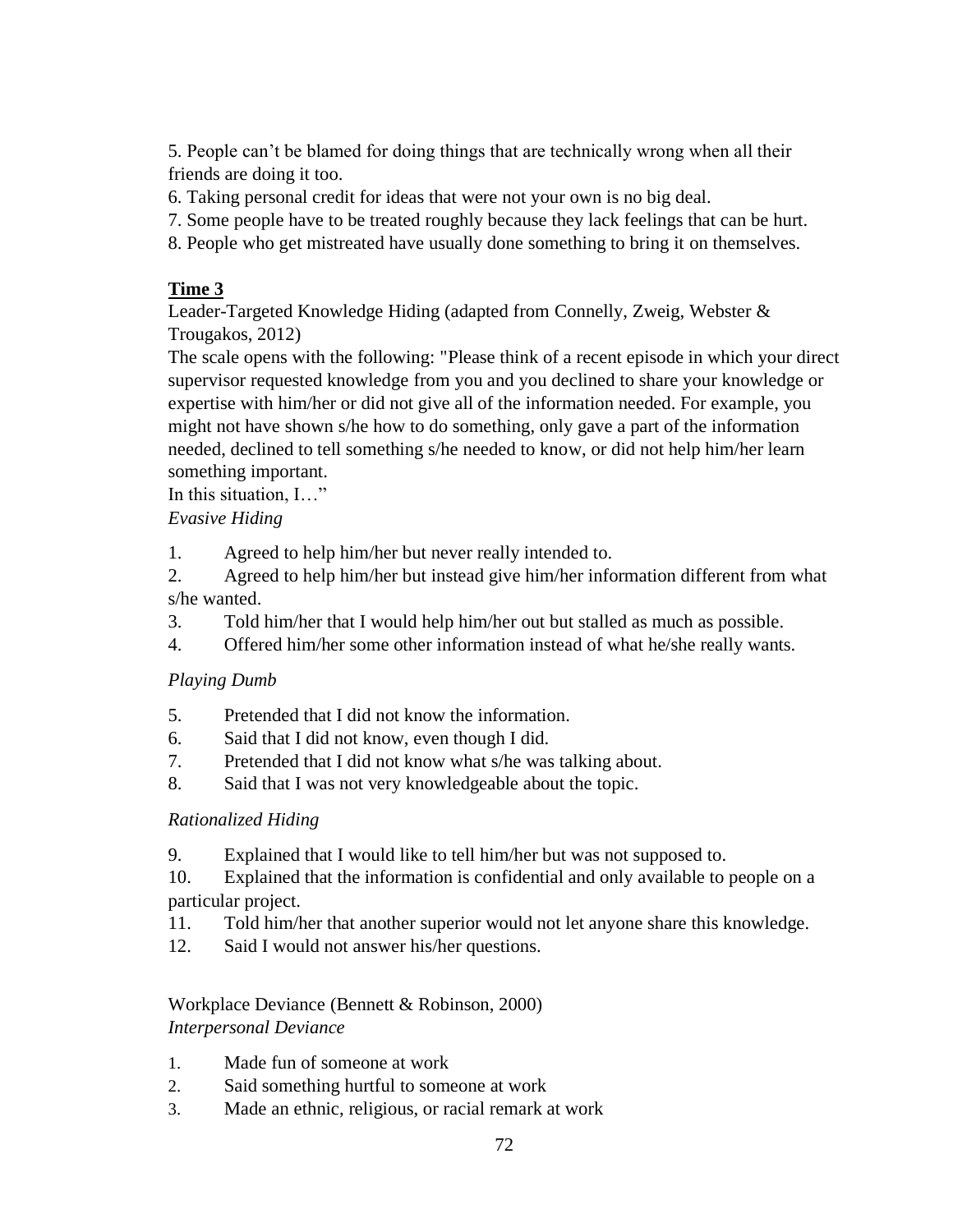5. People can’t be blamed for doing things that are technically wrong when all their friends are doing it too.

6. Taking personal credit for ideas that were not your own is no big deal.

7. Some people have to be treated roughly because they lack feelings that can be hurt.

8. People who get mistreated have usually done something to bring it on themselves.

**Time 3**

Leader-Targeted Knowledge Hiding (adapted from Connelly, Zweig, Webster & Trougakos, 2012)

The scale opens with the following: "Please think of a recent episode in which your direct supervisor requested knowledge from you and you declined to share your knowledge or expertise with him/her or did not give all of the information needed. For example, you might not have shown s/he how to do something, only gave a part of the information needed, declined to tell something s/he needed to know, or did not help him/her learn something important.

In this situation, I…”

*Evasive Hiding*

1. Agreed to help him/her but never really intended to.
2. Agreed to help him/her but instead give him/her information different from what s/he wanted.
3. Told him/her that I would help him/her out but stalled as much as possible.
4. Offered him/her some other information instead of what he/she really wants.

*Playing Dumb*

5. Pretended that I did not know the information.
6. Said that I did not know, even though I did.
7. Pretended that I did not know what s/he was talking about.
8. Said that I was not very knowledgeable about the topic.

*Rationalized Hiding*

9. Explained that I would like to tell him/her but was not supposed to.
10. Explained that the information is confidential and only available to people on a particular project.
11. Told him/her that another superior would not let anyone share this knowledge.
12. Said I would not answer his/her questions.

Workplace Deviance (Bennett & Robinson, 2000)

*Interpersonal Deviance*

1. Made fun of someone at work
2. Said something hurtful to someone at work
3. Made an ethnic, religious, or racial remark at work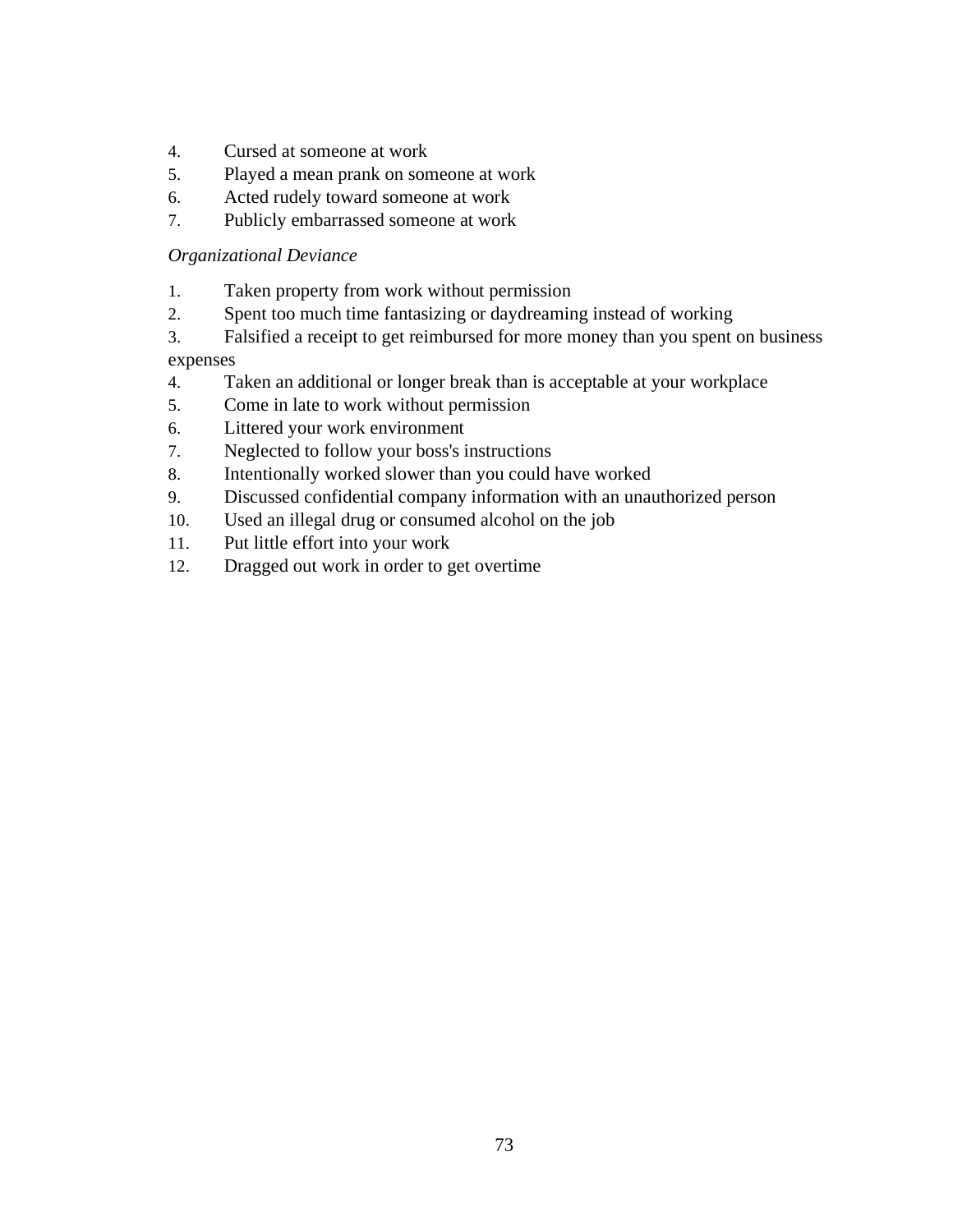4. Cursed at someone at work
5. Played a mean prank on someone at work
6. Acted rudely toward someone at work
7. Publicly embarrassed someone at work

*Organizational Deviance*

1. Taken property from work without permission
2. Spent too much time fantasizing or daydreaming instead of working
3. Falsified a receipt to get reimbursed for more money than you spent on business expenses
4. Taken an additional or longer break than is acceptable at your workplace
5. Come in late to work without permission
6. Littered your work environment
7. Neglected to follow your boss's instructions
8. Intentionally worked slower than you could have worked
9. Discussed confidential company information with an unauthorized person
10. Used an illegal drug or consumed alcohol on the job
11. Put little effort into your work
12. Dragged out work in order to get overtime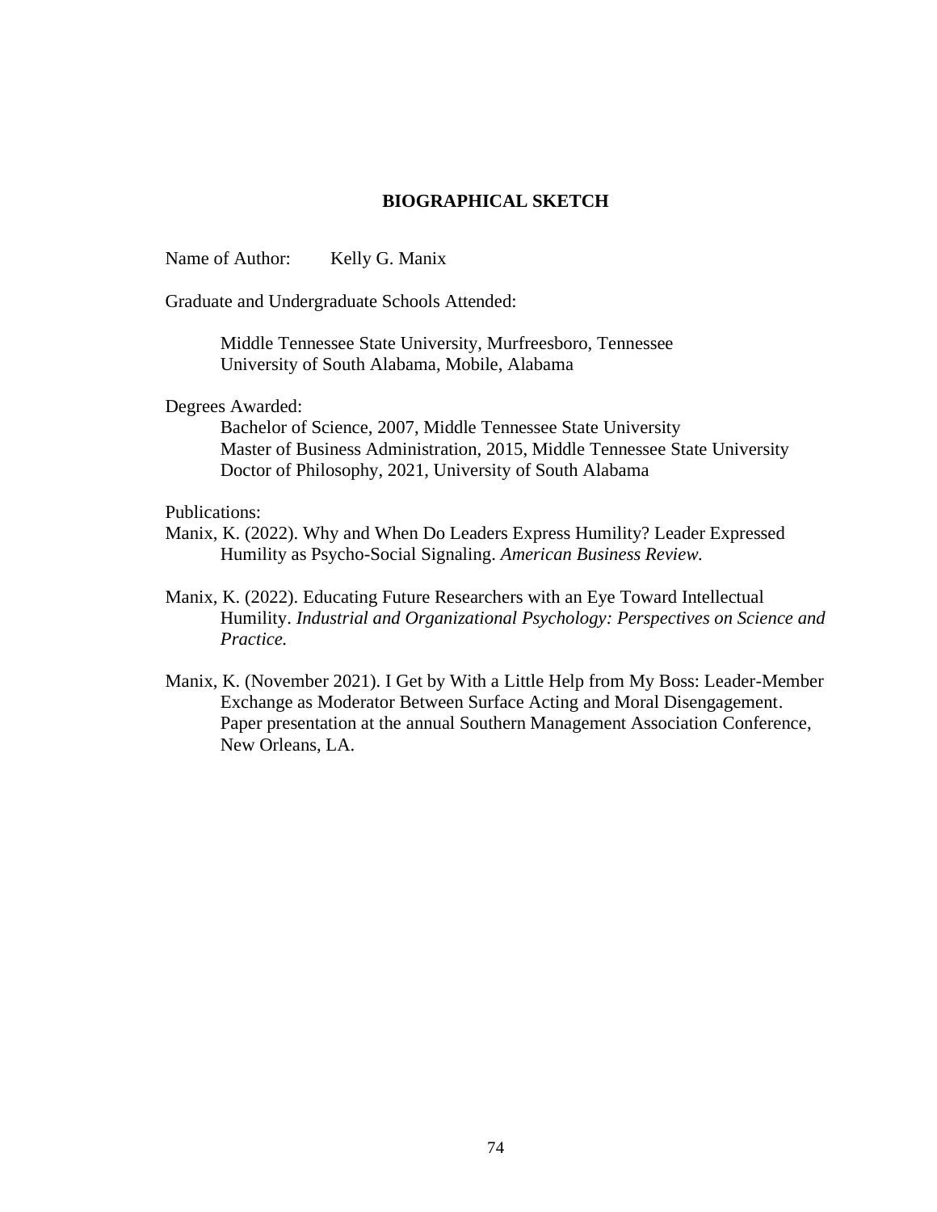# BIOGRAPHICAL SKETCH

Name of Author: Kelly G. Manix

Graduate and Undergraduate Schools Attended:

Middle Tennessee State University, Murfreesboro, Tennessee
University of South Alabama, Mobile, Alabama

Degrees Awarded:

Bachelor of Science, 2007, Middle Tennessee State University
Master of Business Administration, 2015, Middle Tennessee State University
Doctor of Philosophy, 2021, University of South Alabama

Publications:

Manix, K. (2022). Why and When Do Leaders Express Humility? Leader Expressed Humility as Psycho-Social Signaling. *American Business Review.*

Manix, K. (2022). Educating Future Researchers with an Eye Toward Intellectual Humility. *Industrial and Organizational Psychology: Perspectives on Science and Practice.*

Manix, K. (November 2021). I Get by With a Little Help from My Boss: Leader-Member Exchange as Moderator Between Surface Acting and Moral Disengagement. Paper presentation at the annual Southern Management Association Conference, New Orleans, LA.